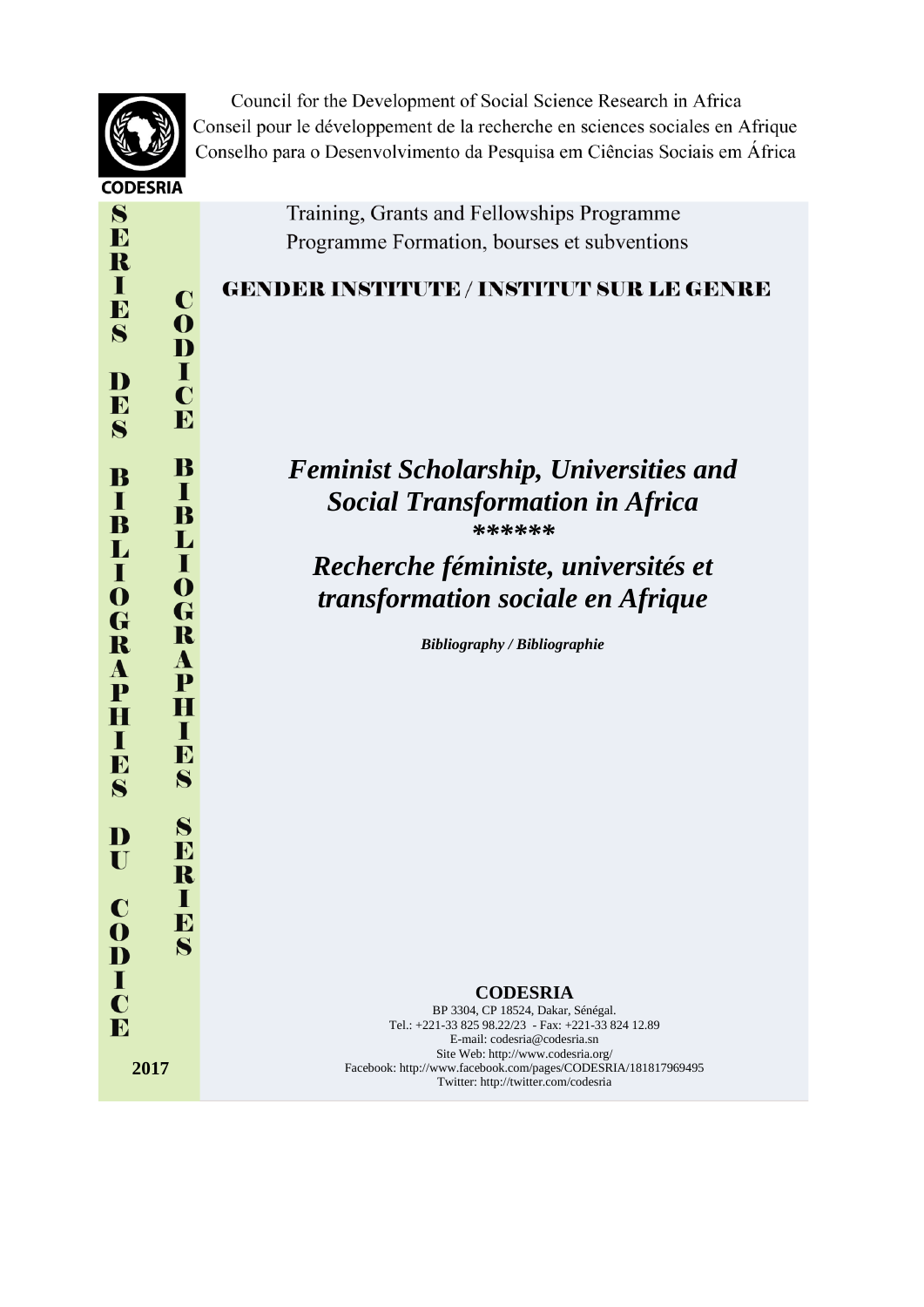CODESRIA

Council for the Development of Social Science Research in Africa
Conseil pour le développement de la recherche en sciences sociales en Afrique
Conselho para o Desenvolvimento da Pesquisa em Ciências Sociais em África

SERIES DES BIBLIOGRAPHIES DU CODICE

CODICE BIBLIOGRAPHIES SERIES

Training, Grants and Fellowships Programme
Programme Formation, bourses et subventions

**GENDER INSTITUTE / INSTITUT SUR LE GENRE**

# *Feminist Scholarship, Universities and Social Transformation in Africa*

******

# *Recherche féministe, universités et transformation sociale en Afrique*

***Bibliography / Bibliographie***

**CODESRIA**
BP 3304, CP 18524, Dakar, Sénégal.
Tel.: +221-33 825 98.22/23 - Fax: +221-33 824 12.89
E-mail: codesria@codesria.sn
Site Web: http://www.codesria.org/
Facebook: http://www.facebook.com/pages/CODESRIA/181817969495
Twitter: http://twitter.com/codesria

**2017**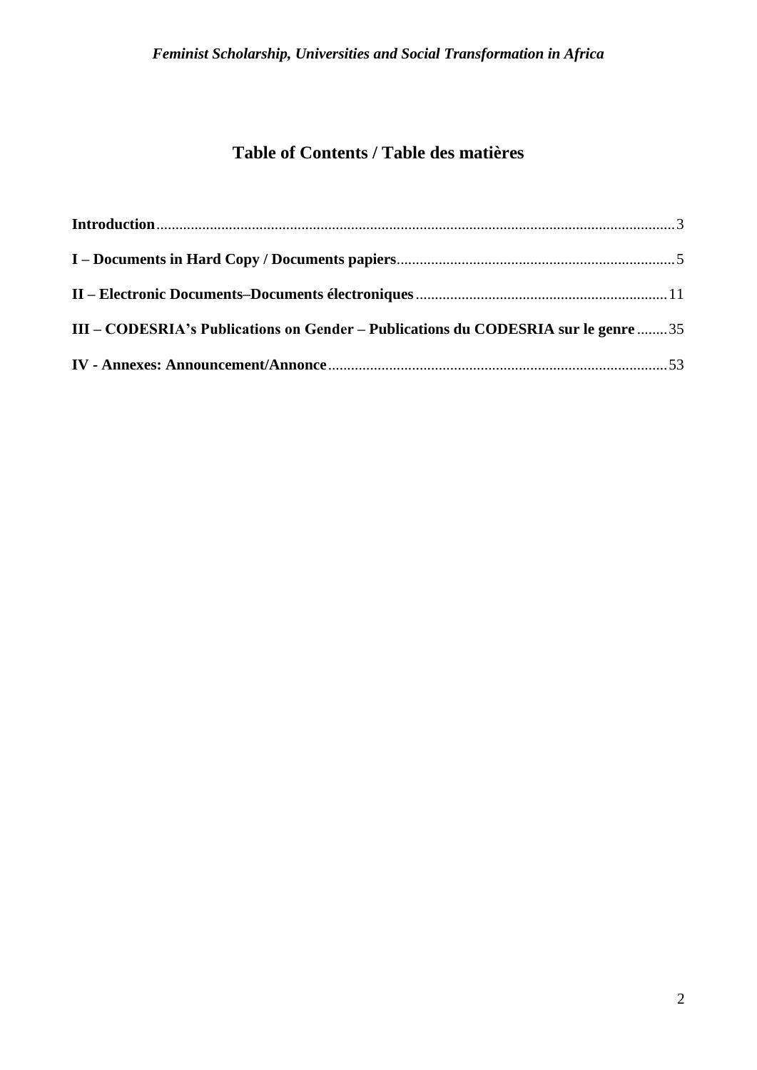# Table of Contents / Table des matières

**Introduction** ........................................................................................................ 3

**I – Documents in Hard Copy / Documents papiers** ............................................ 5

**II – Electronic Documents–Documents électroniques** .......................................... 11

**III – CODESRIA's Publications on Gender – Publications du CODESRIA sur le genre** ........ 35

**IV - Annexes: Announcement/Annonce** ............................................................ 53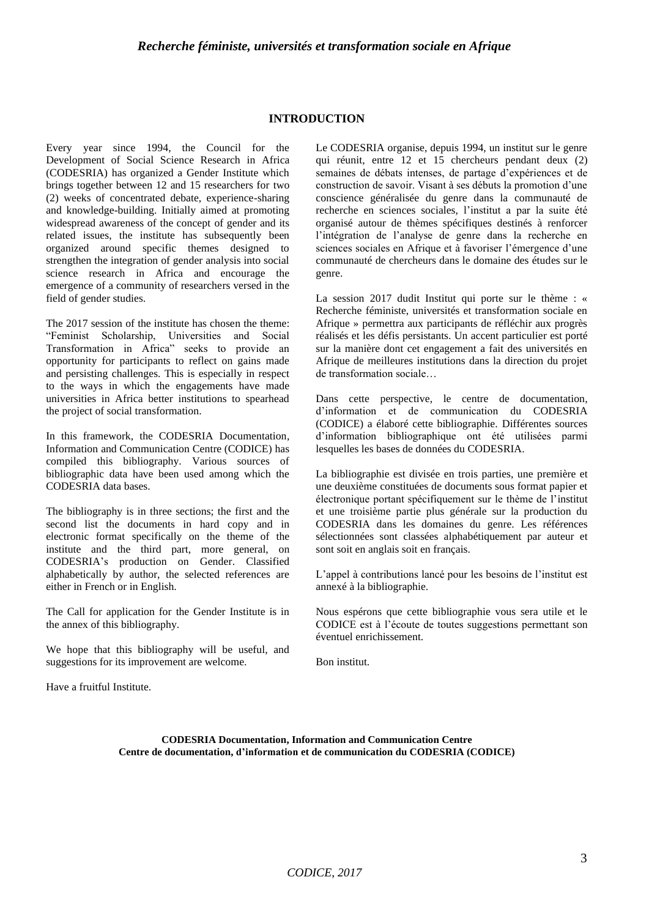## INTRODUCTION

Every year since 1994, the Council for the Development of Social Science Research in Africa (CODESRIA) has organized a Gender Institute which brings together between 12 and 15 researchers for two (2) weeks of concentrated debate, experience-sharing and knowledge-building. Initially aimed at promoting widespread awareness of the concept of gender and its related issues, the institute has subsequently been organized around specific themes designed to strengthen the integration of gender analysis into social science research in Africa and encourage the emergence of a community of researchers versed in the field of gender studies.

The 2017 session of the institute has chosen the theme: "Feminist Scholarship, Universities and Social Transformation in Africa" seeks to provide an opportunity for participants to reflect on gains made and persisting challenges. This is especially in respect to the ways in which the engagements have made universities in Africa better institutions to spearhead the project of social transformation.

In this framework, the CODESRIA Documentation, Information and Communication Centre (CODICE) has compiled this bibliography. Various sources of bibliographic data have been used among which the CODESRIA data bases.

The bibliography is in three sections; the first and the second list the documents in hard copy and in electronic format specifically on the theme of the institute and the third part, more general, on CODESRIA's production on Gender. Classified alphabetically by author, the selected references are either in French or in English.

The Call for application for the Gender Institute is in the annex of this bibliography.

We hope that this bibliography will be useful, and suggestions for its improvement are welcome.

Have a fruitful Institute.

Le CODESRIA organise, depuis 1994, un institut sur le genre qui réunit, entre 12 et 15 chercheurs pendant deux (2) semaines de débats intenses, de partage d'expériences et de construction de savoir. Visant à ses débuts la promotion d'une conscience généralisée du genre dans la communauté de recherche en sciences sociales, l'institut a par la suite été organisé autour de thèmes spécifiques destinés à renforcer l'intégration de l'analyse de genre dans la recherche en sciences sociales en Afrique et à favoriser l'émergence d'une communauté de chercheurs dans le domaine des études sur le genre.

La session 2017 dudit Institut qui porte sur le thème : « Recherche féministe, universités et transformation sociale en Afrique » permettra aux participants de réfléchir aux progrès réalisés et les défis persistants. Un accent particulier est porté sur la manière dont cet engagement a fait des universités en Afrique de meilleures institutions dans la direction du projet de transformation sociale…

Dans cette perspective, le centre de documentation, d'information et de communication du CODESRIA (CODICE) a élaboré cette bibliographie. Différentes sources d'information bibliographique ont été utilisées parmi lesquelles les bases de données du CODESRIA.

La bibliographie est divisée en trois parties, une première et une deuxième constituées de documents sous format papier et électronique portant spécifiquement sur le thème de l'institut et une troisième partie plus générale sur la production du CODESRIA dans les domaines du genre. Les références sélectionnées sont classées alphabétiquement par auteur et sont soit en anglais soit en français.

L'appel à contributions lancé pour les besoins de l'institut est annexé à la bibliographie.

Nous espérons que cette bibliographie vous sera utile et le CODICE est à l'écoute de toutes suggestions permettant son éventuel enrichissement.

Bon institut.

**CODESRIA Documentation, Information and Communication Centre**
**Centre de documentation, d'information et de communication du CODESRIA (CODICE)**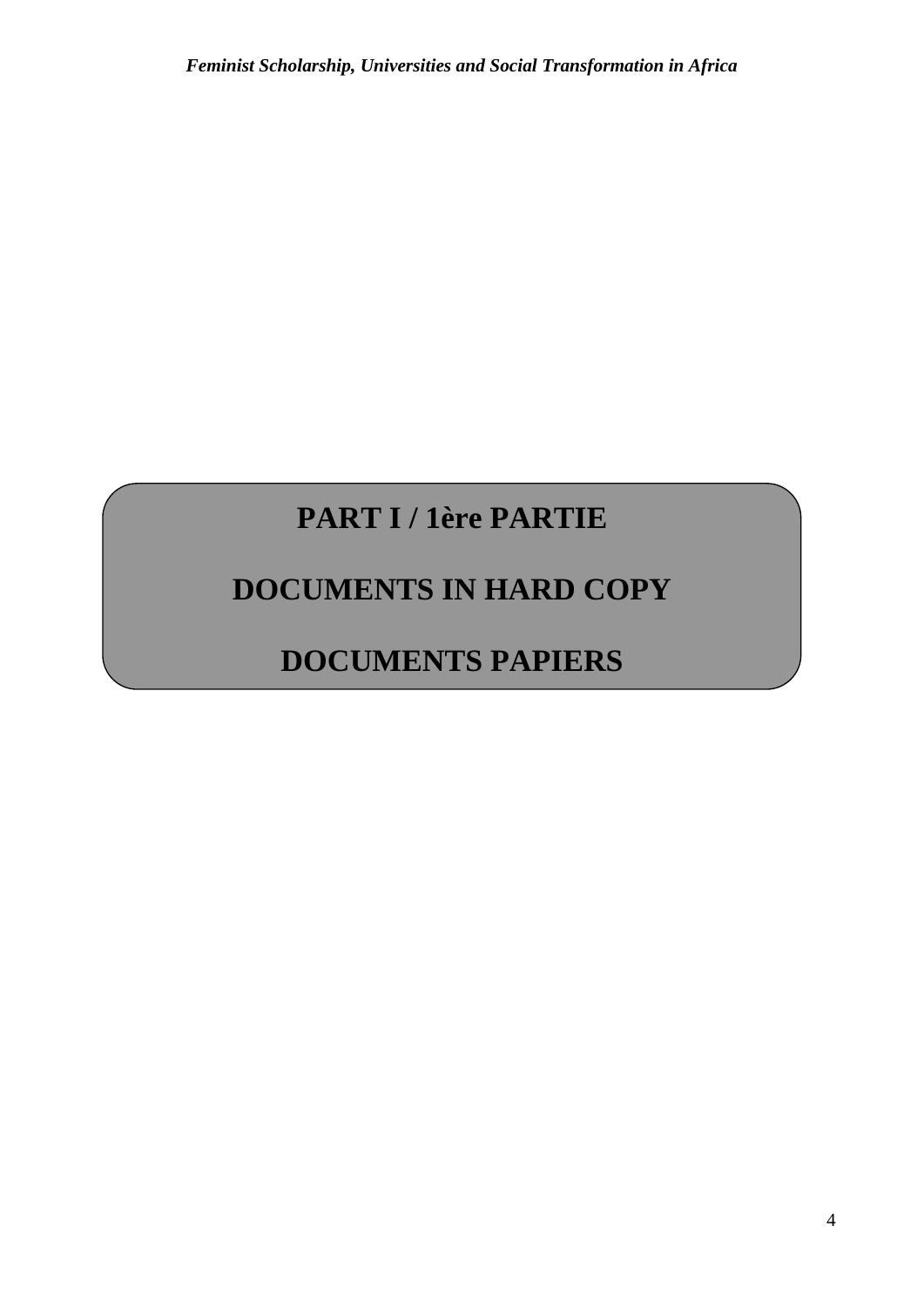# PART I / 1ère PARTIE

# DOCUMENTS IN HARD COPY

# DOCUMENTS PAPIERS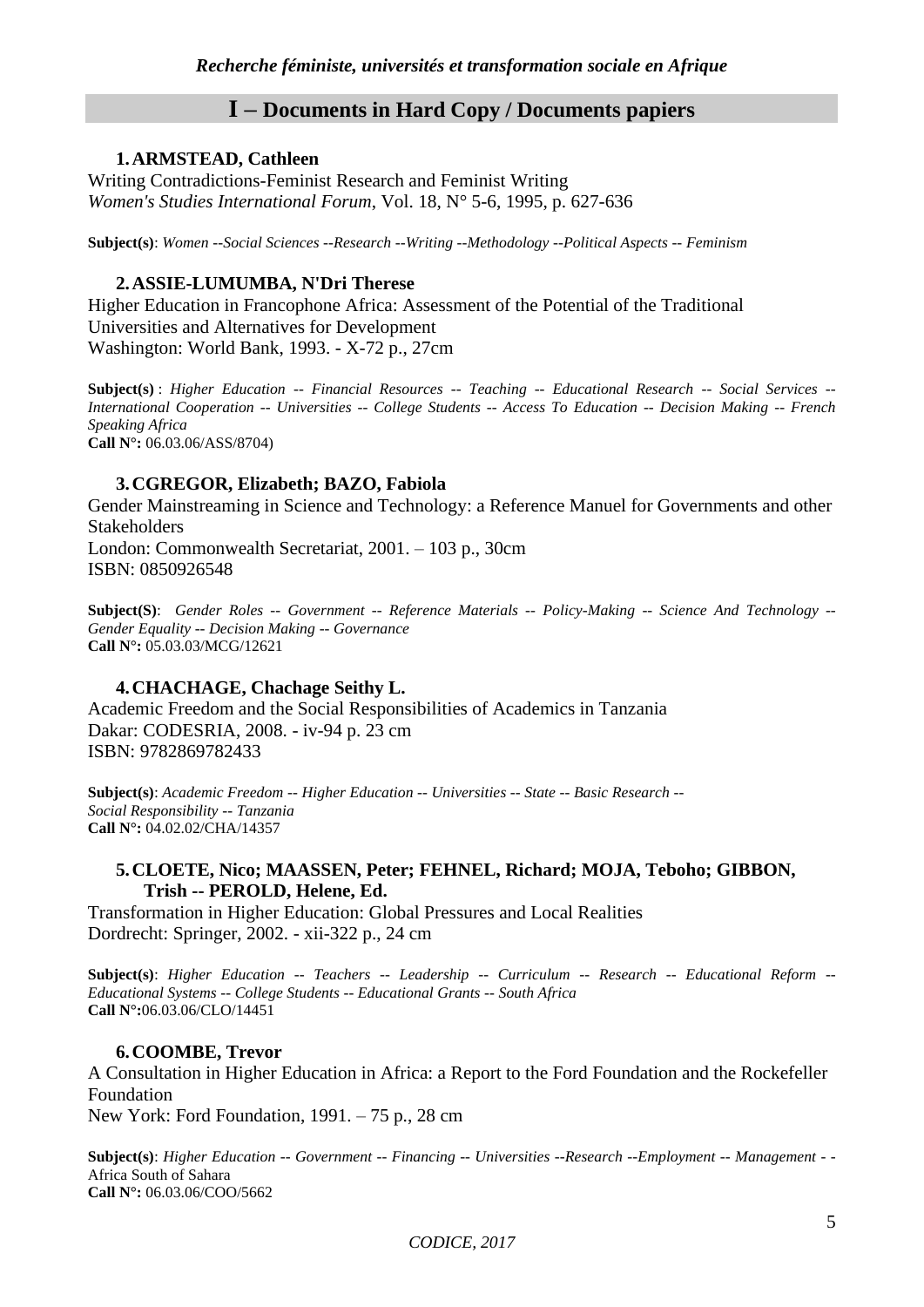## I – Documents in Hard Copy / Documents papiers

**1. ARMSTEAD, Cathleen**

Writing Contradictions-Feminist Research and Feminist Writing
*Women's Studies International Forum*, Vol. 18, N° 5-6, 1995, p. 627-636

**Subject(s)**: *Women --Social Sciences --Research --Writing --Methodology --Political Aspects -- Feminism*

**2. ASSIE-LUMUMBA, N'Dri Therese**

Higher Education in Francophone Africa: Assessment of the Potential of the Traditional Universities and Alternatives for Development
Washington: World Bank, 1993. - X-72 p., 27cm

**Subject(s)** : *Higher Education -- Financial Resources -- Teaching -- Educational Research -- Social Services -- International Cooperation -- Universities -- College Students -- Access To Education -- Decision Making -- French Speaking Africa*
**Call N°:** 06.03.06/ASS/8704)

**3. CGREGOR, Elizabeth; BAZO, Fabiola**

Gender Mainstreaming in Science and Technology: a Reference Manuel for Governments and other Stakeholders
London: Commonwealth Secretariat, 2001. – 103 p., 30cm
ISBN: 0850926548

**Subject(S)**: *Gender Roles -- Government -- Reference Materials -- Policy-Making -- Science And Technology -- Gender Equality -- Decision Making -- Governance*
**Call N°:** 05.03.03/MCG/12621

**4. CHACHAGE, Chachage Seithy L.**

Academic Freedom and the Social Responsibilities of Academics in Tanzania
Dakar: CODESRIA, 2008. - iv-94 p. 23 cm
ISBN: 9782869782433

**Subject(s)**: *Academic Freedom -- Higher Education -- Universities -- State -- Basic Research -- Social Responsibility -- Tanzania*
**Call N°:** 04.02.02/CHA/14357

**5. CLOETE, Nico; MAASSEN, Peter; FEHNEL, Richard; MOJA, Teboho; GIBBON, Trish -- PEROLD, Helene, Ed.**

Transformation in Higher Education: Global Pressures and Local Realities
Dordrecht: Springer, 2002. - xii-322 p., 24 cm

**Subject(s)**: *Higher Education -- Teachers -- Leadership -- Curriculum -- Research -- Educational Reform -- Educational Systems -- College Students -- Educational Grants -- South Africa*
**Call N°:**06.03.06/CLO/14451

**6. COOMBE, Trevor**

A Consultation in Higher Education in Africa: a Report to the Ford Foundation and the Rockefeller Foundation
New York: Ford Foundation, 1991. – 75 p., 28 cm

**Subject(s)**: *Higher Education -- Government -- Financing -- Universities --Research --Employment -- Management - -* Africa South of Sahara
**Call N°:** 06.03.06/COO/5662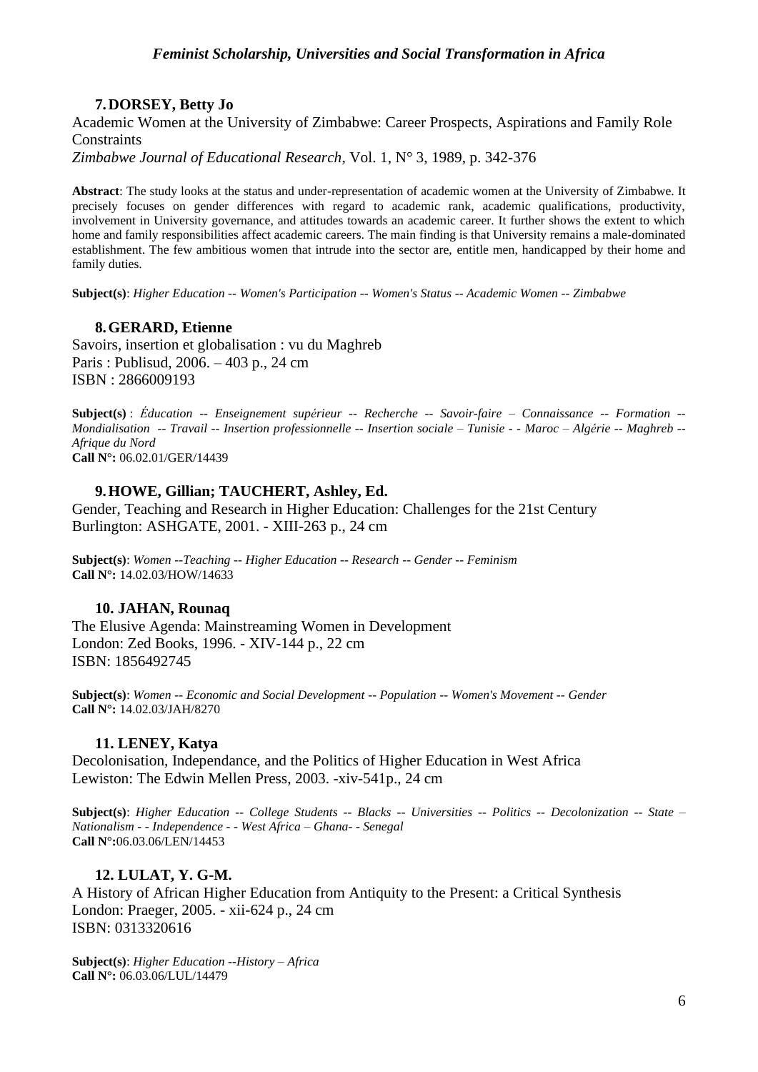### 7. DORSEY, Betty Jo

Academic Women at the University of Zimbabwe: Career Prospects, Aspirations and Family Role Constraints
*Zimbabwe Journal of Educational Research*, Vol. 1, N° 3, 1989, p. 342-376

**Abstract**: The study looks at the status and under-representation of academic women at the University of Zimbabwe. It precisely focuses on gender differences with regard to academic rank, academic qualifications, productivity, involvement in University governance, and attitudes towards an academic career. It further shows the extent to which home and family responsibilities affect academic careers. The main finding is that University remains a male-dominated establishment. The few ambitious women that intrude into the sector are, entitle men, handicapped by their home and family duties.

**Subject(s)**: *Higher Education -- Women's Participation -- Women's Status -- Academic Women -- Zimbabwe*

### 8. GERARD, Etienne

Savoirs, insertion et globalisation : vu du Maghreb
Paris : Publisud, 2006. – 403 p., 24 cm
ISBN : 2866009193

**Subject(s)** : *Éducation -- Enseignement supérieur -- Recherche -- Savoir-faire – Connaissance -- Formation -- Mondialisation -- Travail -- Insertion professionnelle -- Insertion sociale – Tunisie - - Maroc – Algérie -- Maghreb -- Afrique du Nord*
**Call N°:** 06.02.01/GER/14439

### 9. HOWE, Gillian; TAUCHERT, Ashley, Ed.

Gender, Teaching and Research in Higher Education: Challenges for the 21st Century
Burlington: ASHGATE, 2001. - XIII-263 p., 24 cm

**Subject(s)**: *Women --Teaching -- Higher Education -- Research -- Gender -- Feminism*
**Call N°:** 14.02.03/HOW/14633

### 10. JAHAN, Rounaq

The Elusive Agenda: Mainstreaming Women in Development
London: Zed Books, 1996. - XIV-144 p., 22 cm
ISBN: 1856492745

**Subject(s)**: *Women -- Economic and Social Development -- Population -- Women's Movement -- Gender*
**Call N°:** 14.02.03/JAH/8270

### 11. LENEY, Katya

Decolonisation, Independance, and the Politics of Higher Education in West Africa
Lewiston: The Edwin Mellen Press, 2003. -xiv-541p., 24 cm

**Subject(s)**: *Higher Education -- College Students -- Blacks -- Universities -- Politics -- Decolonization -- State – Nationalism - - Independence - - West Africa – Ghana- - Senegal*
**Call N°:**06.03.06/LEN/14453

### 12. LULAT, Y. G-M.

A History of African Higher Education from Antiquity to the Present: a Critical Synthesis
London: Praeger, 2005. - xii-624 p., 24 cm
ISBN: 0313320616

**Subject(s)**: *Higher Education --History – Africa*
**Call N°:** 06.03.06/LUL/14479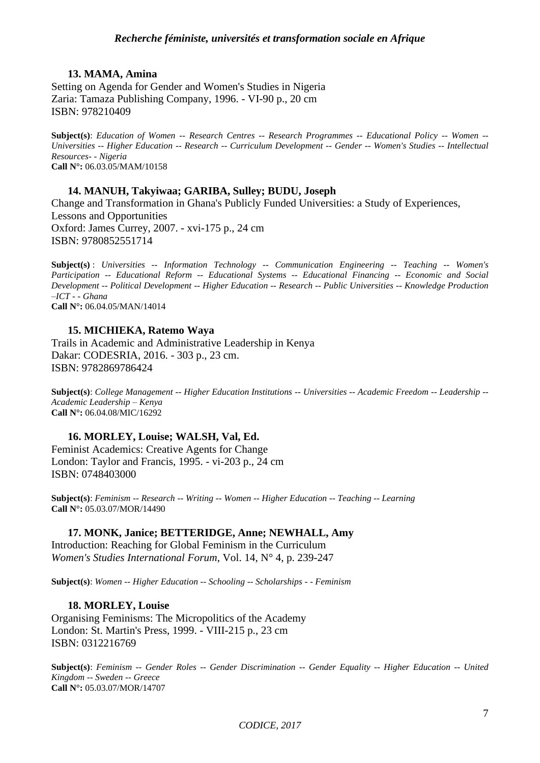**13. MAMA, Amina**

Setting on Agenda for Gender and Women's Studies in Nigeria
Zaria: Tamaza Publishing Company, 1996. - VI-90 p., 20 cm
ISBN: 978210409

**Subject(s)**: *Education of Women -- Research Centres -- Research Programmes -- Educational Policy -- Women -- Universities -- Higher Education -- Research -- Curriculum Development -- Gender -- Women's Studies -- Intellectual Resources- - Nigeria*
**Call N°:** 06.03.05/MAM/10158

**14. MANUH, Takyiwaa; GARIBA, Sulley; BUDU, Joseph**

Change and Transformation in Ghana's Publicly Funded Universities: a Study of Experiences, Lessons and Opportunities
Oxford: James Currey, 2007. - xvi-175 p., 24 cm
ISBN: 9780852551714

**Subject(s)** : *Universities -- Information Technology -- Communication Engineering -- Teaching -- Women's Participation -- Educational Reform -- Educational Systems -- Educational Financing -- Economic and Social Development -- Political Development -- Higher Education -- Research -- Public Universities -- Knowledge Production –ICT - - Ghana*
**Call N°:** 06.04.05/MAN/14014

**15. MICHIEKA, Ratemo Waya**

Trails in Academic and Administrative Leadership in Kenya
Dakar: CODESRIA, 2016. - 303 p., 23 cm.
ISBN: 9782869786424

**Subject(s)**: *College Management -- Higher Education Institutions -- Universities -- Academic Freedom -- Leadership -- Academic Leadership – Kenya*
**Call N°:** 06.04.08/MIC/16292

**16. MORLEY, Louise; WALSH, Val, Ed.**

Feminist Academics: Creative Agents for Change
London: Taylor and Francis, 1995. - vi-203 p., 24 cm
ISBN: 0748403000

**Subject(s)**: *Feminism -- Research -- Writing -- Women -- Higher Education -- Teaching -- Learning*
**Call N°:** 05.03.07/MOR/14490

**17. MONK, Janice; BETTERIDGE, Anne; NEWHALL, Amy**

Introduction: Reaching for Global Feminism in the Curriculum
*Women's Studies International Forum*, Vol. 14, N° 4, p. 239-247

**Subject(s)**: *Women -- Higher Education -- Schooling -- Scholarships - - Feminism*

**18. MORLEY, Louise**

Organising Feminisms: The Micropolitics of the Academy
London: St. Martin's Press, 1999. - VIII-215 p., 23 cm
ISBN: 0312216769

**Subject(s)**: *Feminism -- Gender Roles -- Gender Discrimination -- Gender Equality -- Higher Education -- United Kingdom -- Sweden -- Greece*
**Call N°:** 05.03.07/MOR/14707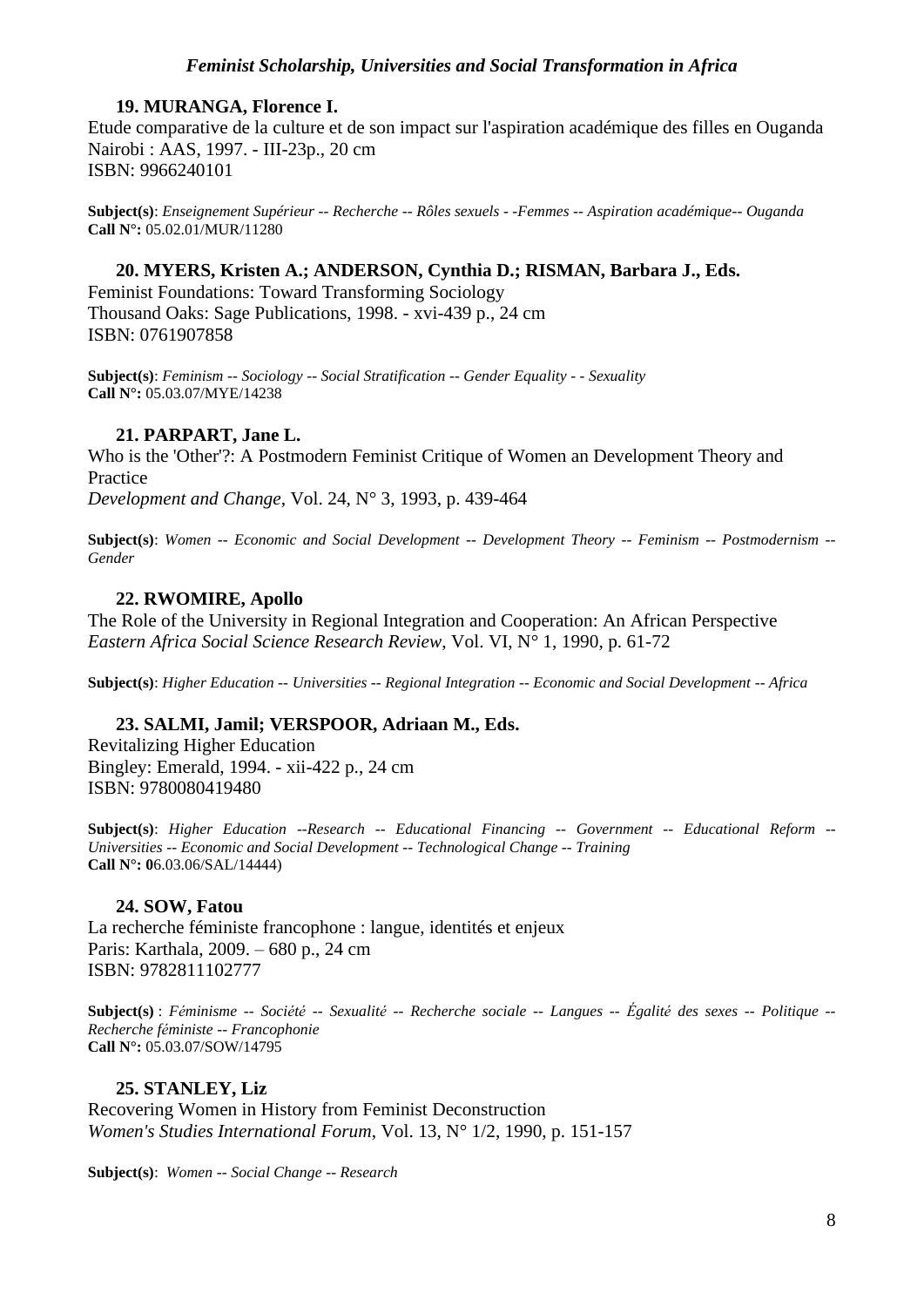**19. MURANGA, Florence I.**

Etude comparative de la culture et de son impact sur l'aspiration académique des filles en Ouganda
Nairobi : AAS, 1997. - III-23p., 20 cm
ISBN: 9966240101

**Subject(s)**: *Enseignement Supérieur -- Recherche -- Rôles sexuels - -Femmes -- Aspiration académique-- Ouganda*
**Call N°:** 05.02.01/MUR/11280

**20. MYERS, Kristen A.; ANDERSON, Cynthia D.; RISMAN, Barbara J., Eds.**

Feminist Foundations: Toward Transforming Sociology
Thousand Oaks: Sage Publications, 1998. - xvi-439 p., 24 cm
ISBN: 0761907858

**Subject(s)**: *Feminism -- Sociology -- Social Stratification -- Gender Equality - - Sexuality*
**Call N°:** 05.03.07/MYE/14238

**21. PARPART, Jane L.**

Who is the 'Other'?: A Postmodern Feminist Critique of Women an Development Theory and Practice
*Development and Change*, Vol. 24, N° 3, 1993, p. 439-464

**Subject(s)**: *Women -- Economic and Social Development -- Development Theory -- Feminism -- Postmodernism -- Gender*

**22. RWOMIRE, Apollo**

The Role of the University in Regional Integration and Cooperation: An African Perspective
*Eastern Africa Social Science Research Review*, Vol. VI, N° 1, 1990, p. 61-72

**Subject(s)**: *Higher Education -- Universities -- Regional Integration -- Economic and Social Development -- Africa*

**23. SALMI, Jamil; VERSPOOR, Adriaan M., Eds.**

Revitalizing Higher Education
Bingley: Emerald, 1994. - xii-422 p., 24 cm
ISBN: 9780080419480

**Subject(s)**: *Higher Education --Research -- Educational Financing -- Government -- Educational Reform -- Universities -- Economic and Social Development -- Technological Change -- Training*
**Call N°: 0**6.03.06/SAL/14444)

**24. SOW, Fatou**

La recherche féministe francophone : langue, identités et enjeux
Paris: Karthala, 2009. – 680 p., 24 cm
ISBN: 9782811102777

**Subject(s)** : *Féminisme -- Société -- Sexualité -- Recherche sociale -- Langues -- Égalité des sexes -- Politique -- Recherche féministe -- Francophonie*
**Call N°:** 05.03.07/SOW/14795

**25. STANLEY, Liz**

Recovering Women in History from Feminist Deconstruction
*Women's Studies International Forum*, Vol. 13, N° 1/2, 1990, p. 151-157

**Subject(s)**: *Women -- Social Change -- Research*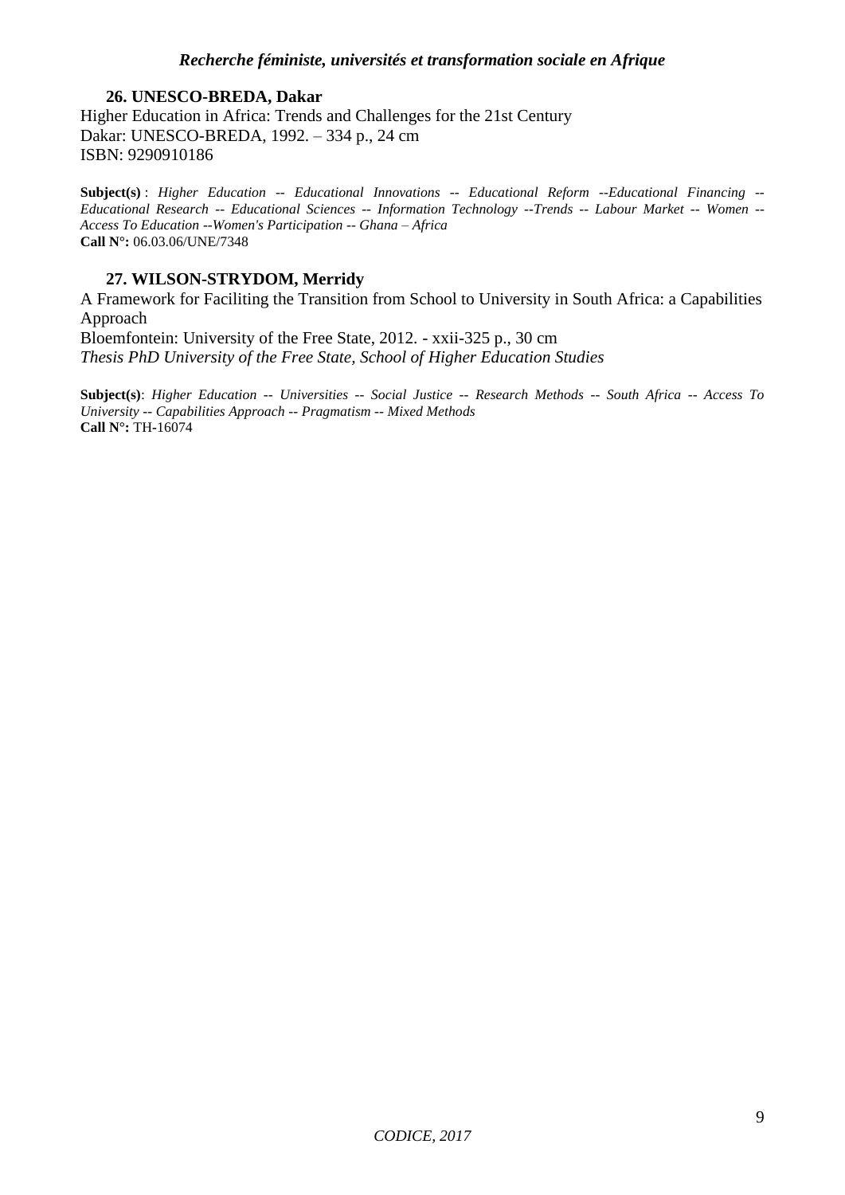### 26. UNESCO-BREDA, Dakar

Higher Education in Africa: Trends and Challenges for the 21st Century
Dakar: UNESCO-BREDA, 1992. – 334 p., 24 cm
ISBN: 9290910186

**Subject(s)** : *Higher Education -- Educational Innovations -- Educational Reform --Educational Financing -- Educational Research -- Educational Sciences -- Information Technology --Trends -- Labour Market -- Women -- Access To Education --Women's Participation -- Ghana – Africa*
**Call N°:** 06.03.06/UNE/7348

### 27. WILSON-STRYDOM, Merridy

A Framework for Faciliting the Transition from School to University in South Africa: a Capabilities Approach
Bloemfontein: University of the Free State, 2012. - xxii-325 p., 30 cm
*Thesis PhD University of the Free State, School of Higher Education Studies*

**Subject(s)**: *Higher Education -- Universities -- Social Justice -- Research Methods -- South Africa -- Access To University -- Capabilities Approach -- Pragmatism -- Mixed Methods*
**Call N°:** TH-16074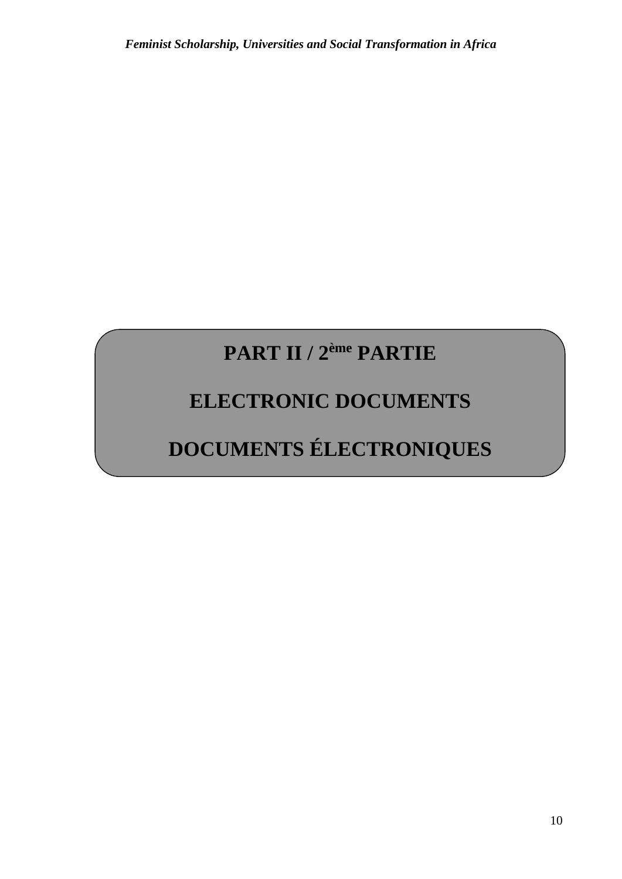# PART II / 2ème PARTIE

# ELECTRONIC DOCUMENTS

# DOCUMENTS ÉLECTRONIQUES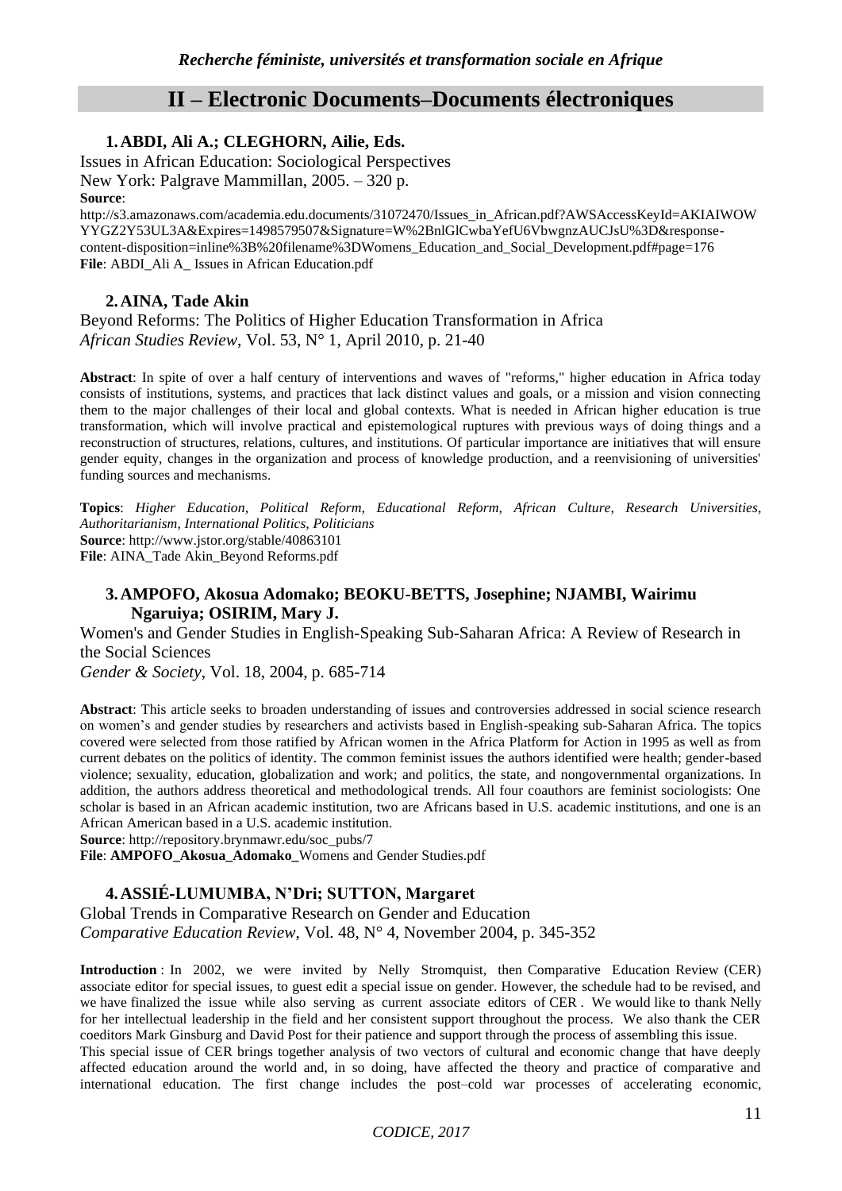## II – Electronic Documents–Documents électroniques

### 1. ABDI, Ali A.; CLEGHORN, Ailie, Eds.

Issues in African Education: Sociological Perspectives
New York: Palgrave Mammillan, 2005. – 320 p.

**Source**:
http://s3.amazonaws.com/academia.edu.documents/31072470/Issues_in_African.pdf?AWSAccessKeyId=AKIAIWOWYYGZ2Y53UL3A&Expires=1498579507&Signature=W%2BnlGlCwbaYefU6VbwgnzAUCJsU%3D&response-content-disposition=inline%3B%20filename%3DWomens_Education_and_Social_Development.pdf#page=176

**File**: ABDI_Ali A_ Issues in African Education.pdf

### 2. AINA, Tade Akin

Beyond Reforms: The Politics of Higher Education Transformation in Africa
*African Studies Review*, Vol. 53, N° 1, April 2010, p. 21-40

**Abstract**: In spite of over a half century of interventions and waves of "reforms," higher education in Africa today consists of institutions, systems, and practices that lack distinct values and goals, or a mission and vision connecting them to the major challenges of their local and global contexts. What is needed in African higher education is true transformation, which will involve practical and epistemological ruptures with previous ways of doing things and a reconstruction of structures, relations, cultures, and institutions. Of particular importance are initiatives that will ensure gender equity, changes in the organization and process of knowledge production, and a reenvisioning of universities' funding sources and mechanisms.

**Topics**: *Higher Education, Political Reform, Educational Reform, African Culture, Research Universities, Authoritarianism, International Politics, Politicians*

**Source**: http://www.jstor.org/stable/40863101

**File**: AINA_Tade Akin_Beyond Reforms.pdf

### 3. AMPOFO, Akosua Adomako; BEOKU-BETTS, Josephine; NJAMBI, Wairimu Ngaruiya; OSIRIM, Mary J.

Women's and Gender Studies in English-Speaking Sub-Saharan Africa: A Review of Research in the Social Sciences
*Gender & Society*, Vol. 18, 2004, p. 685-714

**Abstract**: This article seeks to broaden understanding of issues and controversies addressed in social science research on women's and gender studies by researchers and activists based in English-speaking sub-Saharan Africa. The topics covered were selected from those ratified by African women in the Africa Platform for Action in 1995 as well as from current debates on the politics of identity. The common feminist issues the authors identified were health; gender-based violence; sexuality, education, globalization and work; and politics, the state, and nongovernmental organizations. In addition, the authors address theoretical and methodological trends. All four coauthors are feminist sociologists: One scholar is based in an African academic institution, two are Africans based in U.S. academic institutions, and one is an African American based in a U.S. academic institution.

**Source**: http://repository.brynmawr.edu/soc_pubs/7

**File**: **AMPOFO_Akosua_Adomako_**Womens and Gender Studies.pdf

### 4. ASSIÉ-LUMUMBA, N'Dri; SUTTON, Margaret

Global Trends in Comparative Research on Gender and Education
*Comparative Education Review*, Vol. 48, N° 4, November 2004, p. 345-352

**Introduction** : In 2002, we were invited by Nelly Stromquist, then Comparative Education Review (CER) associate editor for special issues, to guest edit a special issue on gender. However, the schedule had to be revised, and we have finalized the issue while also serving as current associate editors of CER . We would like to thank Nelly for her intellectual leadership in the field and her consistent support throughout the process. We also thank the CER coeditors Mark Ginsburg and David Post for their patience and support through the process of assembling this issue.
This special issue of CER brings together analysis of two vectors of cultural and economic change that have deeply affected education around the world and, in so doing, have affected the theory and practice of comparative and international education. The first change includes the post–cold war processes of accelerating economic,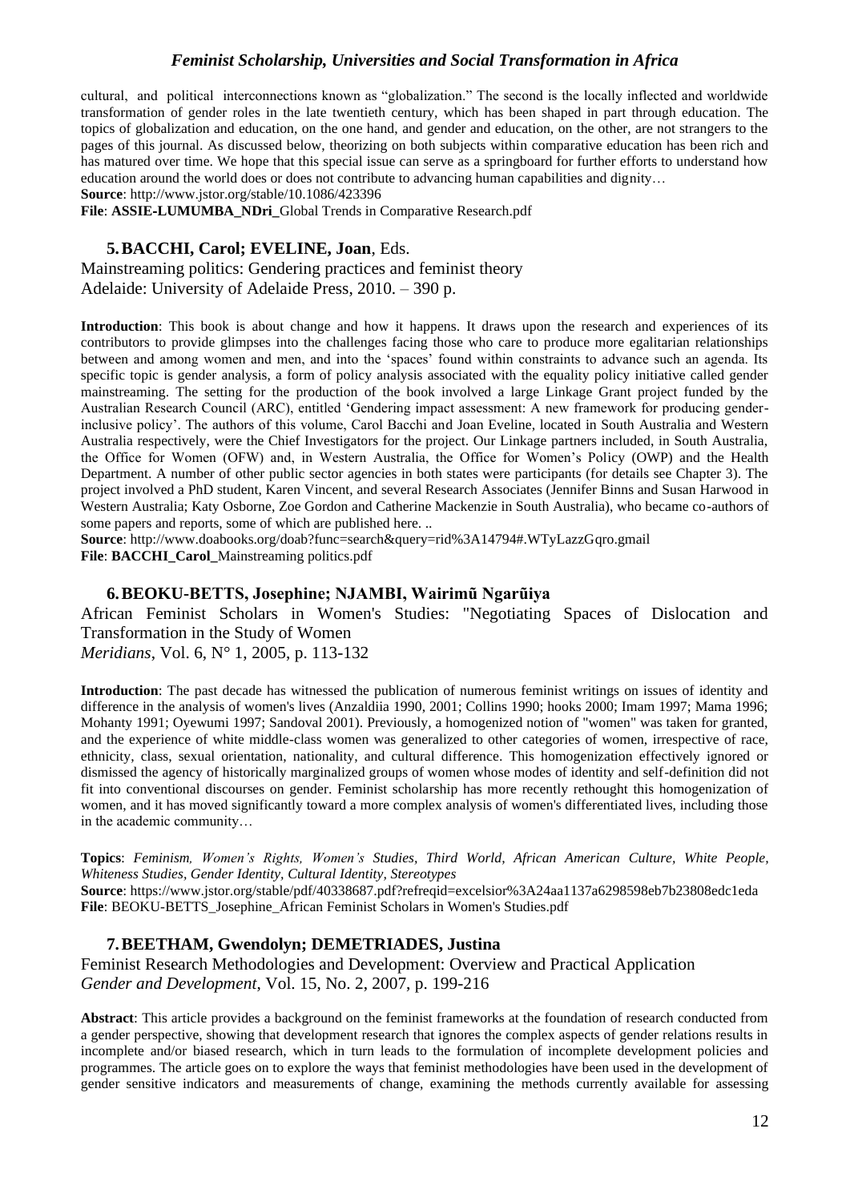cultural, and political interconnections known as "globalization." The second is the locally inflected and worldwide transformation of gender roles in the late twentieth century, which has been shaped in part through education. The topics of globalization and education, on the one hand, and gender and education, on the other, are not strangers to the pages of this journal. As discussed below, theorizing on both subjects within comparative education has been rich and has matured over time. We hope that this special issue can serve as a springboard for further efforts to understand how education around the world does or does not contribute to advancing human capabilities and dignity…

**Source**: http://www.jstor.org/stable/10.1086/423396

**File**: **ASSIE-LUMUMBA_NDri_**Global Trends in Comparative Research.pdf

### 5. BACCHI, Carol; EVELINE, Joan, Eds.

Mainstreaming politics: Gendering practices and feminist theory
Adelaide: University of Adelaide Press, 2010. – 390 p.

**Introduction**: This book is about change and how it happens. It draws upon the research and experiences of its contributors to provide glimpses into the challenges facing those who care to produce more egalitarian relationships between and among women and men, and into the 'spaces' found within constraints to advance such an agenda. Its specific topic is gender analysis, a form of policy analysis associated with the equality policy initiative called gender mainstreaming. The setting for the production of the book involved a large Linkage Grant project funded by the Australian Research Council (ARC), entitled 'Gendering impact assessment: A new framework for producing gender-inclusive policy'. The authors of this volume, Carol Bacchi and Joan Eveline, located in South Australia and Western Australia respectively, were the Chief Investigators for the project. Our Linkage partners included, in South Australia, the Office for Women (OFW) and, in Western Australia, the Office for Women's Policy (OWP) and the Health Department. A number of other public sector agencies in both states were participants (for details see Chapter 3). The project involved a PhD student, Karen Vincent, and several Research Associates (Jennifer Binns and Susan Harwood in Western Australia; Katy Osborne, Zoe Gordon and Catherine Mackenzie in South Australia), who became co-authors of some papers and reports, some of which are published here. ..

**Source**: http://www.doabooks.org/doab?func=search&query=rid%3A14794#.WTyLazzGqro.gmail

**File**: **BACCHI_Carol_**Mainstreaming politics.pdf

### 6. BEOKU-BETTS, Josephine; NJAMBI, Wairimũ Ngarũiya

African Feminist Scholars in Women's Studies: "Negotiating Spaces of Dislocation and Transformation in the Study of Women
*Meridians*, Vol. 6, N° 1, 2005, p. 113-132

**Introduction**: The past decade has witnessed the publication of numerous feminist writings on issues of identity and difference in the analysis of women's lives (Anzaldiia 1990, 2001; Collins 1990; hooks 2000; Imam 1997; Mama 1996; Mohanty 1991; Oyewumi 1997; Sandoval 2001). Previously, a homogenized notion of "women" was taken for granted, and the experience of white middle-class women was generalized to other categories of women, irrespective of race, ethnicity, class, sexual orientation, nationality, and cultural difference. This homogenization effectively ignored or dismissed the agency of historically marginalized groups of women whose modes of identity and self-definition did not fit into conventional discourses on gender. Feminist scholarship has more recently rethought this homogenization of women, and it has moved significantly toward a more complex analysis of women's differentiated lives, including those in the academic community…

**Topics**: *Feminism, Women's Rights, Women's Studies, Third World, African American Culture, White People, Whiteness Studies, Gender Identity, Cultural Identity, Stereotypes*

**Source**: https://www.jstor.org/stable/pdf/40338687.pdf?refreqid=excelsior%3A24aa1137a6298598eb7b23808edc1eda

**File**: BEOKU-BETTS_Josephine_African Feminist Scholars in Women's Studies.pdf

### 7. BEETHAM, Gwendolyn; DEMETRIADES, Justina

Feminist Research Methodologies and Development: Overview and Practical Application
*Gender and Development*, Vol. 15, No. 2, 2007, p. 199-216

**Abstract**: This article provides a background on the feminist frameworks at the foundation of research conducted from a gender perspective, showing that development research that ignores the complex aspects of gender relations results in incomplete and/or biased research, which in turn leads to the formulation of incomplete development policies and programmes. The article goes on to explore the ways that feminist methodologies have been used in the development of gender sensitive indicators and measurements of change, examining the methods currently available for assessing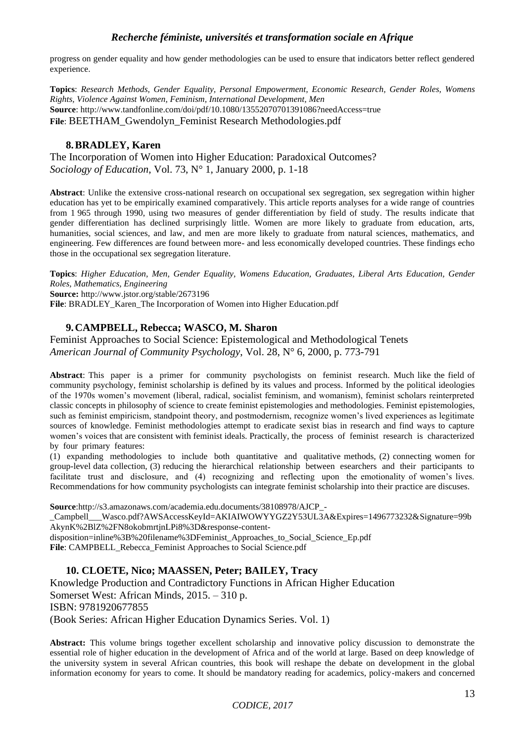progress on gender equality and how gender methodologies can be used to ensure that indicators better reflect gendered experience.

**Topics**: *Research Methods, Gender Equality, Personal Empowerment, Economic Research, Gender Roles, Womens Rights, Violence Against Women, Feminism, International Development, Men*
**Source**: http://www.tandfonline.com/doi/pdf/10.1080/13552070701391086?needAccess=true
**File**: BEETHAM_Gwendolyn_Feminist Research Methodologies.pdf

### 8. BRADLEY, Karen

The Incorporation of Women into Higher Education: Paradoxical Outcomes?
*Sociology of Education*, Vol. 73, N° 1, January 2000, p. 1-18

**Abstract**: Unlike the extensive cross-national research on occupational sex segregation, sex segregation within higher education has yet to be empirically examined comparatively. This article reports analyses for a wide range of countries from 1 965 through 1990, using two measures of gender differentiation by field of study. The results indicate that gender differentiation has declined surprisingly little. Women are more likely to graduate from education, arts, humanities, social sciences, and law, and men are more likely to graduate from natural sciences, mathematics, and engineering. Few differences are found between more- and less economically developed countries. These findings echo those in the occupational sex segregation literature.

**Topics**: *Higher Education, Men, Gender Equality, Womens Education, Graduates, Liberal Arts Education, Gender Roles, Mathematics, Engineering*
**Source:** http://www.jstor.org/stable/2673196
**File**: BRADLEY_Karen_The Incorporation of Women into Higher Education.pdf

### 9. CAMPBELL, Rebecca; WASCO, M. Sharon

Feminist Approaches to Social Science: Epistemological and Methodological Tenets
*American Journal of Community Psychology*, Vol. 28, N° 6, 2000, p. 773-791

**Abstract**: This paper is a primer for community psychologists on feminist research. Much like the field of community psychology, feminist scholarship is defined by its values and process. Informed by the political ideologies of the 1970s women's movement (liberal, radical, socialist feminism, and womanism), feminist scholars reinterpreted classic concepts in philosophy of science to create feminist epistemologies and methodologies. Feminist epistemologies, such as feminist empiricism, standpoint theory, and postmodernism, recognize women's lived experiences as legitimate sources of knowledge. Feminist methodologies attempt to eradicate sexist bias in research and find ways to capture women's voices that are consistent with feminist ideals. Practically, the process of feminist research is characterized by four primary features:
(1) expanding methodologies to include both quantitative and qualitative methods, (2) connecting women for group-level data collection, (3) reducing the hierarchical relationship between esearchers and their participants to facilitate trust and disclosure, and (4) recognizing and reflecting upon the emotionality of women's lives. Recommendations for how community psychologists can integrate feminist scholarship into their practice are discuses.

**Source**:http://s3.amazonaws.com/academia.edu.documents/38108978/AJCP_-_Campbell___Wasco.pdf?AWSAccessKeyId=AKIAIWOWYYGZ2Y53UL3A&Expires=1496773232&Signature=99bAkynK%2BlZ%2FN8okobmrtjnLPi8%3D&response-content-disposition=inline%3B%20filename%3DFeminist_Approaches_to_Social_Science_Ep.pdf
**File**: CAMPBELL_Rebecca_Feminist Approaches to Social Science.pdf

### 10. CLOETE, Nico; MAASSEN, Peter; BAILEY, Tracy

Knowledge Production and Contradictory Functions in African Higher Education
Somerset West: African Minds, 2015. – 310 p.
ISBN: 9781920677855
(Book Series: African Higher Education Dynamics Series. Vol. 1)

**Abstract:** This volume brings together excellent scholarship and innovative policy discussion to demonstrate the essential role of higher education in the development of Africa and of the world at large. Based on deep knowledge of the university system in several African countries, this book will reshape the debate on development in the global information economy for years to come. It should be mandatory reading for academics, policy-makers and concerned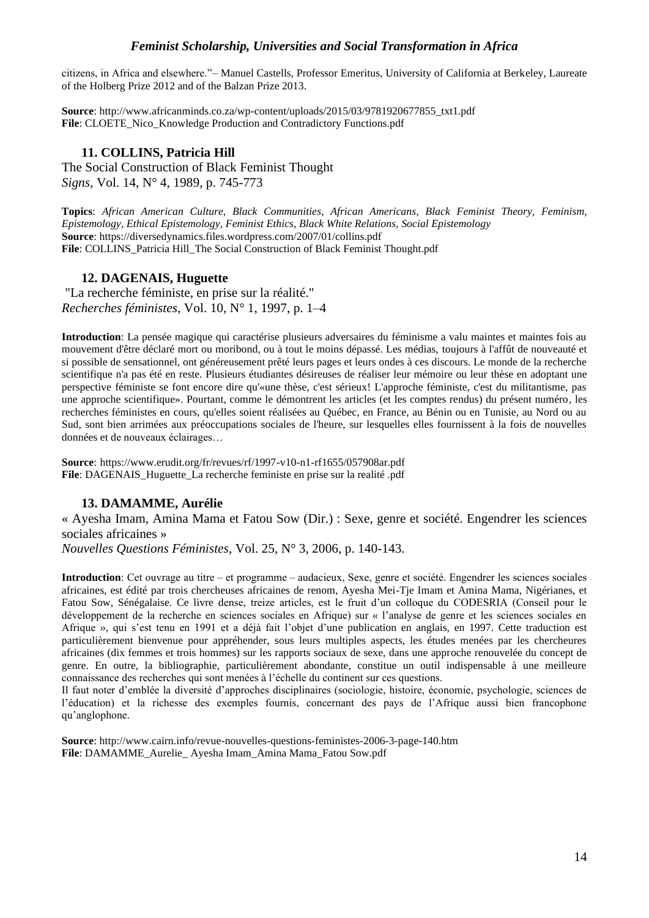citizens, in Africa and elsewhere."– Manuel Castells, Professor Emeritus, University of California at Berkeley, Laureate of the Holberg Prize 2012 and of the Balzan Prize 2013.

**Source**: http://www.africanminds.co.za/wp-content/uploads/2015/03/9781920677855_txt1.pdf
**File**: CLOETE_Nico_Knowledge Production and Contradictory Functions.pdf

### 11. COLLINS, Patricia Hill

The Social Construction of Black Feminist Thought
*Signs*, Vol. 14, N° 4, 1989, p. 745-773

**Topics**: *African American Culture, Black Communities, African Americans, Black Feminist Theory, Feminism, Epistemology, Ethical Epistemology, Feminist Ethics, Black White Relations, Social Epistemology*
**Source**: https://diversedynamics.files.wordpress.com/2007/01/collins.pdf
**File**: COLLINS_Patricia Hill_The Social Construction of Black Feminist Thought.pdf

### 12. DAGENAIS, Huguette

"La recherche féministe, en prise sur la réalité."
*Recherches féministes*, Vol. 10, N° 1, 1997, p. 1–4

**Introduction**: La pensée magique qui caractérise plusieurs adversaires du féminisme a valu maintes et maintes fois au mouvement d'être déclaré mort ou moribond, ou à tout le moins dépassé. Les médias, toujours à l'affût de nouveauté et si possible de sensationnel, ont généreusement prêté leurs pages et leurs ondes à ces discours. Le monde de la recherche scientifique n'a pas été en reste. Plusieurs étudiantes désireuses de réaliser leur mémoire ou leur thèse en adoptant une perspective féministe se font encore dire qu'«une thèse, c'est sérieux! L'approche féministe, c'est du militantisme, pas une approche scientifique». Pourtant, comme le démontrent les articles (et les comptes rendus) du présent numéro, les recherches féministes en cours, qu'elles soient réalisées au Québec, en France, au Bénin ou en Tunisie, au Nord ou au Sud, sont bien arrimées aux préoccupations sociales de l'heure, sur lesquelles elles fournissent à la fois de nouvelles données et de nouveaux éclairages…

**Source**: https://www.erudit.org/fr/revues/rf/1997-v10-n1-rf1655/057908ar.pdf
**File**: DAGENAIS_Huguette_La recherche feministe en prise sur la realité .pdf

### 13. DAMAMME, Aurélie

« Ayesha Imam, Amina Mama et Fatou Sow (Dir.) : Sexe, genre et société. Engendrer les sciences sociales africaines »
*Nouvelles Questions Féministes*, Vol. 25, N° 3, 2006, p. 140-143.

**Introduction**: Cet ouvrage au titre – et programme – audacieux, Sexe, genre et société. Engendrer les sciences sociales africaines, est édité par trois chercheuses africaines de renom, Ayesha Mei-Tje Imam et Amina Mama, Nigérianes, et Fatou Sow, Sénégalaise. Ce livre dense, treize articles, est le fruit d'un colloque du CODESRIA (Conseil pour le développement de la recherche en sciences sociales en Afrique) sur « l'analyse de genre et les sciences sociales en Afrique », qui s'est tenu en 1991 et a déjà fait l'objet d'une publication en anglais, en 1997. Cette traduction est particulièrement bienvenue pour appréhender, sous leurs multiples aspects, les études menées par les chercheures africaines (dix femmes et trois hommes) sur les rapports sociaux de sexe, dans une approche renouvelée du concept de genre. En outre, la bibliographie, particulièrement abondante, constitue un outil indispensable à une meilleure connaissance des recherches qui sont menées à l'échelle du continent sur ces questions.
Il faut noter d'emblée la diversité d'approches disciplinaires (sociologie, histoire, économie, psychologie, sciences de l'éducation) et la richesse des exemples fournis, concernant des pays de l'Afrique aussi bien francophone qu'anglophone.

**Source**: http://www.cairn.info/revue-nouvelles-questions-feministes-2006-3-page-140.htm
**File**: DAMAMME_Aurelie_ Ayesha Imam_Amina Mama_Fatou Sow.pdf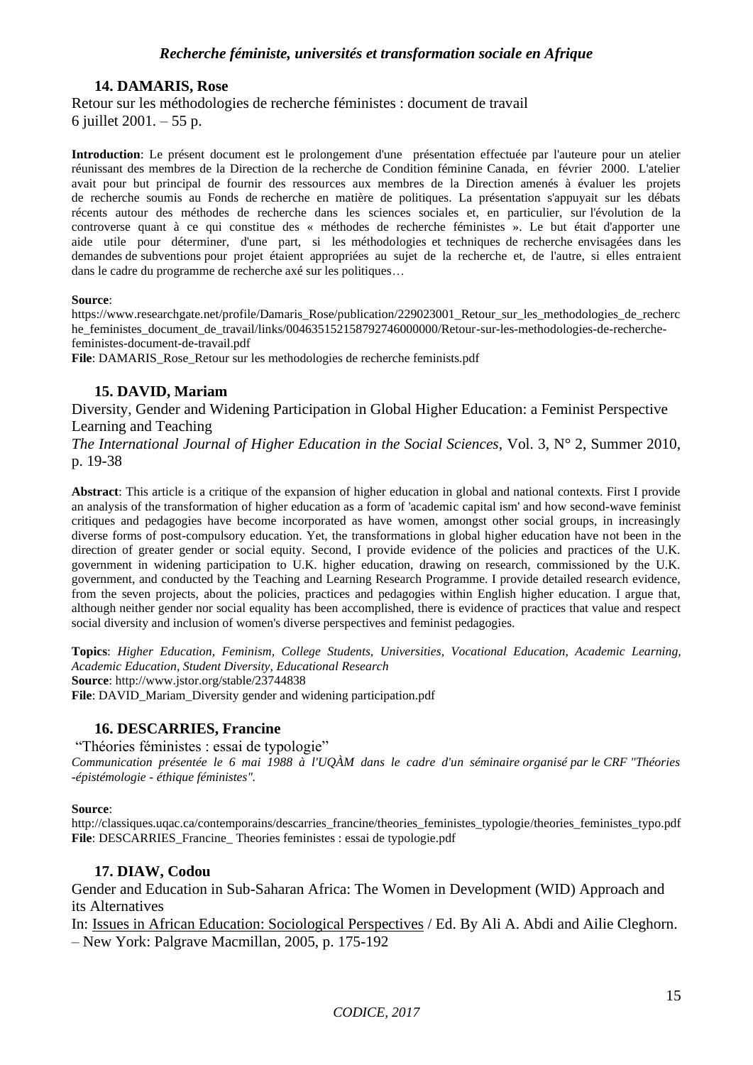### 14. DAMARIS, Rose

Retour sur les méthodologies de recherche féministes : document de travail
6 juillet 2001. – 55 p.

**Introduction**: Le présent document est le prolongement d'une présentation effectuée par l'auteure pour un atelier réunissant des membres de la Direction de la recherche de Condition féminine Canada, en février 2000. L'atelier avait pour but principal de fournir des ressources aux membres de la Direction amenés à évaluer les projets de recherche soumis au Fonds de recherche en matière de politiques. La présentation s'appuyait sur les débats récents autour des méthodes de recherche dans les sciences sociales et, en particulier, sur l'évolution de la controverse quant à ce qui constitue des « méthodes de recherche féministes ». Le but était d'apporter une aide utile pour déterminer, d'une part, si les méthodologies et techniques de recherche envisagées dans les demandes de subventions pour projet étaient appropriées au sujet de la recherche et, de l'autre, si elles entraient dans le cadre du programme de recherche axé sur les politiques…

**Source**:
https://www.researchgate.net/profile/Damaris_Rose/publication/229023001_Retour_sur_les_methodologies_de_recherche_feministes_document_de_travail/links/0046351521587927460000000/Retour-sur-les-methodologies-de-recherche-feministes-document-de-travail.pdf

**File**: DAMARIS_Rose_Retour sur les methodologies de recherche feminists.pdf

### 15. DAVID, Mariam

Diversity, Gender and Widening Participation in Global Higher Education: a Feminist Perspective Learning and Teaching
*The International Journal of Higher Education in the Social Sciences*, Vol. 3, N° 2, Summer 2010, p. 19-38

**Abstract**: This article is a critique of the expansion of higher education in global and national contexts. First I provide an analysis of the transformation of higher education as a form of 'academic capital ism' and how second-wave feminist critiques and pedagogies have become incorporated as have women, amongst other social groups, in increasingly diverse forms of post-compulsory education. Yet, the transformations in global higher education have not been in the direction of greater gender or social equity. Second, I provide evidence of the policies and practices of the U.K. government in widening participation to U.K. higher education, drawing on research, commissioned by the U.K. government, and conducted by the Teaching and Learning Research Programme. I provide detailed research evidence, from the seven projects, about the policies, practices and pedagogies within English higher education. I argue that, although neither gender nor social equality has been accomplished, there is evidence of practices that value and respect social diversity and inclusion of women's diverse perspectives and feminist pedagogies.

**Topics**: *Higher Education, Feminism, College Students, Universities, Vocational Education, Academic Learning, Academic Education, Student Diversity, Educational Research*
**Source**: http://www.jstor.org/stable/23744838
**File**: DAVID_Mariam_Diversity gender and widening participation.pdf

### 16. DESCARRIES, Francine

"Théories féministes : essai de typologie"
*Communication présentée le 6 mai 1988 à l'UQÀM dans le cadre d'un séminaire organisé par le CRF "Théories -épistémologie - éthique féministes".*

**Source**:
http://classiques.uqac.ca/contemporains/descarries_francine/theories_feministes_typologie/theories_feministes_typo.pdf
**File**: DESCARRIES_Francine_ Theories feministes : essai de typologie.pdf

### 17. DIAW, Codou

Gender and Education in Sub-Saharan Africa: The Women in Development (WID) Approach and its Alternatives
In: Issues in African Education: Sociological Perspectives / Ed. By Ali A. Abdi and Ailie Cleghorn. – New York: Palgrave Macmillan, 2005, p. 175-192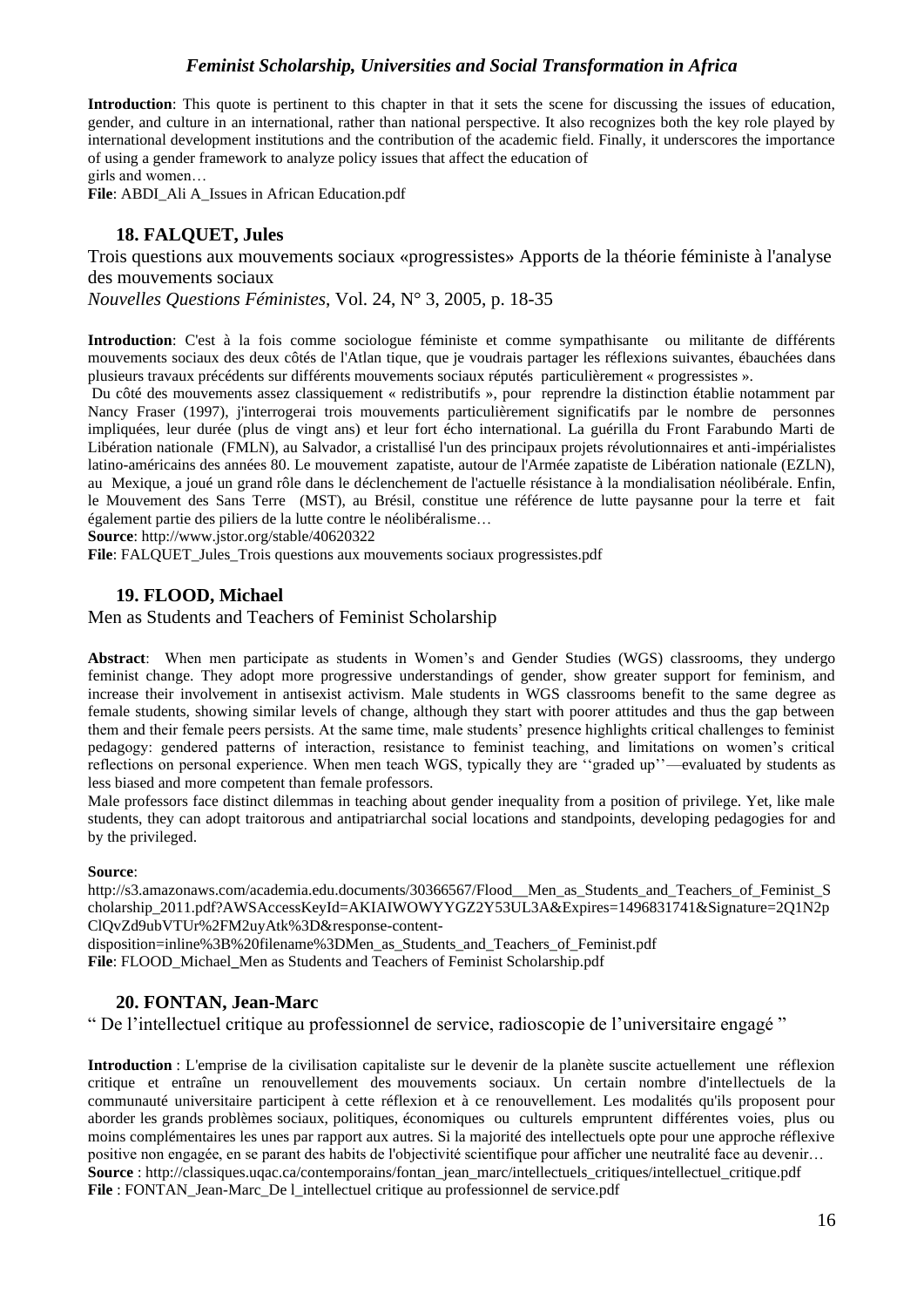**Introduction**: This quote is pertinent to this chapter in that it sets the scene for discussing the issues of education, gender, and culture in an international, rather than national perspective. It also recognizes both the key role played by international development institutions and the contribution of the academic field. Finally, it underscores the importance of using a gender framework to analyze policy issues that affect the education of girls and women…

**File**: ABDI_Ali A_Issues in African Education.pdf

### 18. FALQUET, Jules

Trois questions aux mouvements sociaux «progressistes» Apports de la théorie féministe à l'analyse des mouvements sociaux

*Nouvelles Questions Féministes*, Vol. 24, N° 3, 2005, p. 18-35

**Introduction**: C'est à la fois comme sociologue féministe et comme sympathisante ou militante de différents mouvements sociaux des deux côtés de l'Atlan tique, que je voudrais partager les réflexions suivantes, ébauchées dans plusieurs travaux précédents sur différents mouvements sociaux réputés particulièrement « progressistes ».

Du côté des mouvements assez classiquement « redistributifs », pour reprendre la distinction établie notamment par Nancy Fraser (1997), j'interrogerai trois mouvements particulièrement significatifs par le nombre de personnes impliquées, leur durée (plus de vingt ans) et leur fort écho international. La guérilla du Front Farabundo Marti de Libération nationale (FMLN), au Salvador, a cristallisé l'un des principaux projets révolutionnaires et anti-impérialistes latino-américains des années 80. Le mouvement zapatiste, autour de l'Armée zapatiste de Libération nationale (EZLN), au Mexique, a joué un grand rôle dans le déclenchement de l'actuelle résistance à la mondialisation néolibérale. Enfin, le Mouvement des Sans Terre (MST), au Brésil, constitue une référence de lutte paysanne pour la terre et fait également partie des piliers de la lutte contre le néolibéralisme…

**Source**: http://www.jstor.org/stable/40620322

**File**: FALQUET_Jules_Trois questions aux mouvements sociaux progressistes.pdf

### 19. FLOOD, Michael

Men as Students and Teachers of Feminist Scholarship

**Abstract**: When men participate as students in Women's and Gender Studies (WGS) classrooms, they undergo feminist change. They adopt more progressive understandings of gender, show greater support for feminism, and increase their involvement in antisexist activism. Male students in WGS classrooms benefit to the same degree as female students, showing similar levels of change, although they start with poorer attitudes and thus the gap between them and their female peers persists. At the same time, male students' presence highlights critical challenges to feminist pedagogy: gendered patterns of interaction, resistance to feminist teaching, and limitations on women's critical reflections on personal experience. When men teach WGS, typically they are ''graded up''—evaluated by students as less biased and more competent than female professors.

Male professors face distinct dilemmas in teaching about gender inequality from a position of privilege. Yet, like male students, they can adopt traitorous and antipatriarchal social locations and standpoints, developing pedagogies for and by the privileged.

**Source**:
http://s3.amazonaws.com/academia.edu.documents/30366567/Flood__Men_as_Students_and_Teachers_of_Feminist_Scholarship_2011.pdf?AWSAccessKeyId=AKIAIWOWYYGZ2Y53UL3A&Expires=1496831741&Signature=2Q1N2pClQvZd9ubVTUr%2FM2uyAtk%3D&response-content-disposition=inline%3B%20filename%3DMen_as_Students_and_Teachers_of_Feminist.pdf

**File**: FLOOD_Michael_Men as Students and Teachers of Feminist Scholarship.pdf

### 20. FONTAN, Jean-Marc

" De l'intellectuel critique au professionnel de service, radioscopie de l'universitaire engagé "

**Introduction** : L'emprise de la civilisation capitaliste sur le devenir de la planète suscite actuellement une réflexion critique et entraîne un renouvellement des mouvements sociaux. Un certain nombre d'intellectuels de la communauté universitaire participent à cette réflexion et à ce renouvellement. Les modalités qu'ils proposent pour aborder les grands problèmes sociaux, politiques, économiques ou culturels empruntent différentes voies, plus ou moins complémentaires les unes par rapport aux autres. Si la majorité des intellectuels opte pour une approche réflexive positive non engagée, en se parant des habits de l'objectivité scientifique pour afficher une neutralité face au devenir…

**Source** : http://classiques.uqac.ca/contemporains/fontan_jean_marc/intellectuels_critiques/intellectuel_critique.pdf

**File** : FONTAN_Jean-Marc_De l_intellectuel critique au professionnel de service.pdf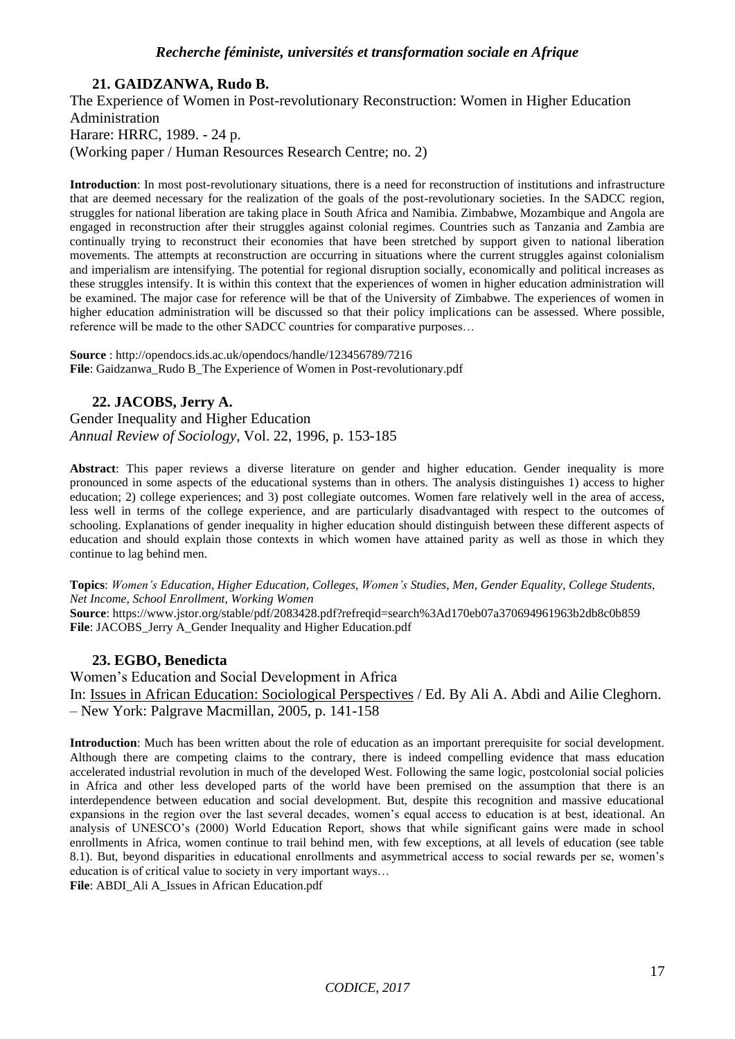### 21. GAIDZANWA, Rudo B.

The Experience of Women in Post-revolutionary Reconstruction: Women in Higher Education Administration
Harare: HRRC, 1989. - 24 p.
(Working paper / Human Resources Research Centre; no. 2)

**Introduction**: In most post-revolutionary situations, there is a need for reconstruction of institutions and infrastructure that are deemed necessary for the realization of the goals of the post-revolutionary societies. In the SADCC region, struggles for national liberation are taking place in South Africa and Namibia. Zimbabwe, Mozambique and Angola are engaged in reconstruction after their struggles against colonial regimes. Countries such as Tanzania and Zambia are continually trying to reconstruct their economies that have been stretched by support given to national liberation movements. The attempts at reconstruction are occurring in situations where the current struggles against colonialism and imperialism are intensifying. The potential for regional disruption socially, economically and political increases as these struggles intensify. It is within this context that the experiences of women in higher education administration will be examined. The major case for reference will be that of the University of Zimbabwe. The experiences of women in higher education administration will be discussed so that their policy implications can be assessed. Where possible, reference will be made to the other SADCC countries for comparative purposes…

**Source** : http://opendocs.ids.ac.uk/opendocs/handle/123456789/7216
**File**: Gaidzanwa_Rudo B_The Experience of Women in Post-revolutionary.pdf

### 22. JACOBS, Jerry A.

Gender Inequality and Higher Education
*Annual Review of Sociology*, Vol. 22, 1996, p. 153-185

**Abstract**: This paper reviews a diverse literature on gender and higher education. Gender inequality is more pronounced in some aspects of the educational systems than in others. The analysis distinguishes 1) access to higher education; 2) college experiences; and 3) post collegiate outcomes. Women fare relatively well in the area of access, less well in terms of the college experience, and are particularly disadvantaged with respect to the outcomes of schooling. Explanations of gender inequality in higher education should distinguish between these different aspects of education and should explain those contexts in which women have attained parity as well as those in which they continue to lag behind men.

**Topics**: *Women's Education, Higher Education, Colleges, Women's Studies, Men, Gender Equality, College Students, Net Income, School Enrollment, Working Women*
**Source**: https://www.jstor.org/stable/pdf/2083428.pdf?refreqid=search%3Ad170eb07a370694961963b2db8c0b859
**File**: JACOBS_Jerry A_Gender Inequality and Higher Education.pdf

### 23. EGBO, Benedicta

Women's Education and Social Development in Africa
In: Issues in African Education: Sociological Perspectives / Ed. By Ali A. Abdi and Ailie Cleghorn. – New York: Palgrave Macmillan, 2005, p. 141-158

**Introduction**: Much has been written about the role of education as an important prerequisite for social development. Although there are competing claims to the contrary, there is indeed compelling evidence that mass education accelerated industrial revolution in much of the developed West. Following the same logic, postcolonial social policies in Africa and other less developed parts of the world have been premised on the assumption that there is an interdependence between education and social development. But, despite this recognition and massive educational expansions in the region over the last several decades, women's equal access to education is at best, ideational. An analysis of UNESCO's (2000) World Education Report, shows that while significant gains were made in school enrollments in Africa, women continue to trail behind men, with few exceptions, at all levels of education (see table 8.1). But, beyond disparities in educational enrollments and asymmetrical access to social rewards per se, women's education is of critical value to society in very important ways…
**File**: ABDI_Ali A_Issues in African Education.pdf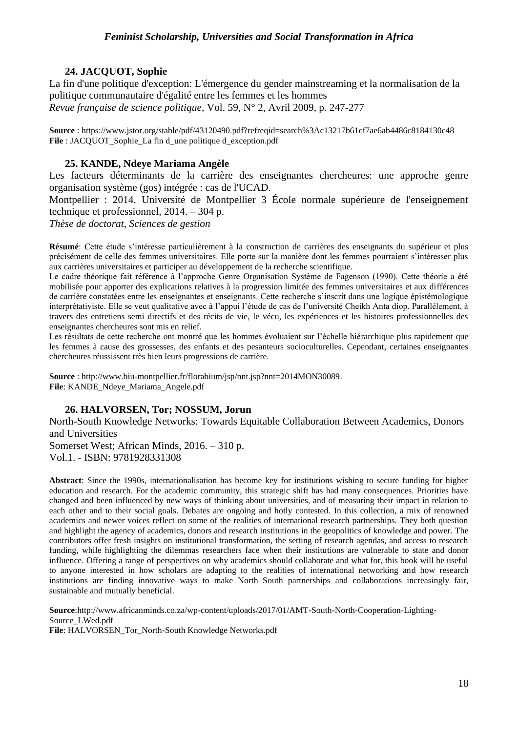### 24. JACQUOT, Sophie

La fin d'une politique d'exception: L'émergence du gender mainstreaming et la normalisation de la politique communautaire d'égalité entre les femmes et les hommes
*Revue française de science politique*, Vol. 59, N° 2, Avril 2009, p. 247-277

**Source** : https://www.jstor.org/stable/pdf/43120490.pdf?refreqid=search%3Ac13217b61cf7ae6ab4486c8184130c48
**File** : JACQUOT_Sophie_La fin d_une politique d_exception.pdf

### 25. KANDE, Ndeye Mariama Angèle

Les facteurs déterminants de la carrière des enseignantes chercheures: une approche genre organisation système (gos) intégrée : cas de l'UCAD.
Montpellier : 2014. Université de Montpellier 3 École normale supérieure de l'enseignement technique et professionnel, 2014. – 304 p.
*Thèse de doctorat, Sciences de gestion*

**Résumé**: Cette étude s'intéresse particulièrement à la construction de carrières des enseignants du supérieur et plus précisément de celle des femmes universitaires. Elle porte sur la manière dont les femmes pourraient s'intéresser plus aux carrières universitaires et participer au développement de la recherche scientifique.
Le cadre théorique fait référence à l'approche Genre Organisation Système de Fagenson (1990). Cette théorie a été mobilisée pour apporter des explications relatives à la progression limitée des femmes universitaires et aux différences de carrière constatées entre les enseignantes et enseignants. Cette recherche s'inscrit dans une logique épistémologique interprétativiste. Elle se veut qualitative avec à l'appui l'étude de cas de l'université Cheikh Anta diop. Parallèlement, à travers des entretiens semi directifs et des récits de vie, le vécu, les expériences et les histoires professionnelles des enseignantes chercheures sont mis en relief.
Les résultats de cette recherche ont montré que les hommes évoluaient sur l'échelle hiérarchique plus rapidement que les femmes à cause des grossesses, des enfants et des pesanteurs socioculturelles. Cependant, certaines enseignantes chercheures réussissent très bien leurs progressions de carrière.

**Source** : http://www.biu-montpellier.fr/florabium/jsp/nnt.jsp?nnt=2014MON30089.
**File**: KANDE_Ndeye_Mariama_Angele.pdf

### 26. HALVORSEN, Tor; NOSSUM, Jorun

North-South Knowledge Networks: Towards Equitable Collaboration Between Academics, Donors and Universities
Somerset West; African Minds, 2016. – 310 p.
Vol.1. - ISBN: 9781928331308

**Abstract**: Since the 1990s, internationalisation has become key for institutions wishing to secure funding for higher education and research. For the academic community, this strategic shift has had many consequences. Priorities have changed and been influenced by new ways of thinking about universities, and of measuring their impact in relation to each other and to their social goals. Debates are ongoing and hotly contested. In this collection, a mix of renowned academics and newer voices reflect on some of the realities of international research partnerships. They both question and highlight the agency of academics, donors and research institutions in the geopolitics of knowledge and power. The contributors offer fresh insights on institutional transformation, the setting of research agendas, and access to research funding, while highlighting the dilemmas researchers face when their institutions are vulnerable to state and donor influence. Offering a range of perspectives on why academics should collaborate and what for, this book will be useful to anyone interested in how scholars are adapting to the realities of international networking and how research institutions are finding innovative ways to make North–South partnerships and collaborations increasingly fair, sustainable and mutually beneficial.

**Source**:http://www.africanminds.co.za/wp-content/uploads/2017/01/AMT-South-North-Cooperation-Lighting-Source_LWed.pdf
**File**: HALVORSEN_Tor_North-South Knowledge Networks.pdf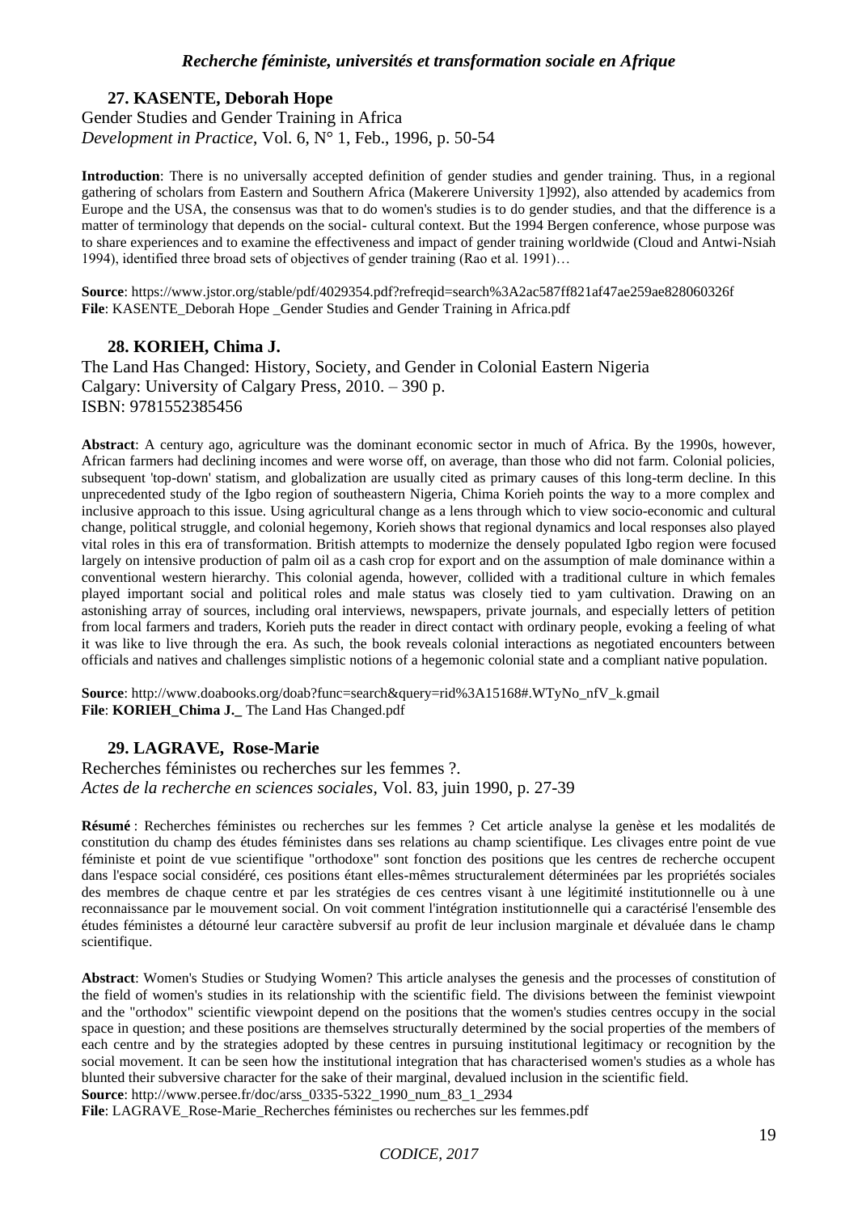### 27. KASENTE, Deborah Hope

Gender Studies and Gender Training in Africa
*Development in Practice*, Vol. 6, N° 1, Feb., 1996, p. 50-54

**Introduction**: There is no universally accepted definition of gender studies and gender training. Thus, in a regional gathering of scholars from Eastern and Southern Africa (Makerere University 1]992), also attended by academics from Europe and the USA, the consensus was that to do women's studies is to do gender studies, and that the difference is a matter of terminology that depends on the social- cultural context. But the 1994 Bergen conference, whose purpose was to share experiences and to examine the effectiveness and impact of gender training worldwide (Cloud and Antwi-Nsiah 1994), identified three broad sets of objectives of gender training (Rao et al. 1991)…

**Source**: https://www.jstor.org/stable/pdf/4029354.pdf?refreqid=search%3A2ac587ff821af47ae259ae828060326f
**File**: KASENTE_Deborah Hope _Gender Studies and Gender Training in Africa.pdf

### 28. KORIEH, Chima J.

The Land Has Changed: History, Society, and Gender in Colonial Eastern Nigeria
Calgary: University of Calgary Press, 2010. – 390 p.
ISBN: 9781552385456

**Abstract**: A century ago, agriculture was the dominant economic sector in much of Africa. By the 1990s, however, African farmers had declining incomes and were worse off, on average, than those who did not farm. Colonial policies, subsequent 'top-down' statism, and globalization are usually cited as primary causes of this long-term decline. In this unprecedented study of the Igbo region of southeastern Nigeria, Chima Korieh points the way to a more complex and inclusive approach to this issue. Using agricultural change as a lens through which to view socio-economic and cultural change, political struggle, and colonial hegemony, Korieh shows that regional dynamics and local responses also played vital roles in this era of transformation. British attempts to modernize the densely populated Igbo region were focused largely on intensive production of palm oil as a cash crop for export and on the assumption of male dominance within a conventional western hierarchy. This colonial agenda, however, collided with a traditional culture in which females played important social and political roles and male status was closely tied to yam cultivation. Drawing on an astonishing array of sources, including oral interviews, newspapers, private journals, and especially letters of petition from local farmers and traders, Korieh puts the reader in direct contact with ordinary people, evoking a feeling of what it was like to live through the era. As such, the book reveals colonial interactions as negotiated encounters between officials and natives and challenges simplistic notions of a hegemonic colonial state and a compliant native population.

**Source**: http://www.doabooks.org/doab?func=search&query=rid%3A15168#.WTyNo_nfV_k.gmail
**File**: **KORIEH_Chima J._** The Land Has Changed.pdf

### 29. LAGRAVE, Rose-Marie

Recherches féministes ou recherches sur les femmes ?.
*Actes de la recherche en sciences sociales*, Vol. 83, juin 1990, p. 27-39

**Résumé** : Recherches féministes ou recherches sur les femmes ? Cet article analyse la genèse et les modalités de constitution du champ des études féministes dans ses relations au champ scientifique. Les clivages entre point de vue féministe et point de vue scientifique "orthodoxe" sont fonction des positions que les centres de recherche occupent dans l'espace social considéré, ces positions étant elles-mêmes structuralement déterminées par les propriétés sociales des membres de chaque centre et par les stratégies de ces centres visant à une légitimité institutionnelle ou à une reconnaissance par le mouvement social. On voit comment l'intégration institutionnelle qui a caractérisé l'ensemble des études féministes a détourné leur caractère subversif au profit de leur inclusion marginale et dévaluée dans le champ scientifique.

**Abstract**: Women's Studies or Studying Women? This article analyses the genesis and the processes of constitution of the field of women's studies in its relationship with the scientific field. The divisions between the feminist viewpoint and the "orthodox" scientific viewpoint depend on the positions that the women's studies centres occupy in the social space in question; and these positions are themselves structurally determined by the social properties of the members of each centre and by the strategies adopted by these centres in pursuing institutional legitimacy or recognition by the social movement. It can be seen how the institutional integration that has characterised women's studies as a whole has blunted their subversive character for the sake of their marginal, devalued inclusion in the scientific field.
**Source**: http://www.persee.fr/doc/arss_0335-5322_1990_num_83_1_2934
**File**: LAGRAVE_Rose-Marie_Recherches féministes ou recherches sur les femmes.pdf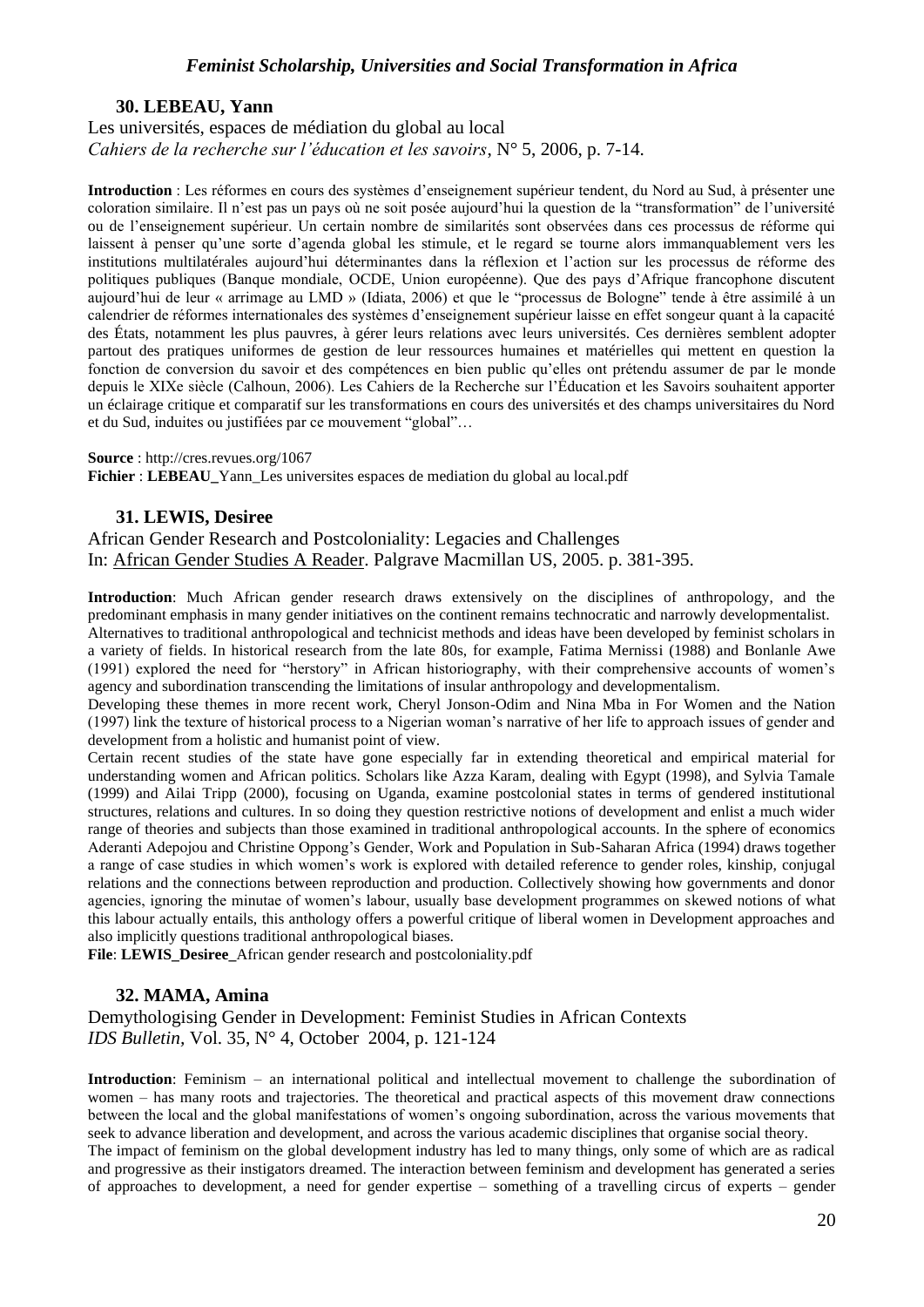### 30. LEBEAU, Yann

Les universités, espaces de médiation du global au local
*Cahiers de la recherche sur l'éducation et les savoirs*, N° 5, 2006, p. 7-14.

**Introduction** : Les réformes en cours des systèmes d'enseignement supérieur tendent, du Nord au Sud, à présenter une coloration similaire. Il n'est pas un pays où ne soit posée aujourd'hui la question de la "transformation" de l'université ou de l'enseignement supérieur. Un certain nombre de similarités sont observées dans ces processus de réforme qui laissent à penser qu'une sorte d'agenda global les stimule, et le regard se tourne alors immanquablement vers les institutions multilatérales aujourd'hui déterminantes dans la réflexion et l'action sur les processus de réforme des politiques publiques (Banque mondiale, OCDE, Union européenne). Que des pays d'Afrique francophone discutent aujourd'hui de leur « arrimage au LMD » (Idiata, 2006) et que le "processus de Bologne" tende à être assimilé à un calendrier de réformes internationales des systèmes d'enseignement supérieur laisse en effet songeur quant à la capacité des États, notamment les plus pauvres, à gérer leurs relations avec leurs universités. Ces dernières semblent adopter partout des pratiques uniformes de gestion de leur ressources humaines et matérielles qui mettent en question la fonction de conversion du savoir et des compétences en bien public qu'elles ont prétendu assumer de par le monde depuis le XIXe siècle (Calhoun, 2006). Les Cahiers de la Recherche sur l'Éducation et les Savoirs souhaitent apporter un éclairage critique et comparatif sur les transformations en cours des universités et des champs universitaires du Nord et du Sud, induites ou justifiées par ce mouvement "global"…

**Source** : http://cres.revues.org/1067
**Fichier** : **LEBEAU_**Yann_Les universites espaces de mediation du global au local.pdf

### 31. LEWIS, Desiree

African Gender Research and Postcoloniality: Legacies and Challenges
In: African Gender Studies A Reader. Palgrave Macmillan US, 2005. p. 381-395.

**Introduction**: Much African gender research draws extensively on the disciplines of anthropology, and the predominant emphasis in many gender initiatives on the continent remains technocratic and narrowly developmentalist.
Alternatives to traditional anthropological and technicist methods and ideas have been developed by feminist scholars in a variety of fields. In historical research from the late 80s, for example, Fatima Mernissi (1988) and Bonlanle Awe (1991) explored the need for "herstory" in African historiography, with their comprehensive accounts of women's agency and subordination transcending the limitations of insular anthropology and developmentalism.
Developing these themes in more recent work, Cheryl Jonson-Odim and Nina Mba in For Women and the Nation (1997) link the texture of historical process to a Nigerian woman's narrative of her life to approach issues of gender and development from a holistic and humanist point of view.
Certain recent studies of the state have gone especially far in extending theoretical and empirical material for understanding women and African politics. Scholars like Azza Karam, dealing with Egypt (1998), and Sylvia Tamale (1999) and Ailai Tripp (2000), focusing on Uganda, examine postcolonial states in terms of gendered institutional structures, relations and cultures. In so doing they question restrictive notions of development and enlist a much wider range of theories and subjects than those examined in traditional anthropological accounts. In the sphere of economics Aderanti Adepojou and Christine Oppong's Gender, Work and Population in Sub-Saharan Africa (1994) draws together a range of case studies in which women's work is explored with detailed reference to gender roles, kinship, conjugal relations and the connections between reproduction and production. Collectively showing how governments and donor agencies, ignoring the minutae of women's labour, usually base development programmes on skewed notions of what this labour actually entails, this anthology offers a powerful critique of liberal women in Development approaches and also implicitly questions traditional anthropological biases.
**File**: **LEWIS_Desiree_**African gender research and postcoloniality.pdf

### 32. MAMA, Amina

Demythologising Gender in Development: Feminist Studies in African Contexts
*IDS Bulletin*, Vol. 35, N° 4, October 2004, p. 121-124

**Introduction**: Feminism – an international political and intellectual movement to challenge the subordination of women – has many roots and trajectories. The theoretical and practical aspects of this movement draw connections between the local and the global manifestations of women's ongoing subordination, across the various movements that seek to advance liberation and development, and across the various academic disciplines that organise social theory.
The impact of feminism on the global development industry has led to many things, only some of which are as radical and progressive as their instigators dreamed. The interaction between feminism and development has generated a series of approaches to development, a need for gender expertise – something of a travelling circus of experts – gender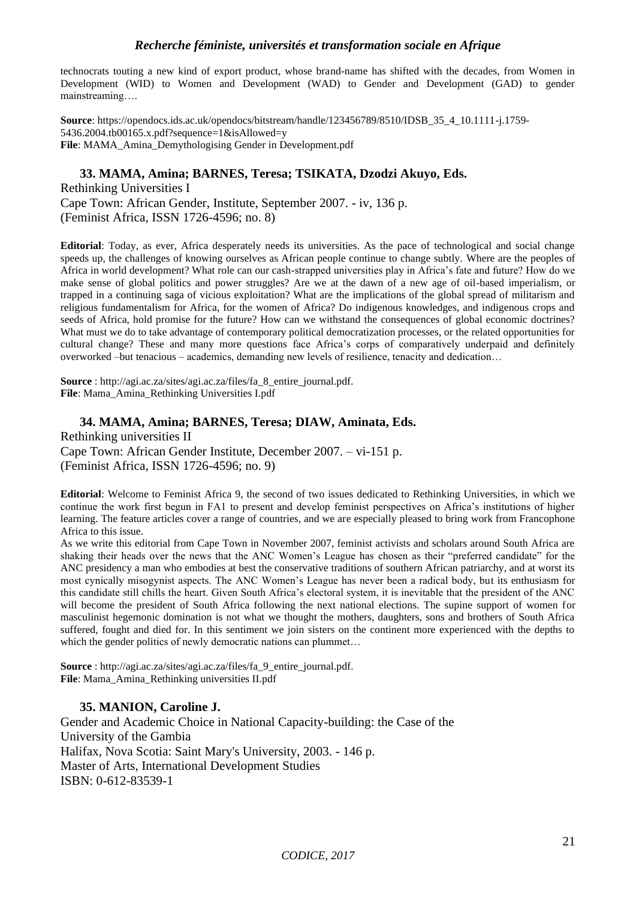technocrats touting a new kind of export product, whose brand-name has shifted with the decades, from Women in Development (WID) to Women and Development (WAD) to Gender and Development (GAD) to gender mainstreaming….

**Source**: https://opendocs.ids.ac.uk/opendocs/bitstream/handle/123456789/8510/IDSB_35_4_10.1111-j.1759-5436.2004.tb00165.x.pdf?sequence=1&isAllowed=y
**File**: MAMA_Amina_Demythologising Gender in Development.pdf

### 33. MAMA, Amina; BARNES, Teresa; TSIKATA, Dzodzi Akuyo, Eds.

Rethinking Universities I
Cape Town: African Gender, Institute, September 2007. - iv, 136 p.
(Feminist Africa, ISSN 1726-4596; no. 8)

**Editorial**: Today, as ever, Africa desperately needs its universities. As the pace of technological and social change speeds up, the challenges of knowing ourselves as African people continue to change subtly. Where are the peoples of Africa in world development? What role can our cash-strapped universities play in Africa's fate and future? How do we make sense of global politics and power struggles? Are we at the dawn of a new age of oil-based imperialism, or trapped in a continuing saga of vicious exploitation? What are the implications of the global spread of militarism and religious fundamentalism for Africa, for the women of Africa? Do indigenous knowledges, and indigenous crops and seeds of Africa, hold promise for the future? How can we withstand the consequences of global economic doctrines? What must we do to take advantage of contemporary political democratization processes, or the related opportunities for cultural change? These and many more questions face Africa's corps of comparatively underpaid and definitely overworked –but tenacious – academics, demanding new levels of resilience, tenacity and dedication…

**Source** : http://agi.ac.za/sites/agi.ac.za/files/fa_8_entire_journal.pdf.
**File**: Mama_Amina_Rethinking Universities I.pdf

### 34. MAMA, Amina; BARNES, Teresa; DIAW, Aminata, Eds.

Rethinking universities II
Cape Town: African Gender Institute, December 2007. – vi-151 p.
(Feminist Africa, ISSN 1726-4596; no. 9)

**Editorial**: Welcome to Feminist Africa 9, the second of two issues dedicated to Rethinking Universities, in which we continue the work first begun in FA1 to present and develop feminist perspectives on Africa's institutions of higher learning. The feature articles cover a range of countries, and we are especially pleased to bring work from Francophone Africa to this issue.

As we write this editorial from Cape Town in November 2007, feminist activists and scholars around South Africa are shaking their heads over the news that the ANC Women's League has chosen as their "preferred candidate" for the ANC presidency a man who embodies at best the conservative traditions of southern African patriarchy, and at worst its most cynically misogynist aspects. The ANC Women's League has never been a radical body, but its enthusiasm for this candidate still chills the heart. Given South Africa's electoral system, it is inevitable that the president of the ANC will become the president of South Africa following the next national elections. The supine support of women for masculinist hegemonic domination is not what we thought the mothers, daughters, sons and brothers of South Africa suffered, fought and died for. In this sentiment we join sisters on the continent more experienced with the depths to which the gender politics of newly democratic nations can plummet…

**Source** : http://agi.ac.za/sites/agi.ac.za/files/fa_9_entire_journal.pdf.
**File**: Mama_Amina_Rethinking universities II.pdf

### 35. MANION, Caroline J.

Gender and Academic Choice in National Capacity-building: the Case of the University of the Gambia
Halifax, Nova Scotia: Saint Mary's University, 2003. - 146 p.
Master of Arts, International Development Studies
ISBN: 0-612-83539-1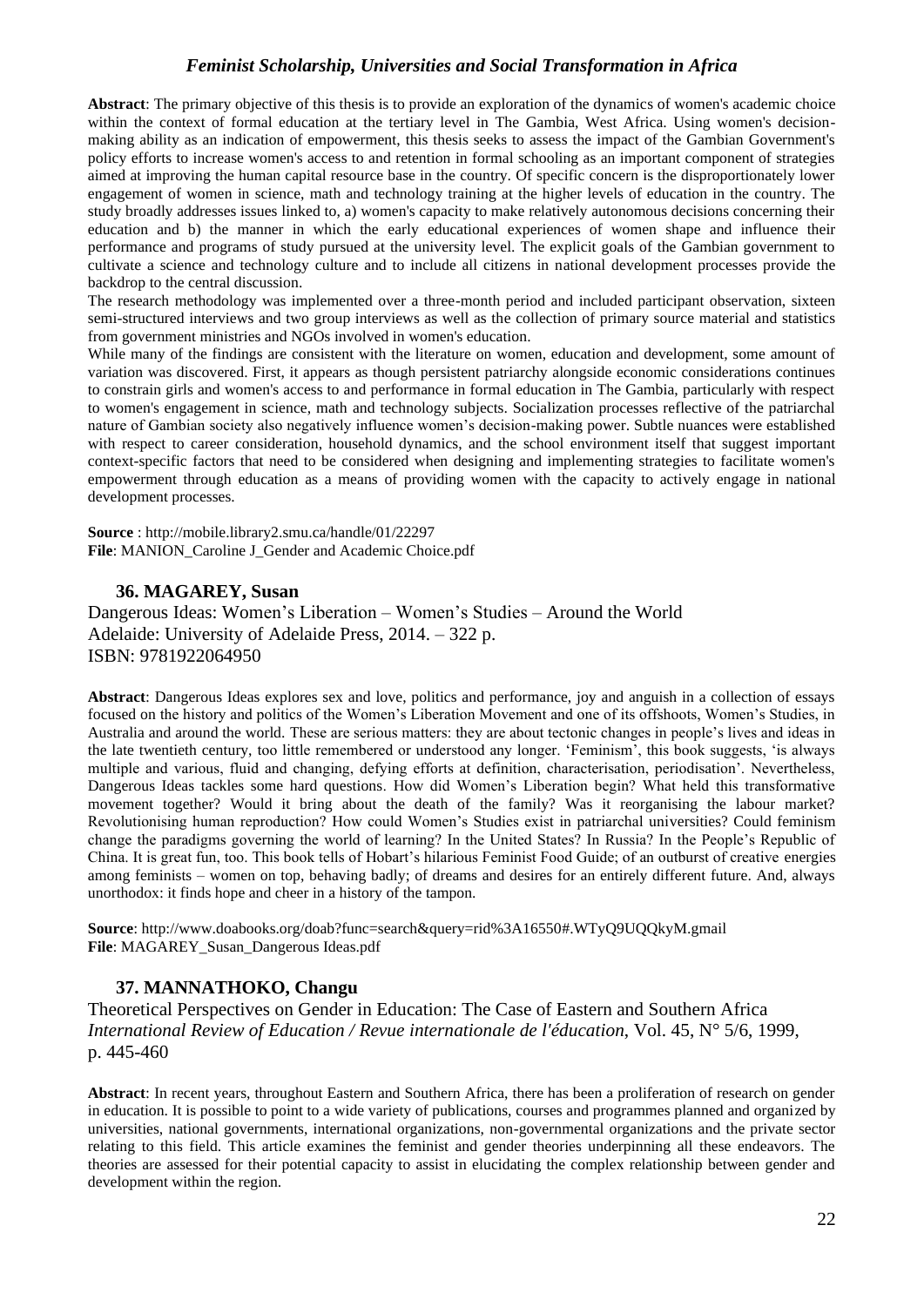**Abstract**: The primary objective of this thesis is to provide an exploration of the dynamics of women's academic choice within the context of formal education at the tertiary level in The Gambia, West Africa. Using women's decision-making ability as an indication of empowerment, this thesis seeks to assess the impact of the Gambian Government's policy efforts to increase women's access to and retention in formal schooling as an important component of strategies aimed at improving the human capital resource base in the country. Of specific concern is the disproportionately lower engagement of women in science, math and technology training at the higher levels of education in the country. The study broadly addresses issues linked to, a) women's capacity to make relatively autonomous decisions concerning their education and b) the manner in which the early educational experiences of women shape and influence their performance and programs of study pursued at the university level. The explicit goals of the Gambian government to cultivate a science and technology culture and to include all citizens in national development processes provide the backdrop to the central discussion.

The research methodology was implemented over a three-month period and included participant observation, sixteen semi-structured interviews and two group interviews as well as the collection of primary source material and statistics from government ministries and NGOs involved in women's education.

While many of the findings are consistent with the literature on women, education and development, some amount of variation was discovered. First, it appears as though persistent patriarchy alongside economic considerations continues to constrain girls and women's access to and performance in formal education in The Gambia, particularly with respect to women's engagement in science, math and technology subjects. Socialization processes reflective of the patriarchal nature of Gambian society also negatively influence women's decision-making power. Subtle nuances were established with respect to career consideration, household dynamics, and the school environment itself that suggest important context-specific factors that need to be considered when designing and implementing strategies to facilitate women's empowerment through education as a means of providing women with the capacity to actively engage in national development processes.

**Source** : http://mobile.library2.smu.ca/handle/01/22297
**File**: MANION_Caroline J_Gender and Academic Choice.pdf

### 36. MAGAREY, Susan

Dangerous Ideas: Women's Liberation – Women's Studies – Around the World
Adelaide: University of Adelaide Press, 2014. – 322 p.
ISBN: 9781922064950

**Abstract**: Dangerous Ideas explores sex and love, politics and performance, joy and anguish in a collection of essays focused on the history and politics of the Women's Liberation Movement and one of its offshoots, Women's Studies, in Australia and around the world. These are serious matters: they are about tectonic changes in people's lives and ideas in the late twentieth century, too little remembered or understood any longer. 'Feminism', this book suggests, 'is always multiple and various, fluid and changing, defying efforts at definition, characterisation, periodisation'. Nevertheless, Dangerous Ideas tackles some hard questions. How did Women's Liberation begin? What held this transformative movement together? Would it bring about the death of the family? Was it reorganising the labour market? Revolutionising human reproduction? How could Women's Studies exist in patriarchal universities? Could feminism change the paradigms governing the world of learning? In the United States? In Russia? In the People's Republic of China. It is great fun, too. This book tells of Hobart's hilarious Feminist Food Guide; of an outburst of creative energies among feminists – women on top, behaving badly; of dreams and desires for an entirely different future. And, always unorthodox: it finds hope and cheer in a history of the tampon.

**Source**: http://www.doabooks.org/doab?func=search&query=rid%3A16550#.WTyQ9UQQkyM.gmail
**File**: MAGAREY_Susan_Dangerous Ideas.pdf

### 37. MANNATHOKO, Changu

Theoretical Perspectives on Gender in Education: The Case of Eastern and Southern Africa
*International Review of Education / Revue internationale de l'éducation*, Vol. 45, N° 5/6, 1999, p. 445-460

**Abstract**: In recent years, throughout Eastern and Southern Africa, there has been a proliferation of research on gender in education. It is possible to point to a wide variety of publications, courses and programmes planned and organized by universities, national governments, international organizations, non-governmental organizations and the private sector relating to this field. This article examines the feminist and gender theories underpinning all these endeavors. The theories are assessed for their potential capacity to assist in elucidating the complex relationship between gender and development within the region.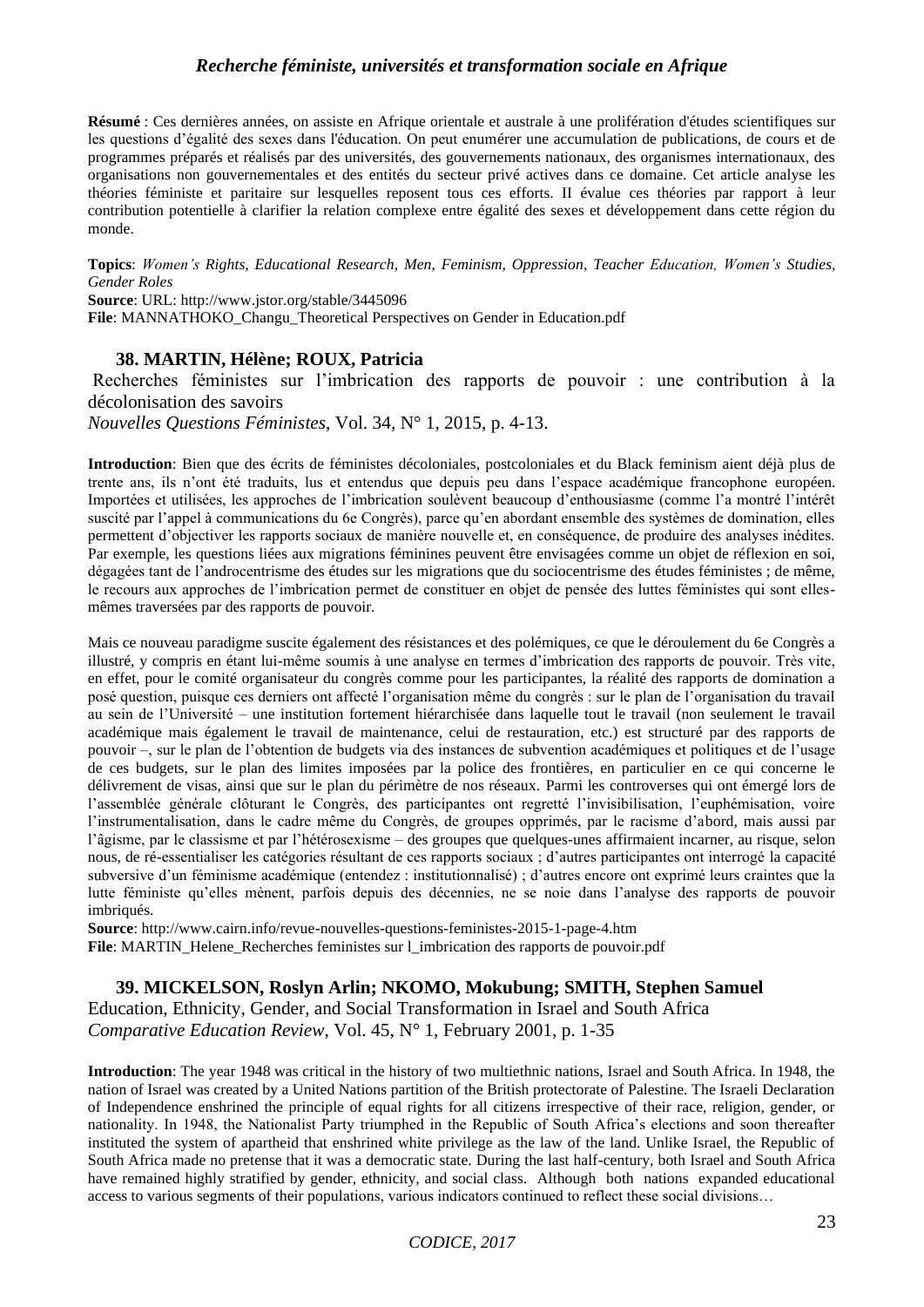**Résumé** : Ces dernières années, on assiste en Afrique orientale et australe à une prolifération d'études scientifiques sur les questions d'égalité des sexes dans l'éducation. On peut enumérer une accumulation de publications, de cours et de programmes préparés et réalisés par des universités, des gouvernements nationaux, des organismes internationaux, des organisations non gouvernementales et des entités du secteur privé actives dans ce domaine. Cet article analyse les théories féministe et paritaire sur lesquelles reposent tous ces efforts. II évalue ces théories par rapport à leur contribution potentielle à clarifier la relation complexe entre égalité des sexes et développement dans cette région du monde.

**Topics**: *Women's Rights, Educational Research, Men, Feminism, Oppression, Teacher Education, Women's Studies, Gender Roles*
**Source**: URL: http://www.jstor.org/stable/3445096
**File**: MANNATHOKO_Changu_Theoretical Perspectives on Gender in Education.pdf

### 38. MARTIN, Hélène; ROUX, Patricia

Recherches féministes sur l'imbrication des rapports de pouvoir : une contribution à la décolonisation des savoirs
*Nouvelles Questions Féministes*, Vol. 34, N° 1, 2015, p. 4-13.

**Introduction**: Bien que des écrits de féministes décoloniales, postcoloniales et du Black feminism aient déjà plus de trente ans, ils n'ont été traduits, lus et entendus que depuis peu dans l'espace académique francophone européen. Importées et utilisées, les approches de l'imbrication soulèvent beaucoup d'enthousiasme (comme l'a montré l'intérêt suscité par l'appel à communications du 6e Congrès), parce qu'en abordant ensemble des systèmes de domination, elles permettent d'objectiver les rapports sociaux de manière nouvelle et, en conséquence, de produire des analyses inédites. Par exemple, les questions liées aux migrations féminines peuvent être envisagées comme un objet de réflexion en soi, dégagées tant de l'androcentrisme des études sur les migrations que du sociocentrisme des études féministes ; de même, le recours aux approches de l'imbrication permet de constituer en objet de pensée des luttes féministes qui sont elles-mêmes traversées par des rapports de pouvoir.

Mais ce nouveau paradigme suscite également des résistances et des polémiques, ce que le déroulement du 6e Congrès a illustré, y compris en étant lui-même soumis à une analyse en termes d'imbrication des rapports de pouvoir. Très vite, en effet, pour le comité organisateur du congrès comme pour les participantes, la réalité des rapports de domination a posé question, puisque ces derniers ont affecté l'organisation même du congrès : sur le plan de l'organisation du travail au sein de l'Université – une institution fortement hiérarchisée dans laquelle tout le travail (non seulement le travail académique mais également le travail de maintenance, celui de restauration, etc.) est structuré par des rapports de pouvoir –, sur le plan de l'obtention de budgets via des instances de subvention académiques et politiques et de l'usage de ces budgets, sur le plan des limites imposées par la police des frontières, en particulier en ce qui concerne le délivrement de visas, ainsi que sur le plan du périmètre de nos réseaux. Parmi les controverses qui ont émergé lors de l'assemblée générale clôturant le Congrès, des participantes ont regretté l'invisibilisation, l'euphémisation, voire l'instrumentalisation, dans le cadre même du Congrès, de groupes opprimés, par le racisme d'abord, mais aussi par l'âgisme, par le classisme et par l'hétérosexisme – des groupes que quelques-unes affirmaient incarner, au risque, selon nous, de ré-essentialiser les catégories résultant de ces rapports sociaux ; d'autres participantes ont interrogé la capacité subversive d'un féminisme académique (entendez : institutionnalisé) ; d'autres encore ont exprimé leurs craintes que la lutte féministe qu'elles mènent, parfois depuis des décennies, ne se noie dans l'analyse des rapports de pouvoir imbriqués.
**Source**: http://www.cairn.info/revue-nouvelles-questions-feministes-2015-1-page-4.htm
**File**: MARTIN_Helene_Recherches feministes sur l_imbrication des rapports de pouvoir.pdf

### 39. MICKELSON, Roslyn Arlin; NKOMO, Mokubung; SMITH, Stephen Samuel

Education, Ethnicity, Gender, and Social Transformation in Israel and South Africa
*Comparative Education Review*, Vol. 45, N° 1, February 2001, p. 1-35

**Introduction**: The year 1948 was critical in the history of two multiethnic nations, Israel and South Africa. In 1948, the nation of Israel was created by a United Nations partition of the British protectorate of Palestine. The Israeli Declaration of Independence enshrined the principle of equal rights for all citizens irrespective of their race, religion, gender, or nationality. In 1948, the Nationalist Party triumphed in the Republic of South Africa's elections and soon thereafter instituted the system of apartheid that enshrined white privilege as the law of the land. Unlike Israel, the Republic of South Africa made no pretense that it was a democratic state. During the last half-century, both Israel and South Africa have remained highly stratified by gender, ethnicity, and social class. Although both nations expanded educational access to various segments of their populations, various indicators continued to reflect these social divisions…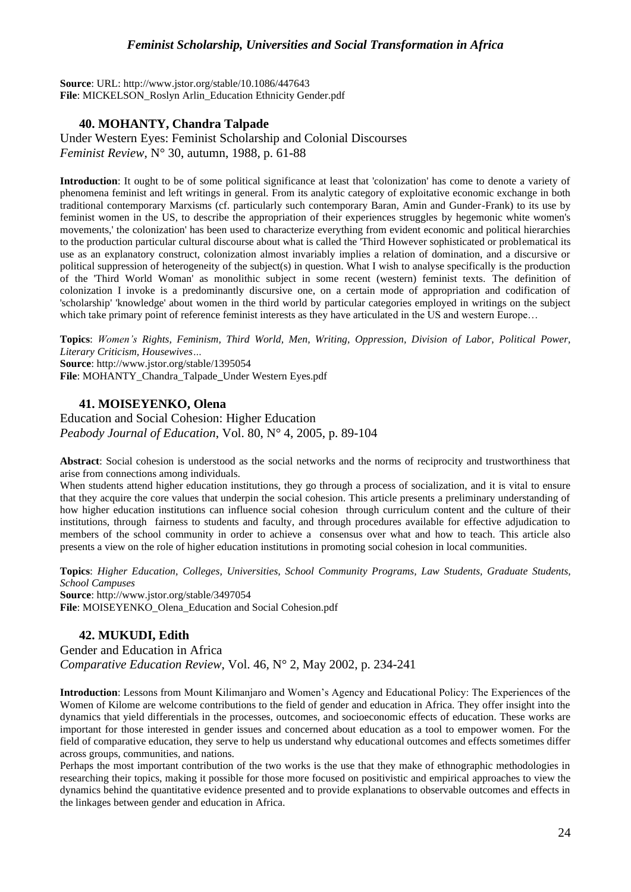**Source**: URL: http://www.jstor.org/stable/10.1086/447643
**File**: MICKELSON_Roslyn Arlin_Education Ethnicity Gender.pdf

### 40. MOHANTY, Chandra Talpade

Under Western Eyes: Feminist Scholarship and Colonial Discourses
*Feminist Review*, N° 30, autumn, 1988, p. 61-88

**Introduction**: It ought to be of some political significance at least that 'colonization' has come to denote a variety of phenomena feminist and left writings in general. From its analytic category of exploitative economic exchange in both traditional contemporary Marxisms (cf. particularly such contemporary Baran, Amin and Gunder-Frank) to its use by feminist women in the US, to describe the appropriation of their experiences struggles by hegemonic white women's movements,' the colonization' has been used to characterize everything from evident economic and political hierarchies to the production particular cultural discourse about what is called the 'Third However sophisticated or problematical its use as an explanatory construct, colonization almost invariably implies a relation of domination, and a discursive or political suppression of heterogeneity of the subject(s) in question. What I wish to analyse specifically is the production of the 'Third World Woman' as monolithic subject in some recent (western) feminist texts. The definition of colonization I invoke is a predominantly discursive one, on a certain mode of appropriation and codification of 'scholarship' 'knowledge' about women in the third world by particular categories employed in writings on the subject which take primary point of reference feminist interests as they have articulated in the US and western Europe…

**Topics**: *Women's Rights, Feminism, Third World, Men, Writing, Oppression, Division of Labor, Political Power, Literary Criticism, Housewives…*
**Source**: http://www.jstor.org/stable/1395054
**File**: MOHANTY_Chandra_Talpade_Under Western Eyes.pdf

### 41. MOISEYENKO, Olena

Education and Social Cohesion: Higher Education
*Peabody Journal of Education*, Vol. 80, N° 4, 2005, p. 89-104

**Abstract**: Social cohesion is understood as the social networks and the norms of reciprocity and trustworthiness that arise from connections among individuals.
When students attend higher education institutions, they go through a process of socialization, and it is vital to ensure that they acquire the core values that underpin the social cohesion. This article presents a preliminary understanding of how higher education institutions can influence social cohesion through curriculum content and the culture of their institutions, through fairness to students and faculty, and through procedures available for effective adjudication to members of the school community in order to achieve a consensus over what and how to teach. This article also presents a view on the role of higher education institutions in promoting social cohesion in local communities.

**Topics**: *Higher Education, Colleges, Universities, School Community Programs, Law Students, Graduate Students, School Campuses*
**Source**: http://www.jstor.org/stable/3497054
**File**: MOISEYENKO_Olena_Education and Social Cohesion.pdf

### 42. MUKUDI, Edith

Gender and Education in Africa
*Comparative Education Review*, Vol. 46, N° 2, May 2002, p. 234-241

**Introduction**: Lessons from Mount Kilimanjaro and Women's Agency and Educational Policy: The Experiences of the Women of Kilome are welcome contributions to the field of gender and education in Africa. They offer insight into the dynamics that yield differentials in the processes, outcomes, and socioeconomic effects of education. These works are important for those interested in gender issues and concerned about education as a tool to empower women. For the field of comparative education, they serve to help us understand why educational outcomes and effects sometimes differ across groups, communities, and nations.
Perhaps the most important contribution of the two works is the use that they make of ethnographic methodologies in researching their topics, making it possible for those more focused on positivistic and empirical approaches to view the dynamics behind the quantitative evidence presented and to provide explanations to observable outcomes and effects in the linkages between gender and education in Africa.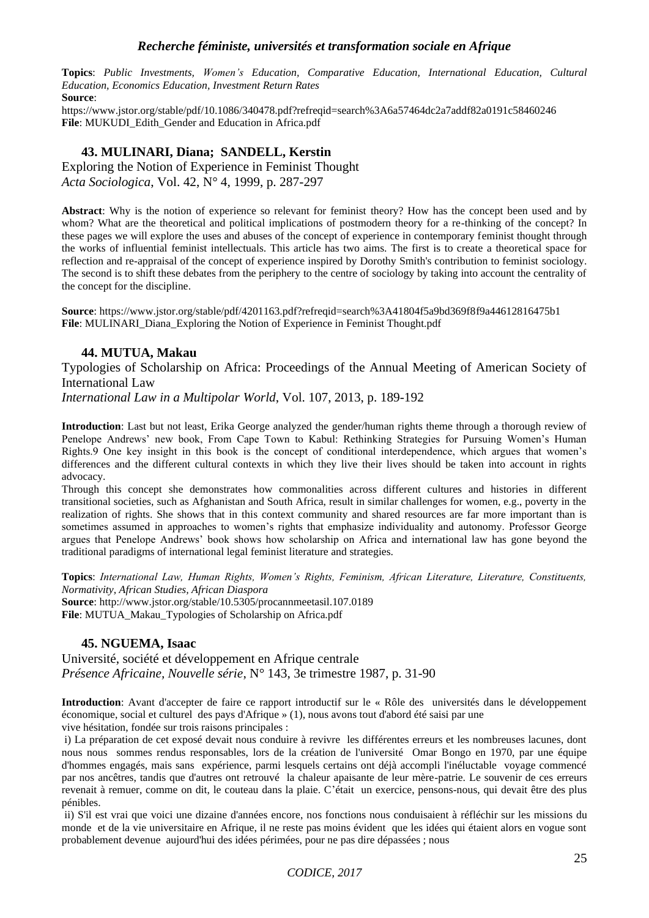**Topics**: *Public Investments, Women's Education, Comparative Education, International Education, Cultural Education, Economics Education, Investment Return Rates*
**Source**:
https://www.jstor.org/stable/pdf/10.1086/340478.pdf?refreqid=search%3A6a57464dc2a7addf82a0191c58460246
**File**: MUKUDI_Edith_Gender and Education in Africa.pdf

### 43. MULINARI, Diana; SANDELL, Kerstin

Exploring the Notion of Experience in Feminist Thought
*Acta Sociologica*, Vol. 42, N° 4, 1999, p. 287-297

**Abstract**: Why is the notion of experience so relevant for feminist theory? How has the concept been used and by whom? What are the theoretical and political implications of postmodern theory for a re-thinking of the concept? In these pages we will explore the uses and abuses of the concept of experience in contemporary feminist thought through the works of influential feminist intellectuals. This article has two aims. The first is to create a theoretical space for reflection and re-appraisal of the concept of experience inspired by Dorothy Smith's contribution to feminist sociology. The second is to shift these debates from the periphery to the centre of sociology by taking into account the centrality of the concept for the discipline.

**Source**: https://www.jstor.org/stable/pdf/4201163.pdf?refreqid=search%3A41804f5a9bd369f8f9a44612816475b1
**File**: MULINARI_Diana_Exploring the Notion of Experience in Feminist Thought.pdf

### 44. MUTUA, Makau

Typologies of Scholarship on Africa: Proceedings of the Annual Meeting of American Society of International Law
*International Law in a Multipolar World*, Vol. 107, 2013, p. 189-192

**Introduction**: Last but not least, Erika George analyzed the gender/human rights theme through a thorough review of Penelope Andrews' new book, From Cape Town to Kabul: Rethinking Strategies for Pursuing Women's Human Rights.9 One key insight in this book is the concept of conditional interdependence, which argues that women's differences and the different cultural contexts in which they live their lives should be taken into account in rights advocacy.
Through this concept she demonstrates how commonalities across different cultures and histories in different transitional societies, such as Afghanistan and South Africa, result in similar challenges for women, e.g., poverty in the realization of rights. She shows that in this context community and shared resources are far more important than is sometimes assumed in approaches to women's rights that emphasize individuality and autonomy. Professor George argues that Penelope Andrews' book shows how scholarship on Africa and international law has gone beyond the traditional paradigms of international legal feminist literature and strategies.

**Topics**: *International Law, Human Rights, Women's Rights, Feminism, African Literature, Literature, Constituents, Normativity, African Studies, African Diaspora*
**Source**: http://www.jstor.org/stable/10.5305/procannmeetasil.107.0189
**File**: MUTUA_Makau_Typologies of Scholarship on Africa.pdf

### 45. NGUEMA, Isaac

Université, société et développement en Afrique centrale
*Présence Africaine, Nouvelle série*, N° 143, 3e trimestre 1987, p. 31-90

**Introduction**: Avant d'accepter de faire ce rapport introductif sur le « Rôle des universités dans le développement économique, social et culturel des pays d'Afrique » (1), nous avons tout d'abord été saisi par une vive hésitation, fondée sur trois raisons principales :

i) La préparation de cet exposé devait nous conduire à revivre les différentes erreurs et les nombreuses lacunes, dont nous nous sommes rendus responsables, lors de la création de l'université Omar Bongo en 1970, par une équipe d'hommes engagés, mais sans expérience, parmi lesquels certains ont déjà accompli l'inéluctable voyage commencé par nos ancêtres, tandis que d'autres ont retrouvé la chaleur apaisante de leur mère-patrie. Le souvenir de ces erreurs revenait à remuer, comme on dit, le couteau dans la plaie. C'était un exercice, pensons-nous, qui devait être des plus pénibles.

ii) S'il est vrai que voici une dizaine d'années encore, nos fonctions nous conduisaient à réfléchir sur les missions du monde et de la vie universitaire en Afrique, il ne reste pas moins évident que les idées qui étaient alors en vogue sont probablement devenue aujourd'hui des idées périmées, pour ne pas dire dépassées ; nous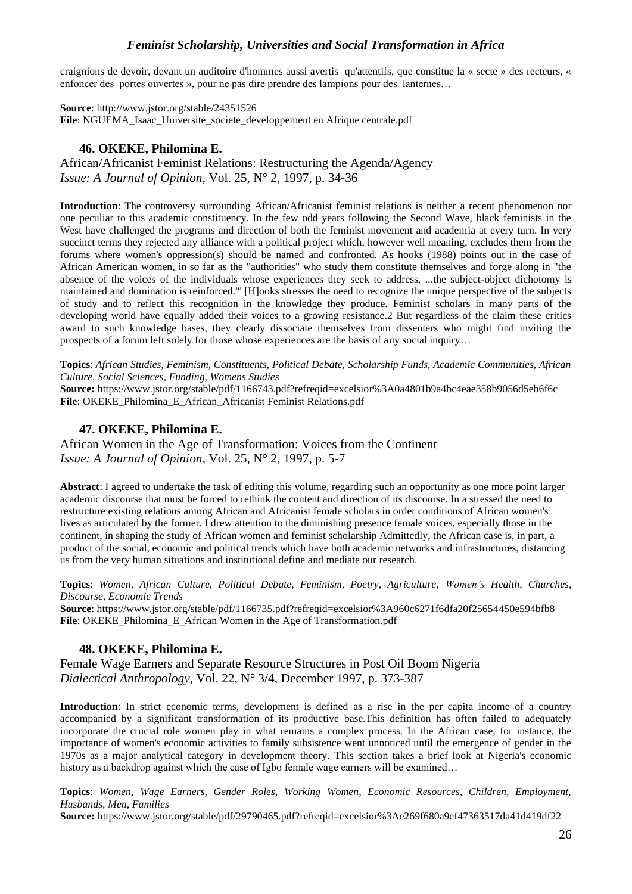craignions de devoir, devant un auditoire d'hommes aussi avertis qu'attentifs, que constitue la « secte » des recteurs, « enfoncer des portes ouvertes », pour ne pas dire prendre des lampions pour des lanternes…

**Source**: http://www.jstor.org/stable/24351526
**File**: NGUEMA_Isaac_Universite_societe_developpement en Afrique centrale.pdf

### 46. OKEKE, Philomina E.

African/Africanist Feminist Relations: Restructuring the Agenda/Agency
*Issue: A Journal of Opinion*, Vol. 25, N° 2, 1997, p. 34-36

**Introduction**: The controversy surrounding African/Africanist feminist relations is neither a recent phenomenon nor one peculiar to this academic constituency. In the few odd years following the Second Wave, black feminists in the West have challenged the programs and direction of both the feminist movement and academia at every turn. In very succinct terms they rejected any alliance with a political project which, however well meaning, excludes them from the forums where women's oppression(s) should be named and confronted. As hooks (1988) points out in the case of African American women, in so far as the "authorities" who study them constitute themselves and forge along in "the absence of the voices of the individuals whose experiences they seek to address, ...the subject-object dichotomy is maintained and domination is reinforced."' [H]ooks stresses the need to recognize the unique perspective of the subjects of study and to reflect this recognition in the knowledge they produce. Feminist scholars in many parts of the developing world have equally added their voices to a growing resistance.2 But regardless of the claim these critics award to such knowledge bases, they clearly dissociate themselves from dissenters who might find inviting the prospects of a forum left solely for those whose experiences are the basis of any social inquiry…

**Topics**: *African Studies, Feminism, Constituents, Political Debate, Scholarship Funds, Academic Communities, African Culture, Social Sciences, Funding, Womens Studies*
**Source:** https://www.jstor.org/stable/pdf/1166743.pdf?refreqid=excelsior%3A0a4801b9a4bc4eae358b9056d5eb6f6c
**File**: OKEKE_Philomina_E_African_Africanist Feminist Relations.pdf

### 47. OKEKE, Philomina E.

African Women in the Age of Transformation: Voices from the Continent
*Issue: A Journal of Opinion*, Vol. 25, N° 2, 1997, p. 5-7

**Abstract**: I agreed to undertake the task of editing this volume, regarding such an opportunity as one more point larger academic discourse that must be forced to rethink the content and direction of its discourse. In a stressed the need to restructure existing relations among African and Africanist female scholars in order conditions of African women's lives as articulated by the former. I drew attention to the diminishing presence female voices, especially those in the continent, in shaping the study of African women and feminist scholarship Admittedly, the African case is, in part, a product of the social, economic and political trends which have both academic networks and infrastructures, distancing us from the very human situations and institutional define and mediate our research.

**Topics**: *Women, African Culture, Political Debate, Feminism, Poetry, Agriculture, Women's Health, Churches, Discourse, Economic Trends*
**Source**: https://www.jstor.org/stable/pdf/1166735.pdf?refreqid=excelsior%3A960c6271f6dfa20f25654450e594bfb8
**File**: OKEKE_Philomina_E_African Women in the Age of Transformation.pdf

### 48. OKEKE, Philomina E.

Female Wage Earners and Separate Resource Structures in Post Oil Boom Nigeria
*Dialectical Anthropology*, Vol. 22, N° 3/4, December 1997, p. 373-387

**Introduction**: In strict economic terms, development is defined as a rise in the per capita income of a country accompanied by a significant transformation of its productive base.This definition has often failed to adequately incorporate the crucial role women play in what remains a complex process. In the African case, for instance, the importance of women's economic activities to family subsistence went unnoticed until the emergence of gender in the 1970s as a major analytical category in development theory. This section takes a brief look at Nigeria's economic history as a backdrop against which the case of Igbo female wage earners will be examined…

**Topics**: *Women, Wage Earners, Gender Roles, Working Women, Economic Resources, Children, Employment, Husbands, Men, Families*
**Source:** https://www.jstor.org/stable/pdf/29790465.pdf?refreqid=excelsior%3Ae269f680a9ef47363517da41d419df22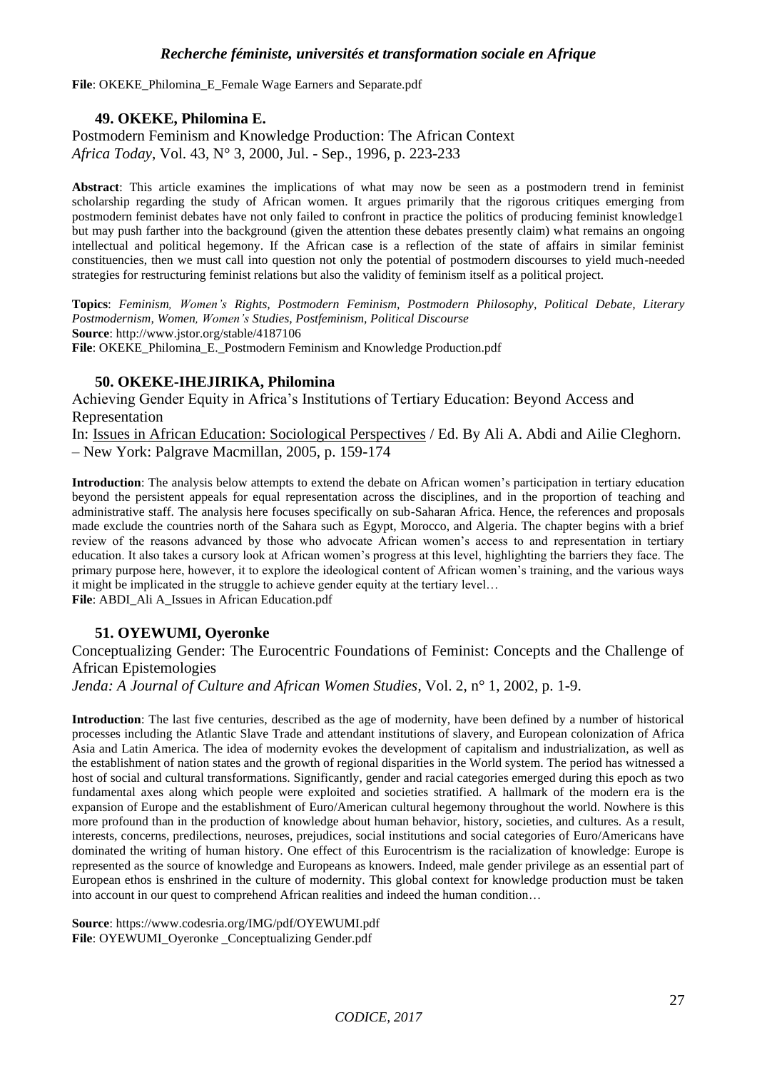**File**: OKEKE_Philomina_E_Female Wage Earners and Separate.pdf

### 49. OKEKE, Philomina E.

Postmodern Feminism and Knowledge Production: The African Context
*Africa Today*, Vol. 43, N° 3, 2000, Jul. - Sep., 1996, p. 223-233

**Abstract**: This article examines the implications of what may now be seen as a postmodern trend in feminist scholarship regarding the study of African women. It argues primarily that the rigorous critiques emerging from postmodern feminist debates have not only failed to confront in practice the politics of producing feminist knowledge1 but may push farther into the background (given the attention these debates presently claim) what remains an ongoing intellectual and political hegemony. If the African case is a reflection of the state of affairs in similar feminist constituencies, then we must call into question not only the potential of postmodern discourses to yield much-needed strategies for restructuring feminist relations but also the validity of feminism itself as a political project.

**Topics**: *Feminism, Women's Rights, Postmodern Feminism, Postmodern Philosophy, Political Debate, Literary Postmodernism, Women, Women's Studies, Postfeminism, Political Discourse*
**Source**: http://www.jstor.org/stable/4187106
**File**: OKEKE_Philomina_E._Postmodern Feminism and Knowledge Production.pdf

### 50. OKEKE-IHEJIRIKA, Philomina

Achieving Gender Equity in Africa's Institutions of Tertiary Education: Beyond Access and Representation
In: Issues in African Education: Sociological Perspectives / Ed. By Ali A. Abdi and Ailie Cleghorn. – New York: Palgrave Macmillan, 2005, p. 159-174

**Introduction**: The analysis below attempts to extend the debate on African women's participation in tertiary education beyond the persistent appeals for equal representation across the disciplines, and in the proportion of teaching and administrative staff. The analysis here focuses specifically on sub-Saharan Africa. Hence, the references and proposals made exclude the countries north of the Sahara such as Egypt, Morocco, and Algeria. The chapter begins with a brief review of the reasons advanced by those who advocate African women's access to and representation in tertiary education. It also takes a cursory look at African women's progress at this level, highlighting the barriers they face. The primary purpose here, however, it to explore the ideological content of African women's training, and the various ways it might be implicated in the struggle to achieve gender equity at the tertiary level…
**File**: ABDI_Ali A_Issues in African Education.pdf

### 51. OYEWUMI, Oyeronke

Conceptualizing Gender: The Eurocentric Foundations of Feminist: Concepts and the Challenge of African Epistemologies
*Jenda: A Journal of Culture and African Women Studies*, Vol. 2, n° 1, 2002, p. 1-9.

**Introduction**: The last five centuries, described as the age of modernity, have been defined by a number of historical processes including the Atlantic Slave Trade and attendant institutions of slavery, and European colonization of Africa Asia and Latin America. The idea of modernity evokes the development of capitalism and industrialization, as well as the establishment of nation states and the growth of regional disparities in the World system. The period has witnessed a host of social and cultural transformations. Significantly, gender and racial categories emerged during this epoch as two fundamental axes along which people were exploited and societies stratified. A hallmark of the modern era is the expansion of Europe and the establishment of Euro/American cultural hegemony throughout the world. Nowhere is this more profound than in the production of knowledge about human behavior, history, societies, and cultures. As a result, interests, concerns, predilections, neuroses, prejudices, social institutions and social categories of Euro/Americans have dominated the writing of human history. One effect of this Eurocentrism is the racialization of knowledge: Europe is represented as the source of knowledge and Europeans as knowers. Indeed, male gender privilege as an essential part of European ethos is enshrined in the culture of modernity. This global context for knowledge production must be taken into account in our quest to comprehend African realities and indeed the human condition…

**Source**: https://www.codesria.org/IMG/pdf/OYEWUMI.pdf
**File**: OYEWUMI_Oyeronke _Conceptualizing Gender.pdf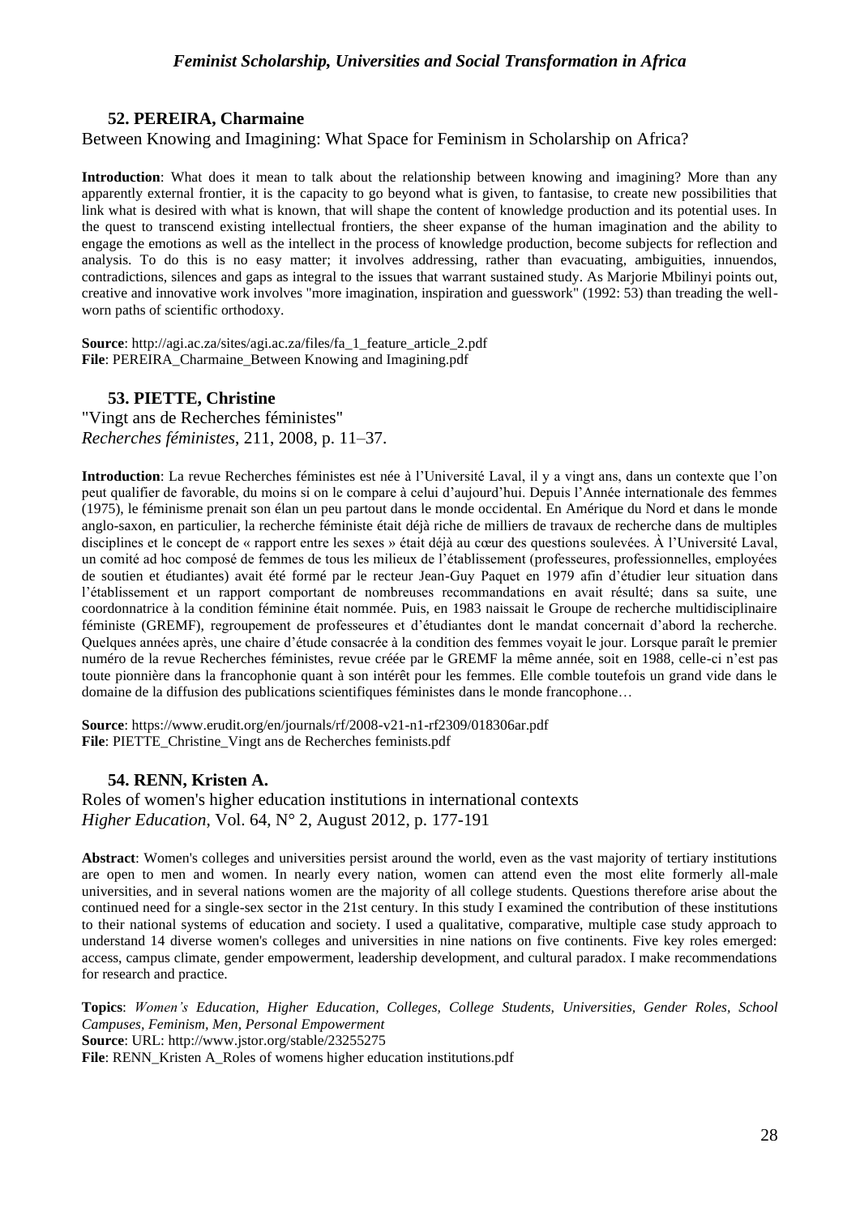### 52. PEREIRA, Charmaine

Between Knowing and Imagining: What Space for Feminism in Scholarship on Africa?

**Introduction**: What does it mean to talk about the relationship between knowing and imagining? More than any apparently external frontier, it is the capacity to go beyond what is given, to fantasise, to create new possibilities that link what is desired with what is known, that will shape the content of knowledge production and its potential uses. In the quest to transcend existing intellectual frontiers, the sheer expanse of the human imagination and the ability to engage the emotions as well as the intellect in the process of knowledge production, become subjects for reflection and analysis. To do this is no easy matter; it involves addressing, rather than evacuating, ambiguities, innuendos, contradictions, silences and gaps as integral to the issues that warrant sustained study. As Marjorie Mbilinyi points out, creative and innovative work involves "more imagination, inspiration and guesswork" (1992: 53) than treading the well-worn paths of scientific orthodoxy.

**Source**: http://agi.ac.za/sites/agi.ac.za/files/fa_1_feature_article_2.pdf
**File**: PEREIRA_Charmaine_Between Knowing and Imagining.pdf

### 53. PIETTE, Christine

"Vingt ans de Recherches féministes"
*Recherches féministes*, 211, 2008, p. 11–37.

**Introduction**: La revue Recherches féministes est née à l'Université Laval, il y a vingt ans, dans un contexte que l'on peut qualifier de favorable, du moins si on le compare à celui d'aujourd'hui. Depuis l'Année internationale des femmes (1975), le féminisme prenait son élan un peu partout dans le monde occidental. En Amérique du Nord et dans le monde anglo-saxon, en particulier, la recherche féministe était déjà riche de milliers de travaux de recherche dans de multiples disciplines et le concept de « rapport entre les sexes » était déjà au cœur des questions soulevées. À l'Université Laval, un comité ad hoc composé de femmes de tous les milieux de l'établissement (professeures, professionnelles, employées de soutien et étudiantes) avait été formé par le recteur Jean-Guy Paquet en 1979 afin d'étudier leur situation dans l'établissement et un rapport comportant de nombreuses recommandations en avait résulté; dans sa suite, une coordonnatrice à la condition féminine était nommée. Puis, en 1983 naissait le Groupe de recherche multidisciplinaire féministe (GREMF), regroupement de professeures et d'étudiantes dont le mandat concernait d'abord la recherche. Quelques années après, une chaire d'étude consacrée à la condition des femmes voyait le jour. Lorsque paraît le premier numéro de la revue Recherches féministes, revue créée par le GREMF la même année, soit en 1988, celle-ci n'est pas toute pionnière dans la francophonie quant à son intérêt pour les femmes. Elle comble toutefois un grand vide dans le domaine de la diffusion des publications scientifiques féministes dans le monde francophone…

**Source**: https://www.erudit.org/en/journals/rf/2008-v21-n1-rf2309/018306ar.pdf
**File**: PIETTE_Christine_Vingt ans de Recherches feminists.pdf

### 54. RENN, Kristen A.

Roles of women's higher education institutions in international contexts
*Higher Education*, Vol. 64, N° 2, August 2012, p. 177-191

**Abstract**: Women's colleges and universities persist around the world, even as the vast majority of tertiary institutions are open to men and women. In nearly every nation, women can attend even the most elite formerly all-male universities, and in several nations women are the majority of all college students. Questions therefore arise about the continued need for a single-sex sector in the 21st century. In this study I examined the contribution of these institutions to their national systems of education and society. I used a qualitative, comparative, multiple case study approach to understand 14 diverse women's colleges and universities in nine nations on five continents. Five key roles emerged: access, campus climate, gender empowerment, leadership development, and cultural paradox. I make recommendations for research and practice.

**Topics**: *Women's Education, Higher Education, Colleges, College Students, Universities, Gender Roles, School Campuses, Feminism, Men, Personal Empowerment*
**Source**: URL: http://www.jstor.org/stable/23255275
**File**: RENN_Kristen A_Roles of womens higher education institutions.pdf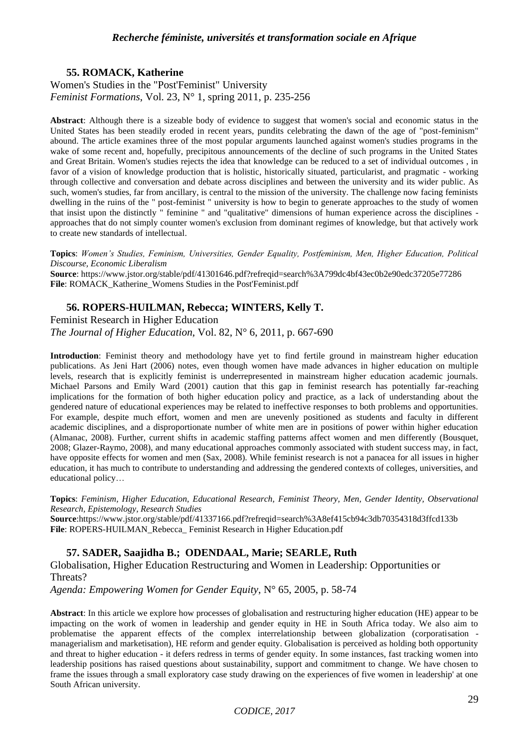## 55. ROMACK, Katherine

Women's Studies in the "Post'Feminist" University
*Feminist Formations*, Vol. 23, N° 1, spring 2011, p. 235-256

**Abstract**: Although there is a sizeable body of evidence to suggest that women's social and economic status in the United States has been steadily eroded in recent years, pundits celebrating the dawn of the age of "post-feminism" abound. The article examines three of the most popular arguments launched against women's studies programs in the wake of some recent and, hopefully, precipitous announcements of the decline of such programs in the United States and Great Britain. Women's studies rejects the idea that knowledge can be reduced to a set of individual outcomes , in favor of a vision of knowledge production that is holistic, historically situated, particularist, and pragmatic - working through collective and conversation and debate across disciplines and between the university and its wider public. As such, women's studies, far from ancillary, is central to the mission of the university. The challenge now facing feminists dwelling in the ruins of the " post-feminist " university is how to begin to generate approaches to the study of women that insist upon the distinctly " feminine " and "qualitative" dimensions of human experience across the disciplines - approaches that do not simply counter women's exclusion from dominant regimes of knowledge, but that actively work to create new standards of intellectual.

**Topics**: *Women's Studies, Feminism, Universities, Gender Equality, Postfeminism, Men, Higher Education, Political Discourse, Economic Liberalism*
**Source**: https://www.jstor.org/stable/pdf/41301646.pdf?refreqid=search%3A799dc4bf43ec0b2e90edc37205e77286
**File**: ROMACK_Katherine_Womens Studies in the Post'Feminist.pdf

## 56. ROPERS-HUILMAN, Rebecca; WINTERS, Kelly T.

Feminist Research in Higher Education
*The Journal of Higher Education*, Vol. 82, N° 6, 2011, p. 667-690

**Introduction**: Feminist theory and methodology have yet to find fertile ground in mainstream higher education publications. As Jeni Hart (2006) notes, even though women have made advances in higher education on multiple levels, research that is explicitly feminist is underrepresented in mainstream higher education academic journals. Michael Parsons and Emily Ward (2001) caution that this gap in feminist research has potentially far-reaching implications for the formation of both higher education policy and practice, as a lack of understanding about the gendered nature of educational experiences may be related to ineffective responses to both problems and opportunities. For example, despite much effort, women and men are unevenly positioned as students and faculty in different academic disciplines, and a disproportionate number of white men are in positions of power within higher education (Almanac, 2008). Further, current shifts in academic staffing patterns affect women and men differently (Bousquet, 2008; Glazer-Raymo, 2008), and many educational approaches commonly associated with student success may, in fact, have opposite effects for women and men (Sax, 2008). While feminist research is not a panacea for all issues in higher education, it has much to contribute to understanding and addressing the gendered contexts of colleges, universities, and educational policy…

**Topics**: *Feminism, Higher Education, Educational Research, Feminist Theory, Men, Gender Identity, Observational Research, Epistemology, Research Studies*
**Source**:https://www.jstor.org/stable/pdf/41337166.pdf?refreqid=search%3A8ef415cb94c3db70354318d3ffcd133b
**File**: ROPERS-HUILMAN_Rebecca_ Feminist Research in Higher Education.pdf

## 57. SADER, Saajidha B.; ODENDAAL, Marie; SEARLE, Ruth

Globalisation, Higher Education Restructuring and Women in Leadership: Opportunities or Threats?
*Agenda: Empowering Women for Gender Equity*, N° 65, 2005, p. 58-74

**Abstract**: In this article we explore how processes of globalisation and restructuring higher education (HE) appear to be impacting on the work of women in leadership and gender equity in HE in South Africa today. We also aim to problematise the apparent effects of the complex interrelationship between globalization (corporatisation - managerialism and marketisation), HE reform and gender equity. Globalisation is perceived as holding both opportunity and threat to higher education - it defers redress in terms of gender equity. In some instances, fast tracking women into leadership positions has raised questions about sustainability, support and commitment to change. We have chosen to frame the issues through a small exploratory case study drawing on the experiences of five women in leadership' at one South African university.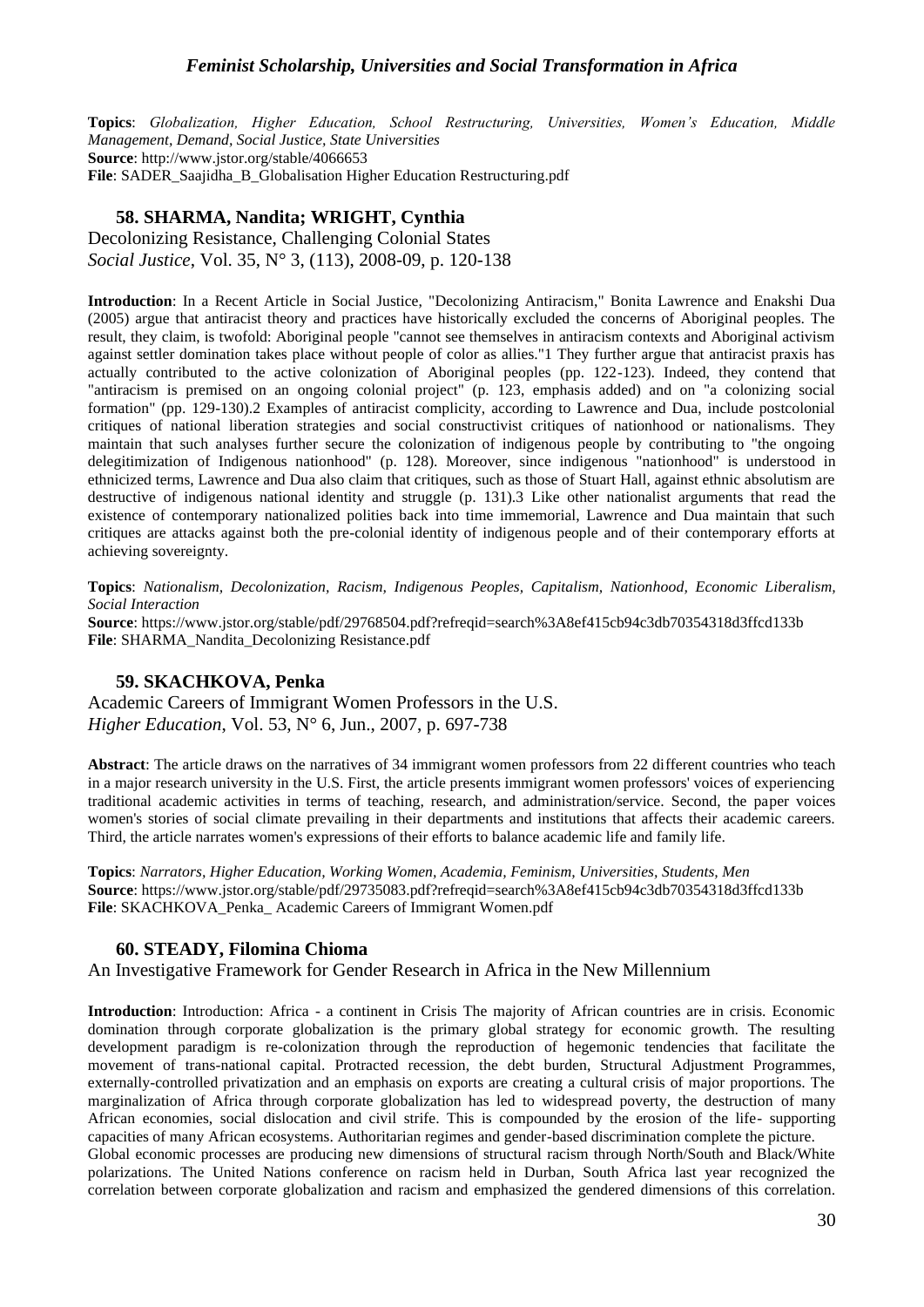**Topics**: *Globalization, Higher Education, School Restructuring, Universities, Women's Education, Middle Management, Demand, Social Justice, State Universities*
**Source**: http://www.jstor.org/stable/4066653
**File**: SADER_Saajidha_B_Globalisation Higher Education Restructuring.pdf

### 58. SHARMA, Nandita; WRIGHT, Cynthia

Decolonizing Resistance, Challenging Colonial States
*Social Justice*, Vol. 35, N° 3, (113), 2008-09, p. 120-138

**Introduction**: In a Recent Article in Social Justice, "Decolonizing Antiracism," Bonita Lawrence and Enakshi Dua (2005) argue that antiracist theory and practices have historically excluded the concerns of Aboriginal peoples. The result, they claim, is twofold: Aboriginal people "cannot see themselves in antiracism contexts and Aboriginal activism against settler domination takes place without people of color as allies."1 They further argue that antiracist praxis has actually contributed to the active colonization of Aboriginal peoples (pp. 122-123). Indeed, they contend that "antiracism is premised on an ongoing colonial project" (p. 123, emphasis added) and on "a colonizing social formation" (pp. 129-130).2 Examples of antiracist complicity, according to Lawrence and Dua, include postcolonial critiques of national liberation strategies and social constructivist critiques of nationhood or nationalisms. They maintain that such analyses further secure the colonization of indigenous people by contributing to "the ongoing delegitimization of Indigenous nationhood" (p. 128). Moreover, since indigenous "nationhood" is understood in ethnicized terms, Lawrence and Dua also claim that critiques, such as those of Stuart Hall, against ethnic absolutism are destructive of indigenous national identity and struggle (p. 131).3 Like other nationalist arguments that read the existence of contemporary nationalized polities back into time immemorial, Lawrence and Dua maintain that such critiques are attacks against both the pre-colonial identity of indigenous people and of their contemporary efforts at achieving sovereignty.

**Topics**: *Nationalism, Decolonization, Racism, Indigenous Peoples, Capitalism, Nationhood, Economic Liberalism, Social Interaction*
**Source**: https://www.jstor.org/stable/pdf/29768504.pdf?refreqid=search%3A8ef415cb94c3db70354318d3ffcd133b
**File**: SHARMA_Nandita_Decolonizing Resistance.pdf

### 59. SKACHKOVA, Penka

Academic Careers of Immigrant Women Professors in the U.S.
*Higher Education*, Vol. 53, N° 6, Jun., 2007, p. 697-738

**Abstract**: The article draws on the narratives of 34 immigrant women professors from 22 different countries who teach in a major research university in the U.S. First, the article presents immigrant women professors' voices of experiencing traditional academic activities in terms of teaching, research, and administration/service. Second, the paper voices women's stories of social climate prevailing in their departments and institutions that affects their academic careers. Third, the article narrates women's expressions of their efforts to balance academic life and family life.

**Topics**: *Narrators, Higher Education, Working Women, Academia, Feminism, Universities, Students, Men*
**Source**: https://www.jstor.org/stable/pdf/29735083.pdf?refreqid=search%3A8ef415cb94c3db70354318d3ffcd133b
**File**: SKACHKOVA_Penka_ Academic Careers of Immigrant Women.pdf

### 60. STEADY, Filomina Chioma

An Investigative Framework for Gender Research in Africa in the New Millennium

**Introduction**: Introduction: Africa - a continent in Crisis The majority of African countries are in crisis. Economic domination through corporate globalization is the primary global strategy for economic growth. The resulting development paradigm is re-colonization through the reproduction of hegemonic tendencies that facilitate the movement of trans-national capital. Protracted recession, the debt burden, Structural Adjustment Programmes, externally-controlled privatization and an emphasis on exports are creating a cultural crisis of major proportions. The marginalization of Africa through corporate globalization has led to widespread poverty, the destruction of many African economies, social dislocation and civil strife. This is compounded by the erosion of the life- supporting capacities of many African ecosystems. Authoritarian regimes and gender-based discrimination complete the picture.
Global economic processes are producing new dimensions of structural racism through North/South and Black/White polarizations. The United Nations conference on racism held in Durban, South Africa last year recognized the correlation between corporate globalization and racism and emphasized the gendered dimensions of this correlation.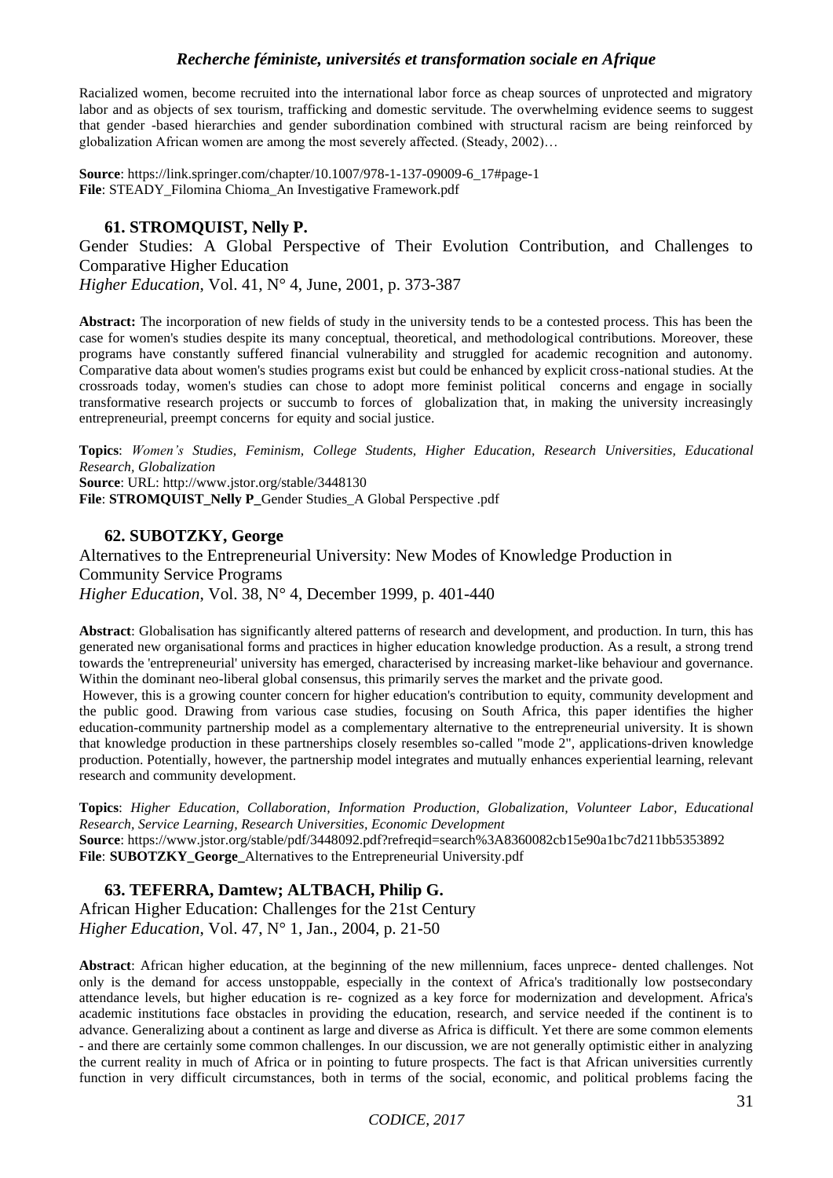Racialized women, become recruited into the international labor force as cheap sources of unprotected and migratory labor and as objects of sex tourism, trafficking and domestic servitude. The overwhelming evidence seems to suggest that gender -based hierarchies and gender subordination combined with structural racism are being reinforced by globalization African women are among the most severely affected. (Steady, 2002)…

**Source**: https://link.springer.com/chapter/10.1007/978-1-137-09009-6_17#page-1
**File**: STEADY_Filomina Chioma_An Investigative Framework.pdf

### 61. STROMQUIST, Nelly P.

Gender Studies: A Global Perspective of Their Evolution Contribution, and Challenges to Comparative Higher Education
*Higher Education*, Vol. 41, N° 4, June, 2001, p. 373-387

**Abstract:** The incorporation of new fields of study in the university tends to be a contested process. This has been the case for women's studies despite its many conceptual, theoretical, and methodological contributions. Moreover, these programs have constantly suffered financial vulnerability and struggled for academic recognition and autonomy. Comparative data about women's studies programs exist but could be enhanced by explicit cross-national studies. At the crossroads today, women's studies can chose to adopt more feminist political concerns and engage in socially transformative research projects or succumb to forces of globalization that, in making the university increasingly entrepreneurial, preempt concerns for equity and social justice.

**Topics**: *Women's Studies, Feminism, College Students, Higher Education, Research Universities, Educational Research, Globalization*
**Source**: URL: http://www.jstor.org/stable/3448130
**File**: **STROMQUIST_Nelly P_**Gender Studies_A Global Perspective .pdf

### 62. SUBOTZKY, George

Alternatives to the Entrepreneurial University: New Modes of Knowledge Production in Community Service Programs
*Higher Education*, Vol. 38, N° 4, December 1999, p. 401-440

**Abstract**: Globalisation has significantly altered patterns of research and development, and production. In turn, this has generated new organisational forms and practices in higher education knowledge production. As a result, a strong trend towards the 'entrepreneurial' university has emerged, characterised by increasing market-like behaviour and governance. Within the dominant neo-liberal global consensus, this primarily serves the market and the private good.

However, this is a growing counter concern for higher education's contribution to equity, community development and the public good. Drawing from various case studies, focusing on South Africa, this paper identifies the higher education-community partnership model as a complementary alternative to the entrepreneurial university. It is shown that knowledge production in these partnerships closely resembles so-called "mode 2", applications-driven knowledge production. Potentially, however, the partnership model integrates and mutually enhances experiential learning, relevant research and community development.

**Topics**: *Higher Education, Collaboration, Information Production, Globalization, Volunteer Labor, Educational Research, Service Learning, Research Universities, Economic Development*
**Source**: https://www.jstor.org/stable/pdf/3448092.pdf?refreqid=search%3A8360082cb15e90a1bc7d211bb5353892
**File**: **SUBOTZKY_George_**Alternatives to the Entrepreneurial University.pdf

### 63. TEFERRA, Damtew; ALTBACH, Philip G.

African Higher Education: Challenges for the 21st Century
*Higher Education*, Vol. 47, N° 1, Jan., 2004, p. 21-50

**Abstract**: African higher education, at the beginning of the new millennium, faces unprece- dented challenges. Not only is the demand for access unstoppable, especially in the context of Africa's traditionally low postsecondary attendance levels, but higher education is re- cognized as a key force for modernization and development. Africa's academic institutions face obstacles in providing the education, research, and service needed if the continent is to advance. Generalizing about a continent as large and diverse as Africa is difficult. Yet there are some common elements - and there are certainly some common challenges. In our discussion, we are not generally optimistic either in analyzing the current reality in much of Africa or in pointing to future prospects. The fact is that African universities currently function in very difficult circumstances, both in terms of the social, economic, and political problems facing the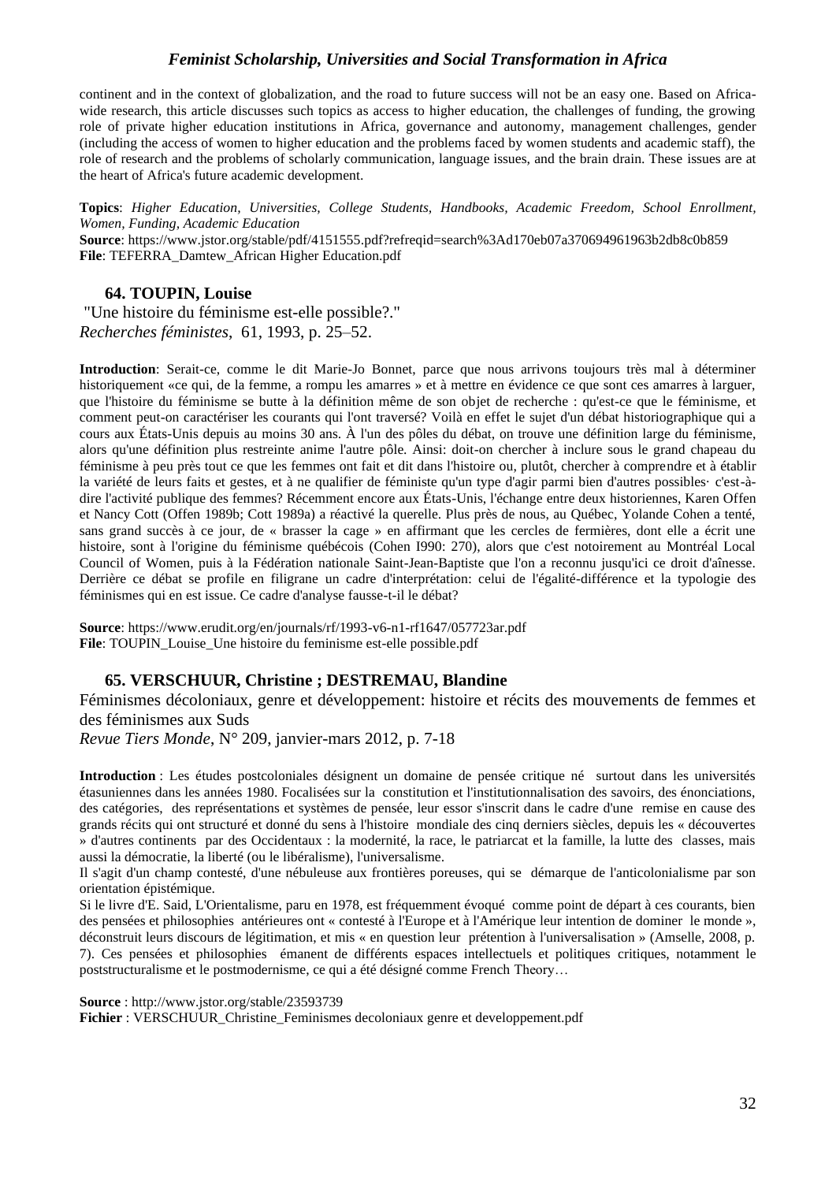continent and in the context of globalization, and the road to future success will not be an easy one. Based on Africa-wide research, this article discusses such topics as access to higher education, the challenges of funding, the growing role of private higher education institutions in Africa, governance and autonomy, management challenges, gender (including the access of women to higher education and the problems faced by women students and academic staff), the role of research and the problems of scholarly communication, language issues, and the brain drain. These issues are at the heart of Africa's future academic development.

**Topics**: *Higher Education, Universities, College Students, Handbooks, Academic Freedom, School Enrollment, Women, Funding, Academic Education*
**Source**: https://www.jstor.org/stable/pdf/4151555.pdf?refreqid=search%3Ad170eb07a370694961963b2db8c0b859
**File**: TEFERRA_Damtew_African Higher Education.pdf

### 64. TOUPIN, Louise

"Une histoire du féminisme est-elle possible?."
*Recherches féministes*, 61, 1993, p. 25–52.

**Introduction**: Serait-ce, comme le dit Marie-Jo Bonnet, parce que nous arrivons toujours très mal à déterminer historiquement «ce qui, de la femme, a rompu les amarres » et à mettre en évidence ce que sont ces amarres à larguer, que l'histoire du féminisme se butte à la définition même de son objet de recherche : qu'est-ce que le féminisme, et comment peut-on caractériser les courants qui l'ont traversé? Voilà en effet le sujet d'un débat historiographique qui a cours aux États-Unis depuis au moins 30 ans. À l'un des pôles du débat, on trouve une définition large du féminisme, alors qu'une définition plus restreinte anime l'autre pôle. Ainsi: doit-on chercher à inclure sous le grand chapeau du féminisme à peu près tout ce que les femmes ont fait et dit dans l'histoire ou, plutôt, chercher à comprendre et à établir la variété de leurs faits et gestes, et à ne qualifier de féministe qu'un type d'agir parmi bien d'autres possibles· c'est-à-dire l'activité publique des femmes? Récemment encore aux États-Unis, l'échange entre deux historiennes, Karen Offen et Nancy Cott (Offen 1989b; Cott 1989a) a réactivé la querelle. Plus près de nous, au Québec, Yolande Cohen a tenté, sans grand succès à ce jour, de « brasser la cage » en affirmant que les cercles de fermières, dont elle a écrit une histoire, sont à l'origine du féminisme québécois (Cohen I990: 270), alors que c'est notoirement au Montréal Local Council of Women, puis à la Fédération nationale Saint-Jean-Baptiste que l'on a reconnu jusqu'ici ce droit d'aînesse. Derrière ce débat se profile en filigrane un cadre d'interprétation: celui de l'égalité-différence et la typologie des féminismes qui en est issue. Ce cadre d'analyse fausse-t-il le débat?

**Source**: https://www.erudit.org/en/journals/rf/1993-v6-n1-rf1647/057723ar.pdf
**File**: TOUPIN_Louise_Une histoire du feminisme est-elle possible.pdf

### 65. VERSCHUUR, Christine ; DESTREMAU, Blandine

Féminismes décoloniaux, genre et développement: histoire et récits des mouvements de femmes et des féminismes aux Suds
*Revue Tiers Monde*, N° 209, janvier-mars 2012, p. 7-18

**Introduction** : Les études postcoloniales désignent un domaine de pensée critique né surtout dans les universités étasuniennes dans les années 1980. Focalisées sur la constitution et l'institutionnalisation des savoirs, des énonciations, des catégories, des représentations et systèmes de pensée, leur essor s'inscrit dans le cadre d'une remise en cause des grands récits qui ont structuré et donné du sens à l'histoire mondiale des cinq derniers siècles, depuis les « découvertes » d'autres continents par des Occidentaux : la modernité, la race, le patriarcat et la famille, la lutte des classes, mais aussi la démocratie, la liberté (ou le libéralisme), l'universalisme.
Il s'agit d'un champ contesté, d'une nébuleuse aux frontières poreuses, qui se démarque de l'anticolonialisme par son orientation épistémique.
Si le livre d'E. Said, L'Orientalisme, paru en 1978, est fréquemment évoqué comme point de départ à ces courants, bien des pensées et philosophies antérieures ont « contesté à l'Europe et à l'Amérique leur intention de dominer le monde », déconstruit leurs discours de légitimation, et mis « en question leur prétention à l'universalisation » (Amselle, 2008, p. 7). Ces pensées et philosophies émanent de différents espaces intellectuels et politiques critiques, notamment le poststructuralisme et le postmodernisme, ce qui a été désigné comme French Theory…

**Source** : http://www.jstor.org/stable/23593739
**Fichier** : VERSCHUUR_Christine_Feminismes decoloniaux genre et developpement.pdf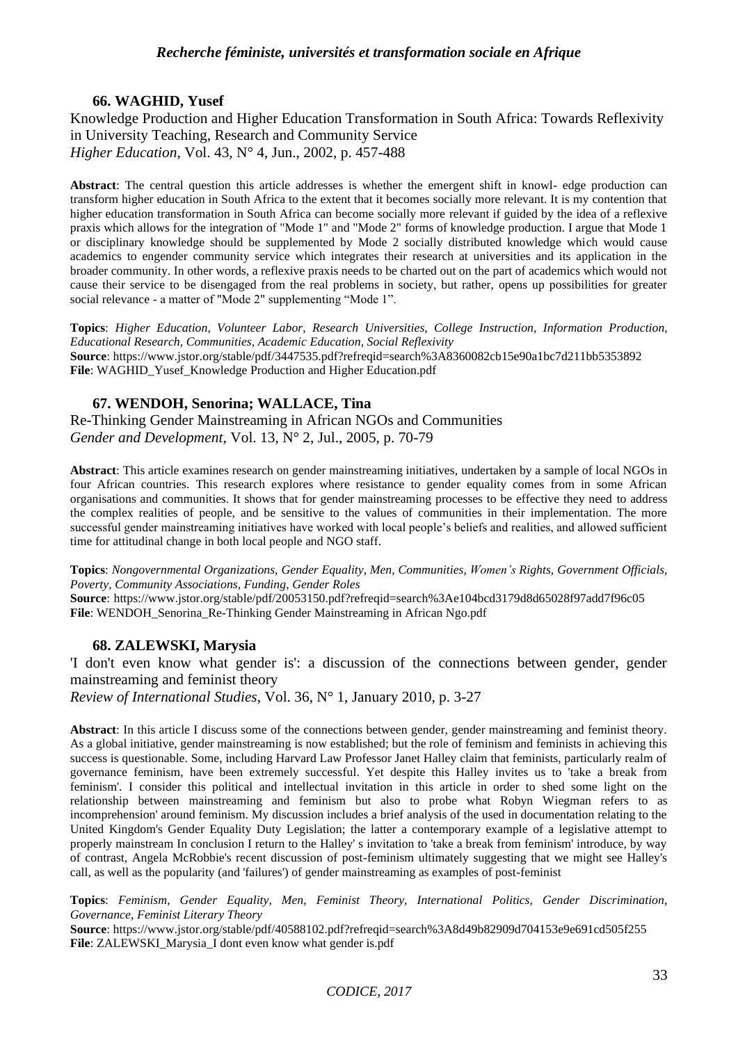### 66. WAGHID, Yusef

Knowledge Production and Higher Education Transformation in South Africa: Towards Reflexivity in University Teaching, Research and Community Service
*Higher Education*, Vol. 43, N° 4, Jun., 2002, p. 457-488

**Abstract**: The central question this article addresses is whether the emergent shift in knowl- edge production can transform higher education in South Africa to the extent that it becomes socially more relevant. It is my contention that higher education transformation in South Africa can become socially more relevant if guided by the idea of a reflexive praxis which allows for the integration of "Mode 1" and "Mode 2" forms of knowledge production. I argue that Mode 1 or disciplinary knowledge should be supplemented by Mode 2 socially distributed knowledge which would cause academics to engender community service which integrates their research at universities and its application in the broader community. In other words, a reflexive praxis needs to be charted out on the part of academics which would not cause their service to be disengaged from the real problems in society, but rather, opens up possibilities for greater social relevance - a matter of "Mode 2" supplementing "Mode 1".

**Topics**: *Higher Education, Volunteer Labor, Research Universities, College Instruction, Information Production, Educational Research, Communities, Academic Education, Social Reflexivity*
**Source**: https://www.jstor.org/stable/pdf/3447535.pdf?refreqid=search%3A8360082cb15e90a1bc7d211bb5353892
**File**: WAGHID_Yusef_Knowledge Production and Higher Education.pdf

### 67. WENDOH, Senorina; WALLACE, Tina

Re-Thinking Gender Mainstreaming in African NGOs and Communities
*Gender and Development*, Vol. 13, N° 2, Jul., 2005, p. 70-79

**Abstract**: This article examines research on gender mainstreaming initiatives, undertaken by a sample of local NGOs in four African countries. This research explores where resistance to gender equality comes from in some African organisations and communities. It shows that for gender mainstreaming processes to be effective they need to address the complex realities of people, and be sensitive to the values of communities in their implementation. The more successful gender mainstreaming initiatives have worked with local people's beliefs and realities, and allowed sufficient time for attitudinal change in both local people and NGO staff.

**Topics**: *Nongovernmental Organizations, Gender Equality, Men, Communities, Women's Rights, Government Officials, Poverty, Community Associations, Funding, Gender Roles*
**Source**: https://www.jstor.org/stable/pdf/20053150.pdf?refreqid=search%3Ae104bcd3179d8d65028f97add7f96c05
**File**: WENDOH_Senorina_Re-Thinking Gender Mainstreaming in African Ngo.pdf

### 68. ZALEWSKI, Marysia

'I don't even know what gender is': a discussion of the connections between gender, gender mainstreaming and feminist theory
*Review of International Studies*, Vol. 36, N° 1, January 2010, p. 3-27

**Abstract**: In this article I discuss some of the connections between gender, gender mainstreaming and feminist theory. As a global initiative, gender mainstreaming is now established; but the role of feminism and feminists in achieving this success is questionable. Some, including Harvard Law Professor Janet Halley claim that feminists, particularly realm of governance feminism, have been extremely successful. Yet despite this Halley invites us to 'take a break from feminism'. I consider this political and intellectual invitation in this article in order to shed some light on the relationship between mainstreaming and feminism but also to probe what Robyn Wiegman refers to as incomprehension' around feminism. My discussion includes a brief analysis of the used in documentation relating to the United Kingdom's Gender Equality Duty Legislation; the latter a contemporary example of a legislative attempt to properly mainstream In conclusion I return to the Halley' s invitation to 'take a break from feminism' introduce, by way of contrast, Angela McRobbie's recent discussion of post-feminism ultimately suggesting that we might see Halley's call, as well as the popularity (and 'failures') of gender mainstreaming as examples of post-feminist

**Topics**: *Feminism, Gender Equality, Men, Feminist Theory, International Politics, Gender Discrimination, Governance, Feminist Literary Theory*
**Source**: https://www.jstor.org/stable/pdf/40588102.pdf?refreqid=search%3A8d49b82909d704153e9e691cd505f255
**File**: ZALEWSKI_Marysia_I dont even know what gender is.pdf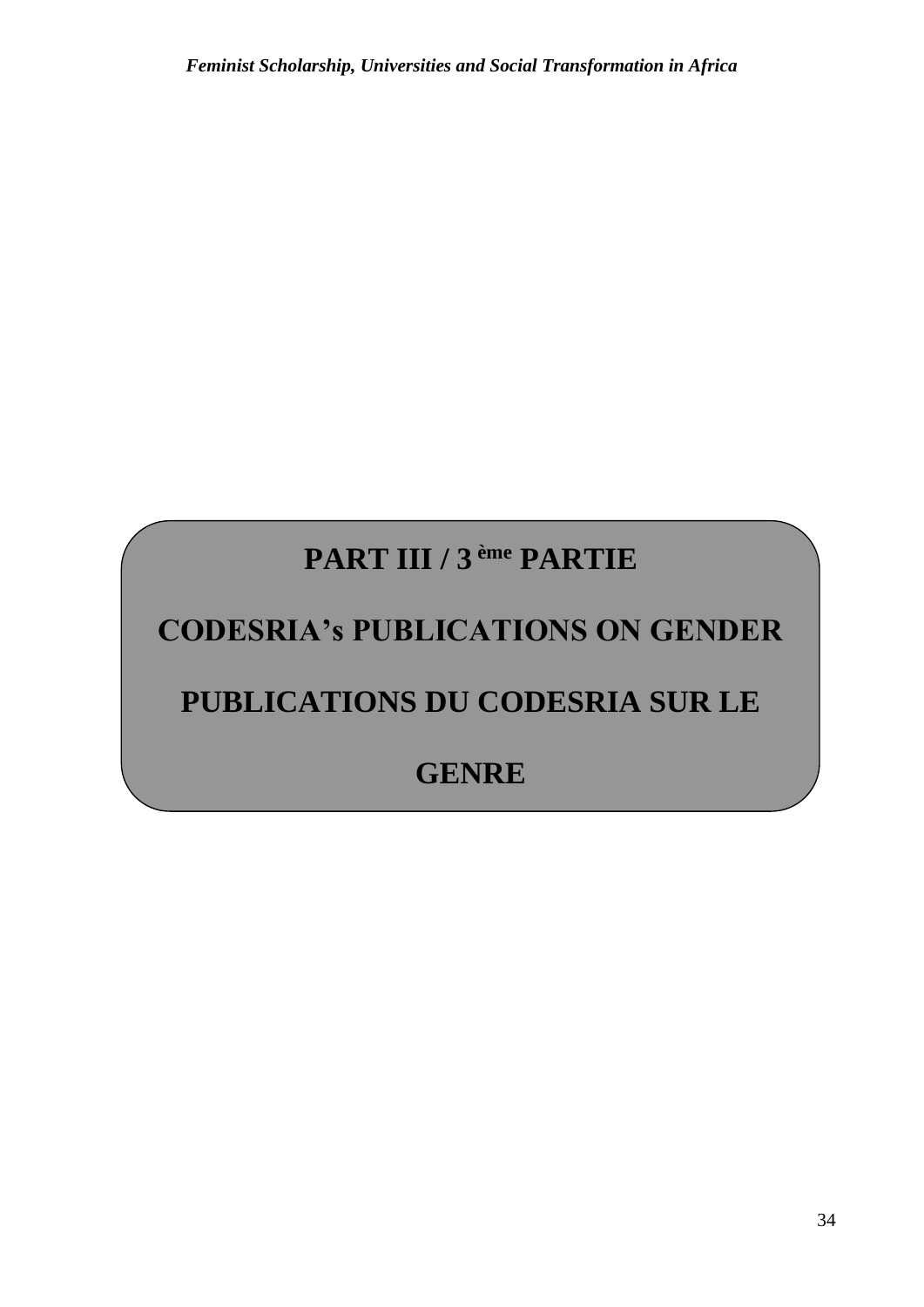# PART III / 3ème PARTIE

# CODESRIA's PUBLICATIONS ON GENDER

# PUBLICATIONS DU CODESRIA SUR LE GENRE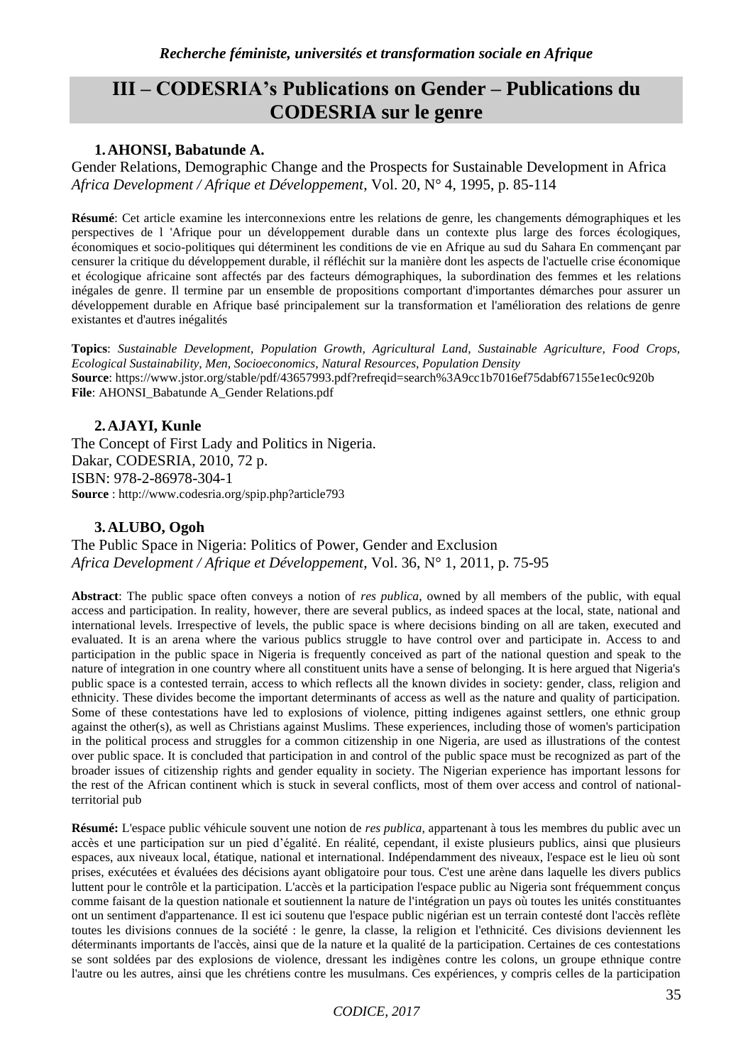## III – CODESRIA's Publications on Gender – Publications du CODESRIA sur le genre

### 1. AHONSI, Babatunde A.

Gender Relations, Demographic Change and the Prospects for Sustainable Development in Africa
*Africa Development / Afrique et Développement*, Vol. 20, N° 4, 1995, p. 85-114

**Résumé**: Cet article examine les interconnexions entre les relations de genre, les changements démographiques et les perspectives de l 'Afrique pour un développement durable dans un contexte plus large des forces écologiques, économiques et socio-politiques qui déterminent les conditions de vie en Afrique au sud du Sahara En commençant par censurer la critique du développement durable, il réfléchit sur la manière dont les aspects de l'actuelle crise économique et écologique africaine sont affectés par des facteurs démographiques, la subordination des femmes et les relations inégales de genre. Il termine par un ensemble de propositions comportant d'importantes démarches pour assurer un développement durable en Afrique basé principalement sur la transformation et l'amélioration des relations de genre existantes et d'autres inégalités

**Topics**: *Sustainable Development, Population Growth, Agricultural Land, Sustainable Agriculture, Food Crops, Ecological Sustainability, Men, Socioeconomics, Natural Resources, Population Density*
**Source**: https://www.jstor.org/stable/pdf/43657993.pdf?refreqid=search%3A9cc1b7016ef75dabf67155e1ec0c920b
**File**: AHONSI_Babatunde A_Gender Relations.pdf

### 2. AJAYI, Kunle

The Concept of First Lady and Politics in Nigeria.
Dakar, CODESRIA, 2010, 72 p.
ISBN: 978-2-86978-304-1
**Source** : http://www.codesria.org/spip.php?article793

### 3. ALUBO, Ogoh

The Public Space in Nigeria: Politics of Power, Gender and Exclusion
*Africa Development / Afrique et Développement*, Vol. 36, N° 1, 2011, p. 75-95

**Abstract**: The public space often conveys a notion of *res publica*, owned by all members of the public, with equal access and participation. In reality, however, there are several publics, as indeed spaces at the local, state, national and international levels. Irrespective of levels, the public space is where decisions binding on all are taken, executed and evaluated. It is an arena where the various publics struggle to have control over and participate in. Access to and participation in the public space in Nigeria is frequently conceived as part of the national question and speak to the nature of integration in one country where all constituent units have a sense of belonging. It is here argued that Nigeria's public space is a contested terrain, access to which reflects all the known divides in society: gender, class, religion and ethnicity. These divides become the important determinants of access as well as the nature and quality of participation. Some of these contestations have led to explosions of violence, pitting indigenes against settlers, one ethnic group against the other(s), as well as Christians against Muslims. These experiences, including those of women's participation in the political process and struggles for a common citizenship in one Nigeria, are used as illustrations of the contest over public space. It is concluded that participation in and control of the public space must be recognized as part of the broader issues of citizenship rights and gender equality in society. The Nigerian experience has important lessons for the rest of the African continent which is stuck in several conflicts, most of them over access and control of national-territorial pub

**Résumé:** L'espace public véhicule souvent une notion de *res publica*, appartenant à tous les membres du public avec un accès et une participation sur un pied d'égalité. En réalité, cependant, il existe plusieurs publics, ainsi que plusieurs espaces, aux niveaux local, étatique, national et international. Indépendamment des niveaux, l'espace est le lieu où sont prises, exécutées et évaluées des décisions ayant obligatoire pour tous. C'est une arène dans laquelle les divers publics luttent pour le contrôle et la participation. L'accès et la participation l'espace public au Nigeria sont fréquemment conçus comme faisant de la question nationale et soutiennent la nature de l'intégration un pays où toutes les unités constituantes ont un sentiment d'appartenance. Il est ici soutenu que l'espace public nigérian est un terrain contesté dont l'accès reflète toutes les divisions connues de la société : le genre, la classe, la religion et l'ethnicité. Ces divisions deviennent les déterminants importants de l'accès, ainsi que de la nature et la qualité de la participation. Certaines de ces contestations se sont soldées par des explosions de violence, dressant les indigènes contre les colons, un groupe ethnique contre l'autre ou les autres, ainsi que les chrétiens contre les musulmans. Ces expériences, y compris celles de la participation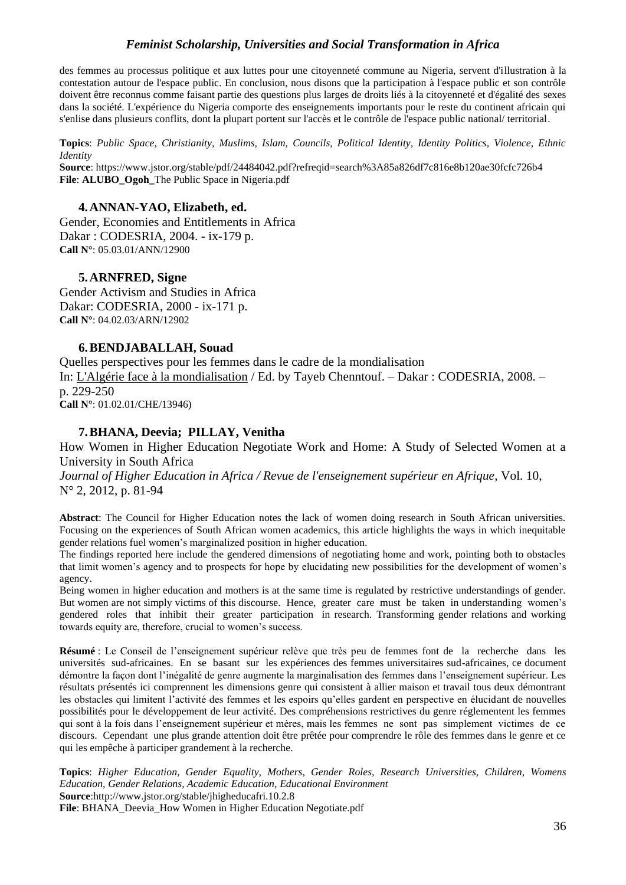des femmes au processus politique et aux luttes pour une citoyenneté commune au Nigeria, servent d'illustration à la contestation autour de l'espace public. En conclusion, nous disons que la participation à l'espace public et son contrôle doivent être reconnus comme faisant partie des questions plus larges de droits liés à la citoyenneté et d'égalité des sexes dans la société. L'expérience du Nigeria comporte des enseignements importants pour le reste du continent africain qui s'enlise dans plusieurs conflits, dont la plupart portent sur l'accès et le contrôle de l'espace public national/ territorial.

**Topics**: *Public Space, Christianity, Muslims, Islam, Councils, Political Identity, Identity Politics, Violence, Ethnic Identity*
**Source**: https://www.jstor.org/stable/pdf/24484042.pdf?refreqid=search%3A85a826df7c816e8b120ae30fcfc726b4
**File**: **ALUBO_Ogoh_**The Public Space in Nigeria.pdf

### 4. ANNAN-YAO, Elizabeth, ed.

Gender, Economies and Entitlements in Africa
Dakar : CODESRIA, 2004. - ix-179 p.
**Call N°**: 05.03.01/ANN/12900

### 5. ARNFRED, Signe

Gender Activism and Studies in Africa
Dakar: CODESRIA, 2000 - ix-171 p.
**Call N°**: 04.02.03/ARN/12902

### 6. BENDJABALLAH, Souad

Quelles perspectives pour les femmes dans le cadre de la mondialisation
In: L'Algérie face à la mondialisation / Ed. by Tayeb Chenntouf. – Dakar : CODESRIA, 2008. – p. 229-250
**Call N°**: 01.02.01/CHE/13946)

### 7. BHANA, Deevia; PILLAY, Venitha

How Women in Higher Education Negotiate Work and Home: A Study of Selected Women at a University in South Africa
*Journal of Higher Education in Africa / Revue de l'enseignement supérieur en Afrique*, Vol. 10, N° 2, 2012, p. 81-94

**Abstract**: The Council for Higher Education notes the lack of women doing research in South African universities. Focusing on the experiences of South African women academics, this article highlights the ways in which inequitable gender relations fuel women's marginalized position in higher education.
The findings reported here include the gendered dimensions of negotiating home and work, pointing both to obstacles that limit women's agency and to prospects for hope by elucidating new possibilities for the development of women's agency.
Being women in higher education and mothers is at the same time is regulated by restrictive understandings of gender. But women are not simply victims of this discourse. Hence, greater care must be taken in understanding women's gendered roles that inhibit their greater participation in research. Transforming gender relations and working towards equity are, therefore, crucial to women's success.

**Résumé** : Le Conseil de l'enseignement supérieur relève que très peu de femmes font de la recherche dans les universités sud-africaines. En se basant sur les expériences des femmes universitaires sud-africaines, ce document démontre la façon dont l'inégalité de genre augmente la marginalisation des femmes dans l'enseignement supérieur. Les résultats présentés ici comprennent les dimensions genre qui consistent à allier maison et travail tous deux démontrant les obstacles qui limitent l'activité des femmes et les espoirs qu'elles gardent en perspective en élucidant de nouvelles possibilités pour le développement de leur activité. Des compréhensions restrictives du genre réglementent les femmes qui sont à la fois dans l'enseignement supérieur et mères, mais les femmes ne sont pas simplement victimes de ce discours. Cependant une plus grande attention doit être prêtée pour comprendre le rôle des femmes dans le genre et ce qui les empêche à participer grandement à la recherche.

**Topics**: *Higher Education, Gender Equality, Mothers, Gender Roles, Research Universities, Children, Womens Education, Gender Relations, Academic Education, Educational Environment*
**Source**:http://www.jstor.org/stable/jhigheducafri.10.2.8
**File**: BHANA_Deevia_How Women in Higher Education Negotiate.pdf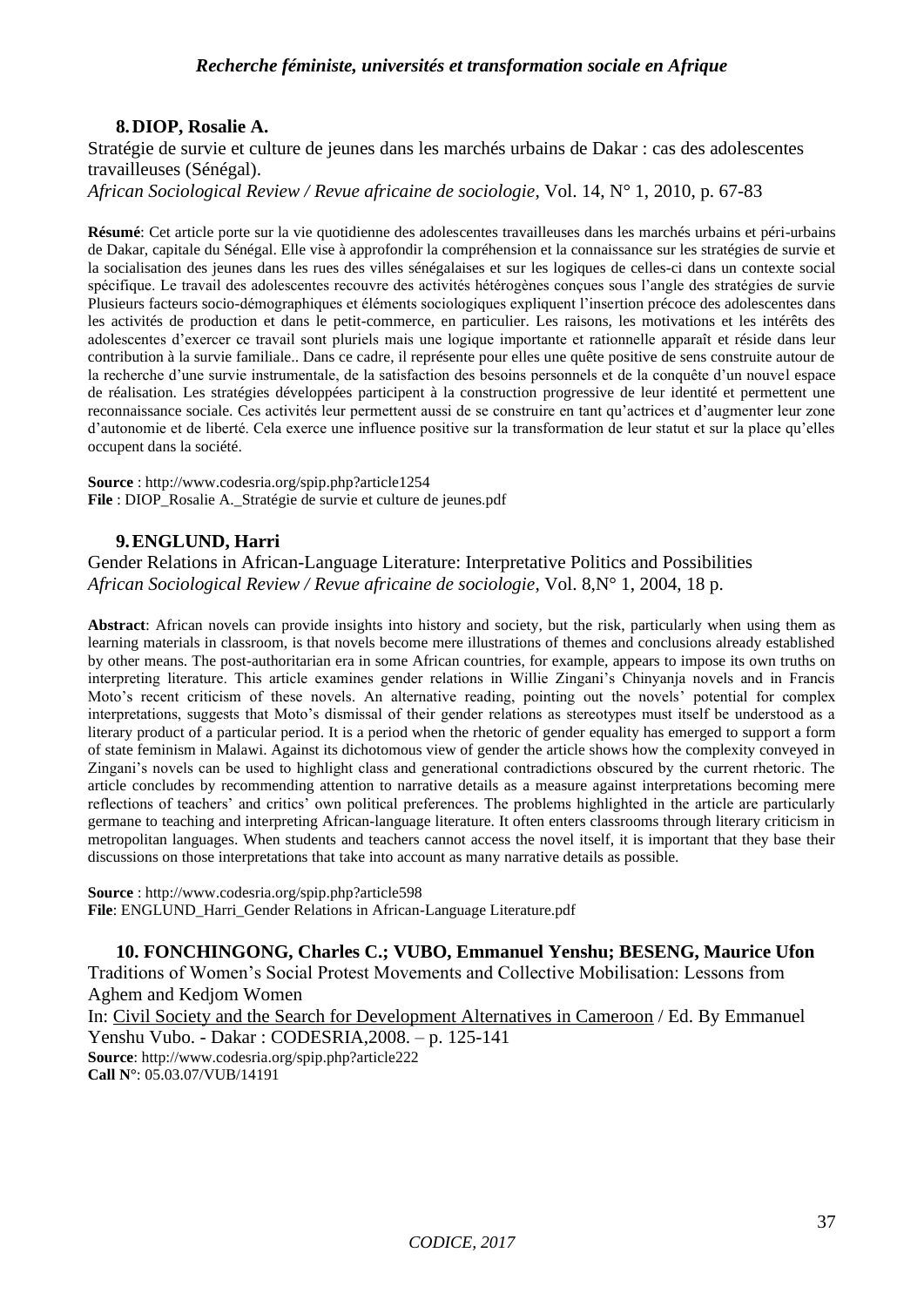### 8. DIOP, Rosalie A.

Stratégie de survie et culture de jeunes dans les marchés urbains de Dakar : cas des adolescentes travailleuses (Sénégal).
*African Sociological Review / Revue africaine de sociologie*, Vol. 14, N° 1, 2010, p. 67-83

**Résumé**: Cet article porte sur la vie quotidienne des adolescentes travailleuses dans les marchés urbains et péri-urbains de Dakar, capitale du Sénégal. Elle vise à approfondir la compréhension et la connaissance sur les stratégies de survie et la socialisation des jeunes dans les rues des villes sénégalaises et sur les logiques de celles-ci dans un contexte social spécifique. Le travail des adolescentes recouvre des activités hétérogènes conçues sous l'angle des stratégies de survie Plusieurs facteurs socio-démographiques et éléments sociologiques expliquent l'insertion précoce des adolescentes dans les activités de production et dans le petit-commerce, en particulier. Les raisons, les motivations et les intérêts des adolescentes d'exercer ce travail sont pluriels mais une logique importante et rationnelle apparaît et réside dans leur contribution à la survie familiale.. Dans ce cadre, il représente pour elles une quête positive de sens construite autour de la recherche d'une survie instrumentale, de la satisfaction des besoins personnels et de la conquête d'un nouvel espace de réalisation. Les stratégies développées participent à la construction progressive de leur identité et permettent une reconnaissance sociale. Ces activités leur permettent aussi de se construire en tant qu'actrices et d'augmenter leur zone d'autonomie et de liberté. Cela exerce une influence positive sur la transformation de leur statut et sur la place qu'elles occupent dans la société.

**Source** : http://www.codesria.org/spip.php?article1254
**File** : DIOP_Rosalie A._Stratégie de survie et culture de jeunes.pdf

### 9. ENGLUND, Harri

Gender Relations in African-Language Literature: Interpretative Politics and Possibilities
*African Sociological Review / Revue africaine de sociologie*, Vol. 8,N° 1, 2004, 18 p.

**Abstract**: African novels can provide insights into history and society, but the risk, particularly when using them as learning materials in classroom, is that novels become mere illustrations of themes and conclusions already established by other means. The post-authoritarian era in some African countries, for example, appears to impose its own truths on interpreting literature. This article examines gender relations in Willie Zingani's Chinyanja novels and in Francis Moto's recent criticism of these novels. An alternative reading, pointing out the novels' potential for complex interpretations, suggests that Moto's dismissal of their gender relations as stereotypes must itself be understood as a literary product of a particular period. It is a period when the rhetoric of gender equality has emerged to support a form of state feminism in Malawi. Against its dichotomous view of gender the article shows how the complexity conveyed in Zingani's novels can be used to highlight class and generational contradictions obscured by the current rhetoric. The article concludes by recommending attention to narrative details as a measure against interpretations becoming mere reflections of teachers' and critics' own political preferences. The problems highlighted in the article are particularly germane to teaching and interpreting African-language literature. It often enters classrooms through literary criticism in metropolitan languages. When students and teachers cannot access the novel itself, it is important that they base their discussions on those interpretations that take into account as many narrative details as possible.

**Source** : http://www.codesria.org/spip.php?article598
**File**: ENGLUND_Harri_Gender Relations in African-Language Literature.pdf

### 10. FONCHINGONG, Charles C.; VUBO, Emmanuel Yenshu; BESENG, Maurice Ufon

Traditions of Women's Social Protest Movements and Collective Mobilisation: Lessons from Aghem and Kedjom Women
In: Civil Society and the Search for Development Alternatives in Cameroon / Ed. By Emmanuel Yenshu Vubo. - Dakar : CODESRIA,2008. – p. 125-141
**Source**: http://www.codesria.org/spip.php?article222
**Call N°**: 05.03.07/VUB/14191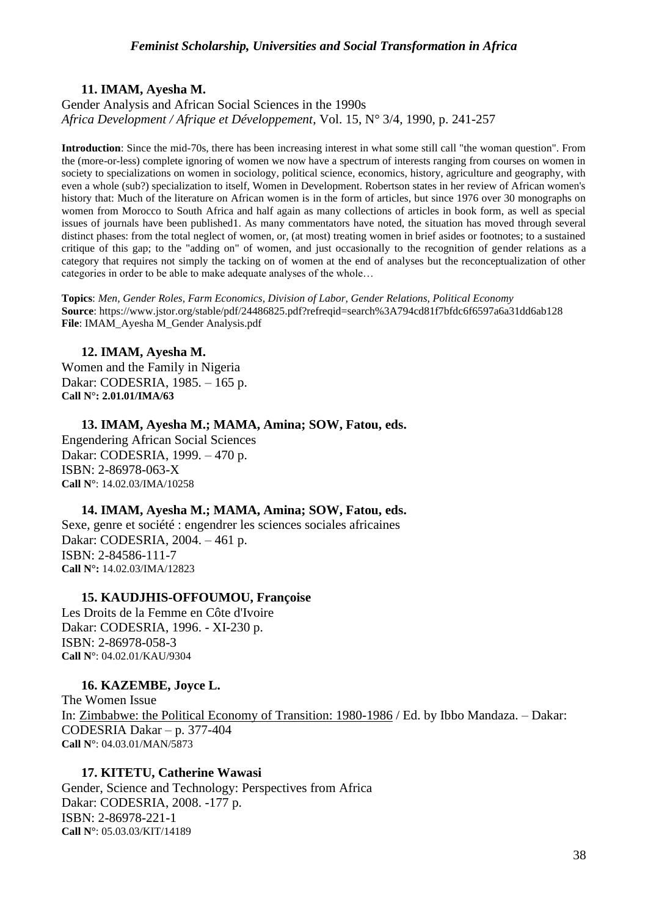**11. IMAM, Ayesha M.**

Gender Analysis and African Social Sciences in the 1990s
*Africa Development / Afrique et Développement*, Vol. 15, N° 3/4, 1990, p. 241-257

**Introduction**: Since the mid-70s, there has been increasing interest in what some still call "the woman question". From the (more-or-less) complete ignoring of women we now have a spectrum of interests ranging from courses on women in society to specializations on women in sociology, political science, economics, history, agriculture and geography, with even a whole (sub?) specialization to itself, Women in Development. Robertson states in her review of African women's history that: Much of the literature on African women is in the form of articles, but since 1976 over 30 monographs on women from Morocco to South Africa and half again as many collections of articles in book form, as well as special issues of journals have been published1. As many commentators have noted, the situation has moved through several distinct phases: from the total neglect of women, or, (at most) treating women in brief asides or footnotes; to a sustained critique of this gap; to the "adding on" of women, and just occasionally to the recognition of gender relations as a category that requires not simply the tacking on of women at the end of analyses but the reconceptualization of other categories in order to be able to make adequate analyses of the whole…

**Topics**: *Men, Gender Roles, Farm Economics, Division of Labor, Gender Relations, Political Economy*
**Source**: https://www.jstor.org/stable/pdf/24486825.pdf?refreqid=search%3A794cd81f7bfdc6f6597a6a31dd6ab128
**File**: IMAM_Ayesha M_Gender Analysis.pdf

**12. IMAM, Ayesha M.**

Women and the Family in Nigeria
Dakar: CODESRIA, 1985. – 165 p.
**Call N°: 2.01.01/IMA/63**

**13. IMAM, Ayesha M.; MAMA, Amina; SOW, Fatou, eds.**

Engendering African Social Sciences
Dakar: CODESRIA, 1999. – 470 p.
ISBN: 2-86978-063-X
**Call N°**: 14.02.03/IMA/10258

**14. IMAM, Ayesha M.; MAMA, Amina; SOW, Fatou, eds.**

Sexe, genre et société : engendrer les sciences sociales africaines
Dakar: CODESRIA, 2004. – 461 p.
ISBN: 2-84586-111-7
**Call N°:** 14.02.03/IMA/12823

**15. KAUDJHIS-OFFOUMOU, Françoise**

Les Droits de la Femme en Côte d'Ivoire
Dakar: CODESRIA, 1996. - XI-230 p.
ISBN: 2-86978-058-3
**Call N°**: 04.02.01/KAU/9304

**16. KAZEMBE, Joyce L.**

The Women Issue
In: Zimbabwe: the Political Economy of Transition: 1980-1986 / Ed. by Ibbo Mandaza. – Dakar: CODESRIA Dakar – p. 377-404
**Call N°**: 04.03.01/MAN/5873

**17. KITETU, Catherine Wawasi**

Gender, Science and Technology: Perspectives from Africa
Dakar: CODESRIA, 2008. -177 p.
ISBN: 2-86978-221-1
**Call N°**: 05.03.03/KIT/14189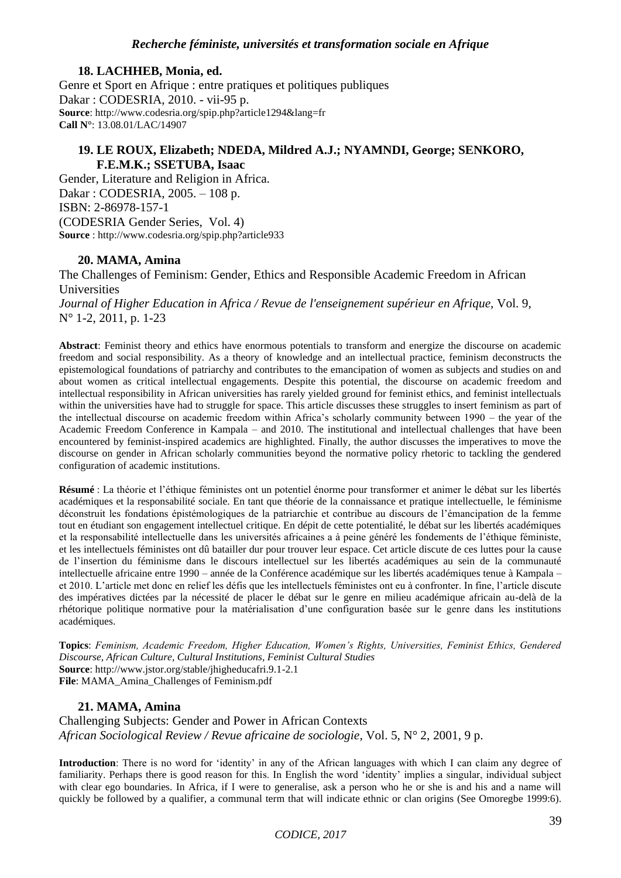### 18. LACHHEB, Monia, ed.

Genre et Sport en Afrique : entre pratiques et politiques publiques
Dakar : CODESRIA, 2010. - vii-95 p.
**Source**: http://www.codesria.org/spip.php?article1294&lang=fr
**Call N°**: 13.08.01/LAC/14907

### 19. LE ROUX, Elizabeth; NDEDA, Mildred A.J.; NYAMNDI, George; SENKORO, F.E.M.K.; SSETUBA, Isaac

Gender, Literature and Religion in Africa.
Dakar : CODESRIA, 2005. – 108 p.
ISBN: 2-86978-157-1
(CODESRIA Gender Series, Vol. 4)
**Source** : http://www.codesria.org/spip.php?article933

### 20. MAMA, Amina

The Challenges of Feminism: Gender, Ethics and Responsible Academic Freedom in African Universities
*Journal of Higher Education in Africa / Revue de l'enseignement supérieur en Afrique,* Vol. 9, N° 1-2, 2011, p. 1-23

**Abstract**: Feminist theory and ethics have enormous potentials to transform and energize the discourse on academic freedom and social responsibility. As a theory of knowledge and an intellectual practice, feminism deconstructs the epistemological foundations of patriarchy and contributes to the emancipation of women as subjects and studies on and about women as critical intellectual engagements. Despite this potential, the discourse on academic freedom and intellectual responsibility in African universities has rarely yielded ground for feminist ethics, and feminist intellectuals within the universities have had to struggle for space. This article discusses these struggles to insert feminism as part of the intellectual discourse on academic freedom within Africa's scholarly community between 1990 – the year of the Academic Freedom Conference in Kampala – and 2010. The institutional and intellectual challenges that have been encountered by feminist-inspired academics are highlighted. Finally, the author discusses the imperatives to move the discourse on gender in African scholarly communities beyond the normative policy rhetoric to tackling the gendered configuration of academic institutions.

**Résumé** : La théorie et l'éthique féministes ont un potentiel énorme pour transformer et animer le débat sur les libertés académiques et la responsabilité sociale. En tant que théorie de la connaissance et pratique intellectuelle, le féminisme déconstruit les fondations épistémologiques de la patriarchie et contribue au discours de l'émancipation de la femme tout en étudiant son engagement intellectuel critique. En dépit de cette potentialité, le débat sur les libertés académiques et la responsabilité intellectuelle dans les universités africaines a à peine généré les fondements de l'éthique féministe, et les intellectuels féministes ont dû batailler dur pour trouver leur espace. Cet article discute de ces luttes pour la cause de l'insertion du féminisme dans le discours intellectuel sur les libertés académiques au sein de la communauté intellectuelle africaine entre 1990 – année de la Conférence académique sur les libertés académiques tenue à Kampala – et 2010. L'article met donc en relief les défis que les intellectuels féministes ont eu à confronter. In fine, l'article discute des impératives dictées par la nécessité de placer le débat sur le genre en milieu académique africain au-delà de la rhétorique politique normative pour la matérialisation d'une configuration basée sur le genre dans les institutions académiques.

**Topics**: *Feminism, Academic Freedom, Higher Education, Women's Rights, Universities, Feminist Ethics, Gendered Discourse, African Culture, Cultural Institutions, Feminist Cultural Studies*
**Source**: http://www.jstor.org/stable/jhigheducafri.9.1-2.1
**File**: MAMA_Amina_Challenges of Feminism.pdf

### 21. MAMA, Amina

Challenging Subjects: Gender and Power in African Contexts
*African Sociological Review / Revue africaine de sociologie*, Vol. 5, N° 2, 2001, 9 p.

**Introduction**: There is no word for 'identity' in any of the African languages with which I can claim any degree of familiarity. Perhaps there is good reason for this. In English the word 'identity' implies a singular, individual subject with clear ego boundaries. In Africa, if I were to generalise, ask a person who he or she is and his and a name will quickly be followed by a qualifier, a communal term that will indicate ethnic or clan origins (See Omoregbe 1999:6).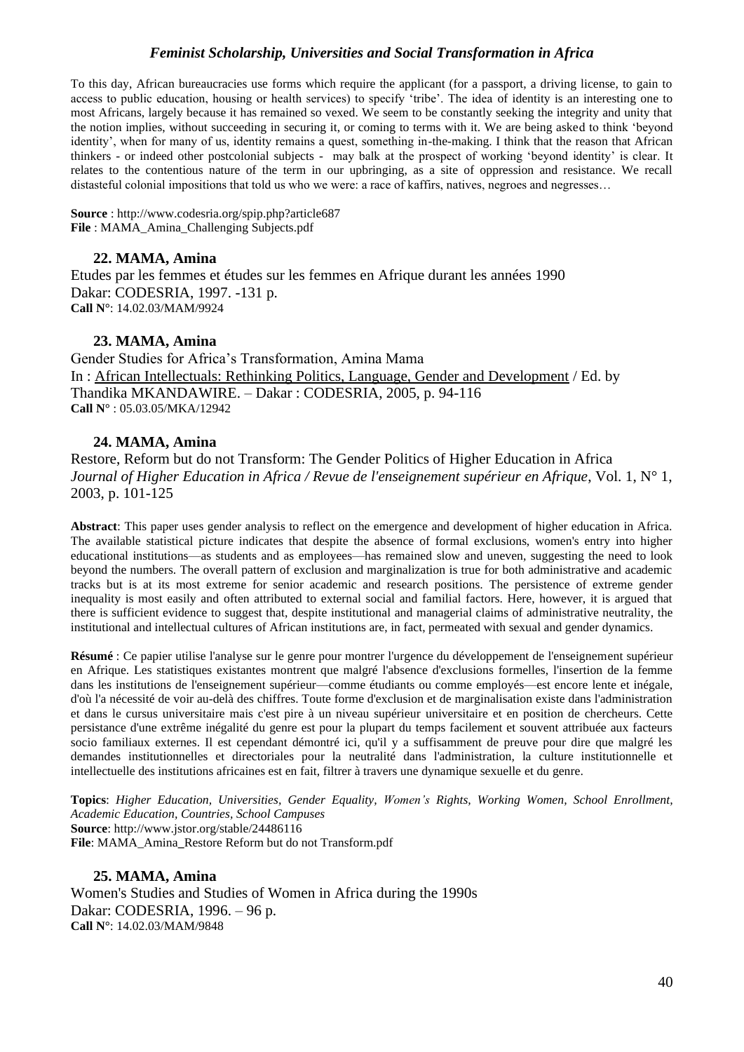To this day, African bureaucracies use forms which require the applicant (for a passport, a driving license, to gain to access to public education, housing or health services) to specify 'tribe'. The idea of identity is an interesting one to most Africans, largely because it has remained so vexed. We seem to be constantly seeking the integrity and unity that the notion implies, without succeeding in securing it, or coming to terms with it. We are being asked to think 'beyond identity', when for many of us, identity remains a quest, something in-the-making. I think that the reason that African thinkers - or indeed other postcolonial subjects - may balk at the prospect of working 'beyond identity' is clear. It relates to the contentious nature of the term in our upbringing, as a site of oppression and resistance. We recall distasteful colonial impositions that told us who we were: a race of kaffirs, natives, negroes and negresses…

**Source** : http://www.codesria.org/spip.php?article687
**File** : MAMA_Amina_Challenging Subjects.pdf

### 22. MAMA, Amina

Etudes par les femmes et études sur les femmes en Afrique durant les années 1990
Dakar: CODESRIA, 1997. -131 p.
**Call N°**: 14.02.03/MAM/9924

### 23. MAMA, Amina

Gender Studies for Africa's Transformation, Amina Mama
In : African Intellectuals: Rethinking Politics, Language, Gender and Development / Ed. by Thandika MKANDAWIRE. – Dakar : CODESRIA, 2005, p. 94-116
**Call N°** : 05.03.05/MKA/12942

### 24. MAMA, Amina

Restore, Reform but do not Transform: The Gender Politics of Higher Education in Africa
*Journal of Higher Education in Africa / Revue de l'enseignement supérieur en Afrique*, Vol. 1, N° 1, 2003, p. 101-125

**Abstract**: This paper uses gender analysis to reflect on the emergence and development of higher education in Africa. The available statistical picture indicates that despite the absence of formal exclusions, women's entry into higher educational institutions—as students and as employees—has remained slow and uneven, suggesting the need to look beyond the numbers. The overall pattern of exclusion and marginalization is true for both administrative and academic tracks but is at its most extreme for senior academic and research positions. The persistence of extreme gender inequality is most easily and often attributed to external social and familial factors. Here, however, it is argued that there is sufficient evidence to suggest that, despite institutional and managerial claims of administrative neutrality, the institutional and intellectual cultures of African institutions are, in fact, permeated with sexual and gender dynamics.

**Résumé** : Ce papier utilise l'analyse sur le genre pour montrer l'urgence du développement de l'enseignement supérieur en Afrique. Les statistiques existantes montrent que malgré l'absence d'exclusions formelles, l'insertion de la femme dans les institutions de l'enseignement supérieur—comme étudiants ou comme employés—est encore lente et inégale, d'où l'a nécessité de voir au-delà des chiffres. Toute forme d'exclusion et de marginalisation existe dans l'administration et dans le cursus universitaire mais c'est pire à un niveau supérieur universitaire et en position de chercheurs. Cette persistance d'une extrême inégalité du genre est pour la plupart du temps facilement et souvent attribuée aux facteurs socio familiaux externes. Il est cependant démontré ici, qu'il y a suffisamment de preuve pour dire que malgré les demandes institutionnelles et directoriales pour la neutralité dans l'administration, la culture institutionnelle et intellectuelle des institutions africaines est en fait, filtrer à travers une dynamique sexuelle et du genre.

**Topics**: *Higher Education, Universities, Gender Equality, Women's Rights, Working Women, School Enrollment, Academic Education, Countries, School Campuses*
**Source**: http://www.jstor.org/stable/24486116
**File**: MAMA_Amina_Restore Reform but do not Transform.pdf

### 25. MAMA, Amina

Women's Studies and Studies of Women in Africa during the 1990s
Dakar: CODESRIA, 1996. – 96 p.
**Call N°**: 14.02.03/MAM/9848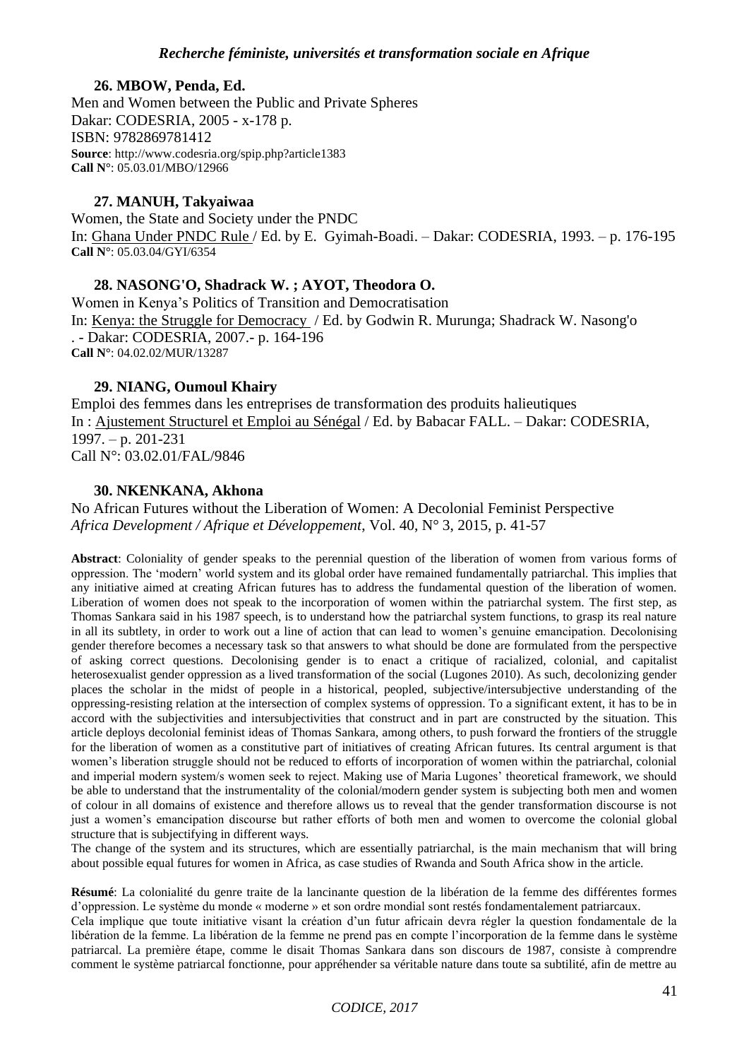**26. MBOW, Penda, Ed.**

Men and Women between the Public and Private Spheres
Dakar: CODESRIA, 2005 - x-178 p.
ISBN: 9782869781412
**Source**: http://www.codesria.org/spip.php?article1383
**Call N°**: 05.03.01/MBO/12966

**27. MANUH, Takyaiwaa**

Women, the State and Society under the PNDC
In: Ghana Under PNDC Rule / Ed. by E. Gyimah-Boadi. – Dakar: CODESRIA, 1993. – p. 176-195
**Call N°**: 05.03.04/GYI/6354

**28. NASONG'O, Shadrack W. ; AYOT, Theodora O.**

Women in Kenya's Politics of Transition and Democratisation
In: Kenya: the Struggle for Democracy / Ed. by Godwin R. Murunga; Shadrack W. Nasong'o . - Dakar: CODESRIA, 2007.- p. 164-196
**Call N°**: 04.02.02/MUR/13287

**29. NIANG, Oumoul Khairy**

Emploi des femmes dans les entreprises de transformation des produits halieutiques
In : Ajustement Structurel et Emploi au Sénégal / Ed. by Babacar FALL. – Dakar: CODESRIA, 1997. – p. 201-231
Call N°: 03.02.01/FAL/9846

**30. NKENKANA, Akhona**

No African Futures without the Liberation of Women: A Decolonial Feminist Perspective
*Africa Development / Afrique et Développement*, Vol. 40, N° 3, 2015, p. 41-57

**Abstract**: Coloniality of gender speaks to the perennial question of the liberation of women from various forms of oppression. The 'modern' world system and its global order have remained fundamentally patriarchal. This implies that any initiative aimed at creating African futures has to address the fundamental question of the liberation of women. Liberation of women does not speak to the incorporation of women within the patriarchal system. The first step, as Thomas Sankara said in his 1987 speech, is to understand how the patriarchal system functions, to grasp its real nature in all its subtlety, in order to work out a line of action that can lead to women's genuine emancipation. Decolonising gender therefore becomes a necessary task so that answers to what should be done are formulated from the perspective of asking correct questions. Decolonising gender is to enact a critique of racialized, colonial, and capitalist heterosexualist gender oppression as a lived transformation of the social (Lugones 2010). As such, decolonizing gender places the scholar in the midst of people in a historical, peopled, subjective/intersubjective understanding of the oppressing-resisting relation at the intersection of complex systems of oppression. To a significant extent, it has to be in accord with the subjectivities and intersubjectivities that construct and in part are constructed by the situation. This article deploys decolonial feminist ideas of Thomas Sankara, among others, to push forward the frontiers of the struggle for the liberation of women as a constitutive part of initiatives of creating African futures. Its central argument is that women's liberation struggle should not be reduced to efforts of incorporation of women within the patriarchal, colonial and imperial modern system/s women seek to reject. Making use of Maria Lugones' theoretical framework, we should be able to understand that the instrumentality of the colonial/modern gender system is subjecting both men and women of colour in all domains of existence and therefore allows us to reveal that the gender transformation discourse is not just a women's emancipation discourse but rather efforts of both men and women to overcome the colonial global structure that is subjectifying in different ways.
The change of the system and its structures, which are essentially patriarchal, is the main mechanism that will bring about possible equal futures for women in Africa, as case studies of Rwanda and South Africa show in the article.

**Résumé**: La colonialité du genre traite de la lancinante question de la libération de la femme des différentes formes d'oppression. Le système du monde « moderne » et son ordre mondial sont restés fondamentalement patriarcaux.
Cela implique que toute initiative visant la création d'un futur africain devra régler la question fondamentale de la libération de la femme. La libération de la femme ne prend pas en compte l'incorporation de la femme dans le système patriarcal. La première étape, comme le disait Thomas Sankara dans son discours de 1987, consiste à comprendre comment le système patriarcal fonctionne, pour appréhender sa véritable nature dans toute sa subtilité, afin de mettre au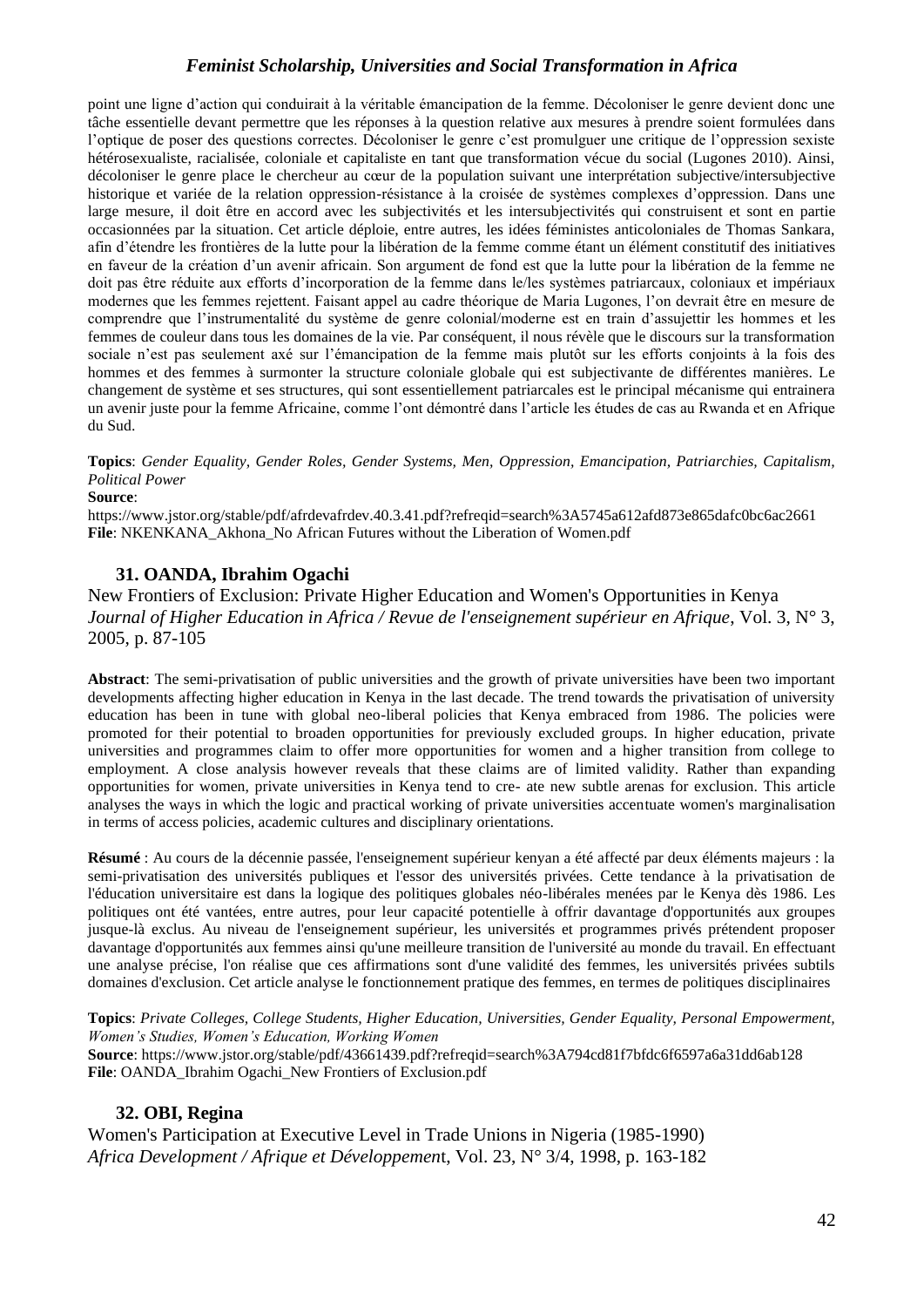point une ligne d'action qui conduirait à la véritable émancipation de la femme. Décoloniser le genre devient donc une tâche essentielle devant permettre que les réponses à la question relative aux mesures à prendre soient formulées dans l'optique de poser des questions correctes. Décoloniser le genre c'est promulguer une critique de l'oppression sexiste hétérosexualiste, racialisée, coloniale et capitaliste en tant que transformation vécue du social (Lugones 2010). Ainsi, décoloniser le genre place le chercheur au cœur de la population suivant une interprétation subjective/intersubjective historique et variée de la relation oppression-résistance à la croisée de systèmes complexes d'oppression. Dans une large mesure, il doit être en accord avec les subjectivités et les intersubjectivités qui construisent et sont en partie occasionnées par la situation. Cet article déploie, entre autres, les idées féministes anticoloniales de Thomas Sankara, afin d'étendre les frontières de la lutte pour la libération de la femme comme étant un élément constitutif des initiatives en faveur de la création d'un avenir africain. Son argument de fond est que la lutte pour la libération de la femme ne doit pas être réduite aux efforts d'incorporation de la femme dans le/les systèmes patriarcaux, coloniaux et impériaux modernes que les femmes rejettent. Faisant appel au cadre théorique de Maria Lugones, l'on devrait être en mesure de comprendre que l'instrumentalité du système de genre colonial/moderne est en train d'assujettir les hommes et les femmes de couleur dans tous les domaines de la vie. Par conséquent, il nous révèle que le discours sur la transformation sociale n'est pas seulement axé sur l'émancipation de la femme mais plutôt sur les efforts conjoints à la fois des hommes et des femmes à surmonter la structure coloniale globale qui est subjectivante de différentes manières. Le changement de système et ses structures, qui sont essentiellement patriarcales est le principal mécanisme qui entrainera un avenir juste pour la femme Africaine, comme l'ont démontré dans l'article les études de cas au Rwanda et en Afrique du Sud.

**Topics**: *Gender Equality, Gender Roles, Gender Systems, Men, Oppression, Emancipation, Patriarchies, Capitalism, Political Power*

**Source**:
https://www.jstor.org/stable/pdf/afrdevafrdev.40.3.41.pdf?refreqid=search%3A5745a612afd873e865dafc0bc6ac2661

**File**: NKENKANA_Akhona_No African Futures without the Liberation of Women.pdf

### 31. OANDA, Ibrahim Ogachi

New Frontiers of Exclusion: Private Higher Education and Women's Opportunities in Kenya
*Journal of Higher Education in Africa / Revue de l'enseignement supérieur en Afrique*, Vol. 3, N° 3, 2005, p. 87-105

**Abstract**: The semi-privatisation of public universities and the growth of private universities have been two important developments affecting higher education in Kenya in the last decade. The trend towards the privatisation of university education has been in tune with global neo-liberal policies that Kenya embraced from 1986. The policies were promoted for their potential to broaden opportunities for previously excluded groups. In higher education, private universities and programmes claim to offer more opportunities for women and a higher transition from college to employment. A close analysis however reveals that these claims are of limited validity. Rather than expanding opportunities for women, private universities in Kenya tend to cre- ate new subtle arenas for exclusion. This article analyses the ways in which the logic and practical working of private universities accentuate women's marginalisation in terms of access policies, academic cultures and disciplinary orientations.

**Résumé** : Au cours de la décennie passée, l'enseignement supérieur kenyan a été affecté par deux éléments majeurs : la semi-privatisation des universités publiques et l'essor des universités privées. Cette tendance à la privatisation de l'éducation universitaire est dans la logique des politiques globales néo-libérales menées par le Kenya dès 1986. Les politiques ont été vantées, entre autres, pour leur capacité potentielle à offrir davantage d'opportunités aux groupes jusque-là exclus. Au niveau de l'enseignement supérieur, les universités et programmes privés prétendent proposer davantage d'opportunités aux femmes ainsi qu'une meilleure transition de l'université au monde du travail. En effectuant une analyse précise, l'on réalise que ces affirmations sont d'une validité des femmes, les universités privées subtils domaines d'exclusion. Cet article analyse le fonctionnement pratique des femmes, en termes de politiques disciplinaires

**Topics**: *Private Colleges, College Students, Higher Education, Universities, Gender Equality, Personal Empowerment, Women's Studies, Women's Education, Working Women*

**Source**: https://www.jstor.org/stable/pdf/43661439.pdf?refreqid=search%3A794cd81f7bfdc6f6597a6a31dd6ab128

**File**: OANDA_Ibrahim Ogachi_New Frontiers of Exclusion.pdf

### 32. OBI, Regina

Women's Participation at Executive Level in Trade Unions in Nigeria (1985-1990)
*Africa Development / Afrique et Développement*, Vol. 23, N° 3/4, 1998, p. 163-182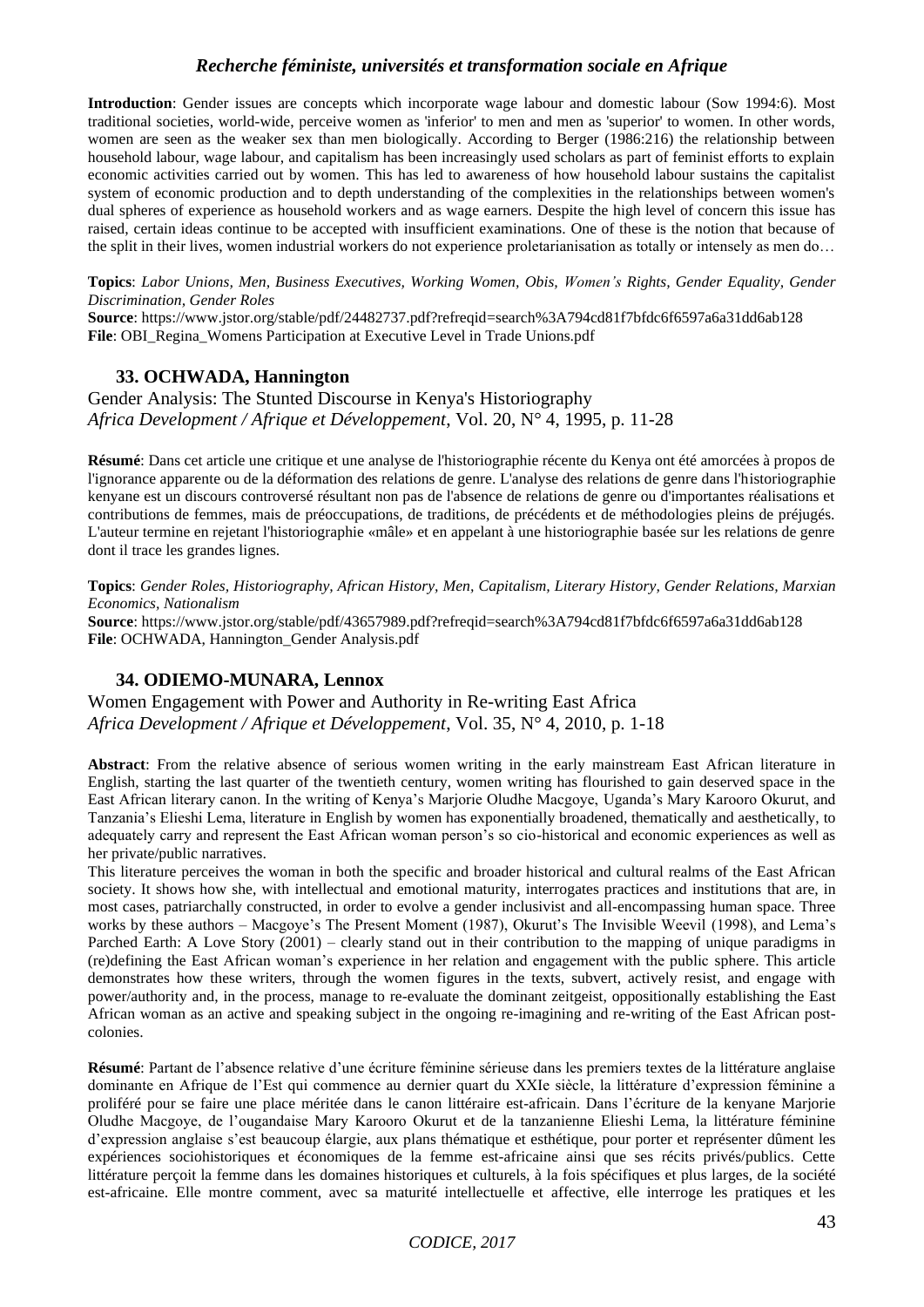**Introduction**: Gender issues are concepts which incorporate wage labour and domestic labour (Sow 1994:6). Most traditional societies, world-wide, perceive women as 'inferior' to men and men as 'superior' to women. In other words, women are seen as the weaker sex than men biologically. According to Berger (1986:216) the relationship between household labour, wage labour, and capitalism has been increasingly used scholars as part of feminist efforts to explain economic activities carried out by women. This has led to awareness of how household labour sustains the capitalist system of economic production and to depth understanding of the complexities in the relationships between women's dual spheres of experience as household workers and as wage earners. Despite the high level of concern this issue has raised, certain ideas continue to be accepted with insufficient examinations. One of these is the notion that because of the split in their lives, women industrial workers do not experience proletarianisation as totally or intensely as men do…

**Topics**: *Labor Unions, Men, Business Executives, Working Women, Obis, Women's Rights, Gender Equality, Gender Discrimination, Gender Roles*
**Source**: https://www.jstor.org/stable/pdf/24482737.pdf?refreqid=search%3A794cd81f7bfdc6f6597a6a31dd6ab128
**File**: OBI_Regina_Womens Participation at Executive Level in Trade Unions.pdf

### 33. OCHWADA, Hannington

Gender Analysis: The Stunted Discourse in Kenya's Historiography
*Africa Development / Afrique et Développement*, Vol. 20, N° 4, 1995, p. 11-28

**Résumé**: Dans cet article une critique et une analyse de l'historiographie récente du Kenya ont été amorcées à propos de l'ignorance apparente ou de la déformation des relations de genre. L'analyse des relations de genre dans l'historiographie kenyane est un discours controversé résultant non pas de l'absence de relations de genre ou d'importantes réalisations et contributions de femmes, mais de préoccupations, de traditions, de précédents et de méthodologies pleins de préjugés. L'auteur termine en rejetant l'historiographie «mâle» et en appelant à une historiographie basée sur les relations de genre dont il trace les grandes lignes.

**Topics**: *Gender Roles, Historiography, African History, Men, Capitalism, Literary History, Gender Relations, Marxian Economics, Nationalism*
**Source**: https://www.jstor.org/stable/pdf/43657989.pdf?refreqid=search%3A794cd81f7bfdc6f6597a6a31dd6ab128
**File**: OCHWADA, Hannington_Gender Analysis.pdf

### 34. ODIEMO-MUNARA, Lennox

Women Engagement with Power and Authority in Re-writing East Africa
*Africa Development / Afrique et Développement*, Vol. 35, N° 4, 2010, p. 1-18

**Abstract**: From the relative absence of serious women writing in the early mainstream East African literature in English, starting the last quarter of the twentieth century, women writing has flourished to gain deserved space in the East African literary canon. In the writing of Kenya's Marjorie Oludhe Macgoye, Uganda's Mary Karooro Okurut, and Tanzania's Elieshi Lema, literature in English by women has exponentially broadened, thematically and aesthetically, to adequately carry and represent the East African woman person's so cio-historical and economic experiences as well as her private/public narratives.

This literature perceives the woman in both the specific and broader historical and cultural realms of the East African society. It shows how she, with intellectual and emotional maturity, interrogates practices and institutions that are, in most cases, patriarchally constructed, in order to evolve a gender inclusivist and all-encompassing human space. Three works by these authors – Macgoye's The Present Moment (1987), Okurut's The Invisible Weevil (1998), and Lema's Parched Earth: A Love Story (2001) – clearly stand out in their contribution to the mapping of unique paradigms in (re)defining the East African woman's experience in her relation and engagement with the public sphere. This article demonstrates how these writers, through the women figures in the texts, subvert, actively resist, and engage with power/authority and, in the process, manage to re-evaluate the dominant zeitgeist, oppositionally establishing the East African woman as an active and speaking subject in the ongoing re-imagining and re-writing of the East African post-colonies.

**Résumé**: Partant de l'absence relative d'une écriture féminine sérieuse dans les premiers textes de la littérature anglaise dominante en Afrique de l'Est qui commence au dernier quart du XXIe siècle, la littérature d'expression féminine a proliféré pour se faire une place méritée dans le canon littéraire est-africain. Dans l'écriture de la kenyane Marjorie Oludhe Macgoye, de l'ougandaise Mary Karooro Okurut et de la tanzanienne Elieshi Lema, la littérature féminine d'expression anglaise s'est beaucoup élargie, aux plans thématique et esthétique, pour porter et représenter dûment les expériences sociohistoriques et économiques de la femme est-africaine ainsi que ses récits privés/publics. Cette littérature perçoit la femme dans les domaines historiques et culturels, à la fois spécifiques et plus larges, de la société est-africaine. Elle montre comment, avec sa maturité intellectuelle et affective, elle interroge les pratiques et les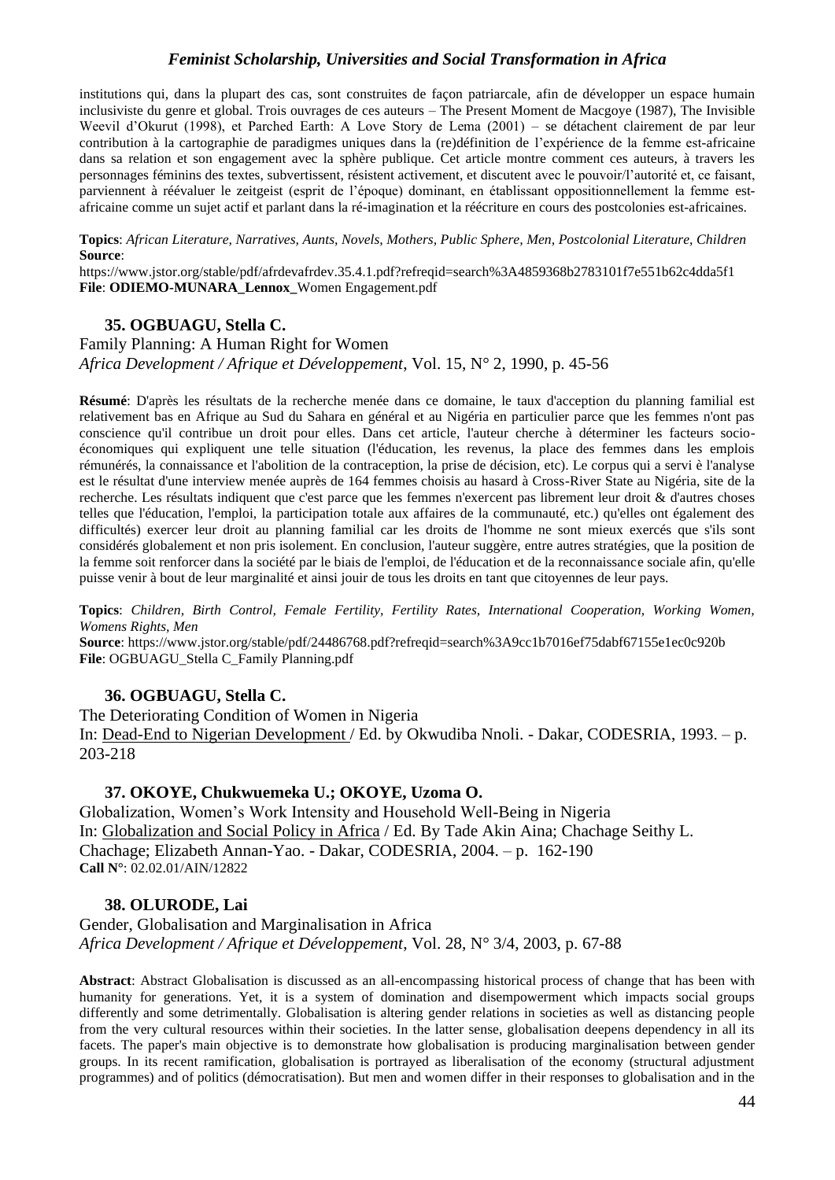institutions qui, dans la plupart des cas, sont construites de façon patriarcale, afin de développer un espace humain inclusiviste du genre et global. Trois ouvrages de ces auteurs – The Present Moment de Macgoye (1987), The Invisible Weevil d'Okurut (1998), et Parched Earth: A Love Story de Lema (2001) – se détachent clairement de par leur contribution à la cartographie de paradigmes uniques dans la (re)définition de l'expérience de la femme est-africaine dans sa relation et son engagement avec la sphère publique. Cet article montre comment ces auteurs, à travers les personnages féminins des textes, subvertissent, résistent activement, et discutent avec le pouvoir/l'autorité et, ce faisant, parviennent à réévaluer le zeitgeist (esprit de l'époque) dominant, en établissant oppositionnellement la femme est-africaine comme un sujet actif et parlant dans la ré-imagination et la réécriture en cours des postcolonies est-africaines.

**Topics**: *African Literature, Narratives, Aunts, Novels, Mothers, Public Sphere, Men, Postcolonial Literature, Children*
**Source**:
https://www.jstor.org/stable/pdf/afrdevafrdev.35.4.1.pdf?refreqid=search%3A4859368b2783101f7e551b62c4dda5f1
**File**: **ODIEMO-MUNARA_Lennox_**Women Engagement.pdf

### 35. OGBUAGU, Stella C.

Family Planning: A Human Right for Women
*Africa Development / Afrique et Développement*, Vol. 15, N° 2, 1990, p. 45-56

**Résumé**: D'après les résultats de la recherche menée dans ce domaine, le taux d'acception du planning familial est relativement bas en Afrique au Sud du Sahara en général et au Nigéria en particulier parce que les femmes n'ont pas conscience qu'il contribue un droit pour elles. Dans cet article, l'auteur cherche à déterminer les facteurs socio-économiques qui expliquent une telle situation (l'éducation, les revenus, la place des femmes dans les emplois rémunérés, la connaissance et l'abolition de la contraception, la prise de décision, etc). Le corpus qui a servi è l'analyse est le résultat d'une interview menée auprès de 164 femmes choisis au hasard à Cross-River State au Nigéria, site de la recherche. Les résultats indiquent que c'est parce que les femmes n'exercent pas librement leur droit & d'autres choses telles que l'éducation, l'emploi, la participation totale aux affaires de la communauté, etc.) qu'elles ont également des difficultés) exercer leur droit au planning familial car les droits de l'homme ne sont mieux exercés que s'ils sont considérés globalement et non pris isolement. En conclusion, l'auteur suggère, entre autres stratégies, que la position de la femme soit renforcer dans la société par le biais de l'emploi, de l'éducation et de la reconnaissance sociale afin, qu'elle puisse venir à bout de leur marginalité et ainsi jouir de tous les droits en tant que citoyennes de leur pays.

**Topics**: *Children, Birth Control, Female Fertility, Fertility Rates, International Cooperation, Working Women, Womens Rights, Men*
**Source**: https://www.jstor.org/stable/pdf/24486768.pdf?refreqid=search%3A9cc1b7016ef75dabf67155e1ec0c920b
**File**: OGBUAGU_Stella C_Family Planning.pdf

### 36. OGBUAGU, Stella C.

The Deteriorating Condition of Women in Nigeria
In: Dead-End to Nigerian Development / Ed. by Okwudiba Nnoli. - Dakar, CODESRIA, 1993. – p. 203-218

### 37. OKOYE, Chukwuemeka U.; OKOYE, Uzoma O.

Globalization, Women's Work Intensity and Household Well-Being in Nigeria
In: Globalization and Social Policy in Africa / Ed. By Tade Akin Aina; Chachage Seithy L. Chachage; Elizabeth Annan-Yao. - Dakar, CODESRIA, 2004. – p. 162-190
**Call N°**: 02.02.01/AIN/12822

### 38. OLURODE, Lai

Gender, Globalisation and Marginalisation in Africa
*Africa Development / Afrique et Développement*, Vol. 28, N° 3/4, 2003, p. 67-88

**Abstract**: Abstract Globalisation is discussed as an all-encompassing historical process of change that has been with humanity for generations. Yet, it is a system of domination and disempowerment which impacts social groups differently and some detrimentally. Globalisation is altering gender relations in societies as well as distancing people from the very cultural resources within their societies. In the latter sense, globalisation deepens dependency in all its facets. The paper's main objective is to demonstrate how globalisation is producing marginalisation between gender groups. In its recent ramification, globalisation is portrayed as liberalisation of the economy (structural adjustment programmes) and of politics (démocratisation). But men and women differ in their responses to globalisation and in the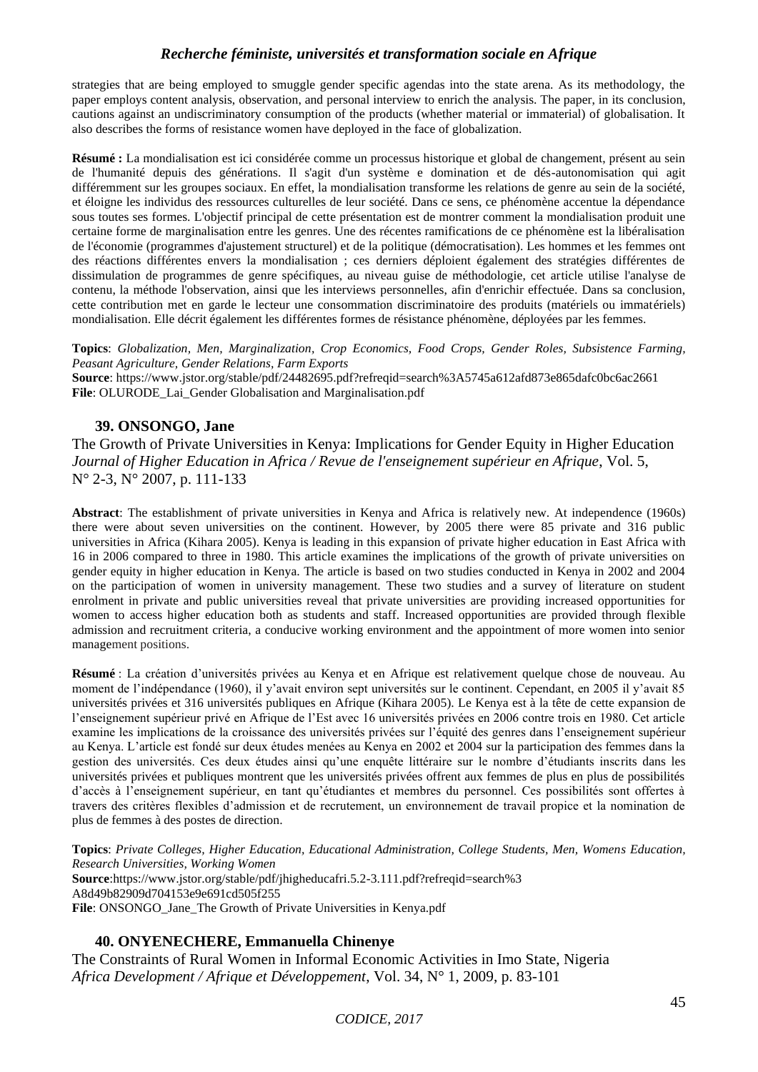strategies that are being employed to smuggle gender specific agendas into the state arena. As its methodology, the paper employs content analysis, observation, and personal interview to enrich the analysis. The paper, in its conclusion, cautions against an undiscriminatory consumption of the products (whether material or immaterial) of globalisation. It also describes the forms of resistance women have deployed in the face of globalization.

**Résumé :** La mondialisation est ici considérée comme un processus historique et global de changement, présent au sein de l'humanité depuis des générations. Il s'agit d'un système e domination et de dés-autonomisation qui agit différemment sur les groupes sociaux. En effet, la mondialisation transforme les relations de genre au sein de la société, et éloigne les individus des ressources culturelles de leur société. Dans ce sens, ce phénomène accentue la dépendance sous toutes ses formes. L'objectif principal de cette présentation est de montrer comment la mondialisation produit une certaine forme de marginalisation entre les genres. Une des récentes ramifications de ce phénomène est la libéralisation de l'économie (programmes d'ajustement structurel) et de la politique (démocratisation). Les hommes et les femmes ont des réactions différentes envers la mondialisation ; ces derniers déploient également des stratégies différentes de dissimulation de programmes de genre spécifiques, au niveau guise de méthodologie, cet article utilise l'analyse de contenu, la méthode l'observation, ainsi que les interviews personnelles, afin d'enrichir effectuée. Dans sa conclusion, cette contribution met en garde le lecteur une consommation discriminatoire des produits (matériels ou immatériels) mondialisation. Elle décrit également les différentes formes de résistance phénomène, déployées par les femmes.

**Topics**: *Globalization, Men, Marginalization, Crop Economics, Food Crops, Gender Roles, Subsistence Farming, Peasant Agriculture, Gender Relations, Farm Exports*
**Source**: https://www.jstor.org/stable/pdf/24482695.pdf?refreqid=search%3A5745a612afd873e865dafc0bc6ac2661
**File**: OLURODE_Lai_Gender Globalisation and Marginalisation.pdf

### 39. ONSONGO, Jane

The Growth of Private Universities in Kenya: Implications for Gender Equity in Higher Education
*Journal of Higher Education in Africa / Revue de l'enseignement supérieur en Afrique*, Vol. 5, N° 2-3, N° 2007, p. 111-133

**Abstract**: The establishment of private universities in Kenya and Africa is relatively new. At independence (1960s) there were about seven universities on the continent. However, by 2005 there were 85 private and 316 public universities in Africa (Kihara 2005). Kenya is leading in this expansion of private higher education in East Africa with 16 in 2006 compared to three in 1980. This article examines the implications of the growth of private universities on gender equity in higher education in Kenya. The article is based on two studies conducted in Kenya in 2002 and 2004 on the participation of women in university management. These two studies and a survey of literature on student enrolment in private and public universities reveal that private universities are providing increased opportunities for women to access higher education both as students and staff. Increased opportunities are provided through flexible admission and recruitment criteria, a conducive working environment and the appointment of more women into senior management positions.

**Résumé** : La création d'universités privées au Kenya et en Afrique est relativement quelque chose de nouveau. Au moment de l'indépendance (1960), il y'avait environ sept universités sur le continent. Cependant, en 2005 il y'avait 85 universités privées et 316 universités publiques en Afrique (Kihara 2005). Le Kenya est à la tête de cette expansion de l'enseignement supérieur privé en Afrique de l'Est avec 16 universités privées en 2006 contre trois en 1980. Cet article examine les implications de la croissance des universités privées sur l'équité des genres dans l'enseignement supérieur au Kenya. L'article est fondé sur deux études menées au Kenya en 2002 et 2004 sur la participation des femmes dans la gestion des universités. Ces deux études ainsi qu'une enquête littéraire sur le nombre d'étudiants inscrits dans les universités privées et publiques montrent que les universités privées offrent aux femmes de plus en plus de possibilités d'accès à l'enseignement supérieur, en tant qu'étudiantes et membres du personnel. Ces possibilités sont offertes à travers des critères flexibles d'admission et de recrutement, un environnement de travail propice et la nomination de plus de femmes à des postes de direction.

**Topics**: *Private Colleges, Higher Education, Educational Administration, College Students, Men, Womens Education, Research Universities, Working Women*
**Source**:https://www.jstor.org/stable/pdf/jhigheducafri.5.2-3.111.pdf?refreqid=search%3A8d49b82909d704153e9e691cd505f255
**File**: ONSONGO_Jane_The Growth of Private Universities in Kenya.pdf

### 40. ONYENECHERE, Emmanuella Chinenye

The Constraints of Rural Women in Informal Economic Activities in Imo State, Nigeria
*Africa Development / Afrique et Développement*, Vol. 34, N° 1, 2009, p. 83-101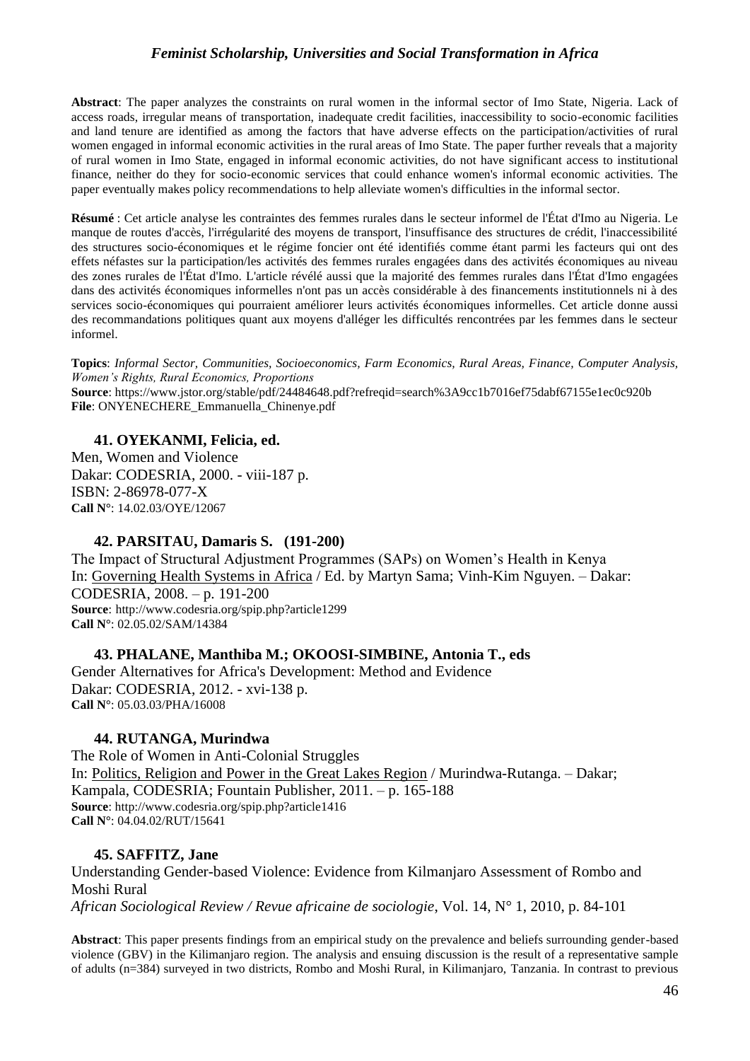**Abstract**: The paper analyzes the constraints on rural women in the informal sector of Imo State, Nigeria. Lack of access roads, irregular means of transportation, inadequate credit facilities, inaccessibility to socio-economic facilities and land tenure are identified as among the factors that have adverse effects on the participation/activities of rural women engaged in informal economic activities in the rural areas of Imo State. The paper further reveals that a majority of rural women in Imo State, engaged in informal economic activities, do not have significant access to institutional finance, neither do they for socio-economic services that could enhance women's informal economic activities. The paper eventually makes policy recommendations to help alleviate women's difficulties in the informal sector.

**Résumé** : Cet article analyse les contraintes des femmes rurales dans le secteur informel de l'État d'Imo au Nigeria. Le manque de routes d'accès, l'irrégularité des moyens de transport, l'insuffisance des structures de crédit, l'inaccessibilité des structures socio-économiques et le régime foncier ont été identifiés comme étant parmi les facteurs qui ont des effets néfastes sur la participation/les activités des femmes rurales engagées dans des activités économiques au niveau des zones rurales de l'État d'Imo. L'article révélé aussi que la majorité des femmes rurales dans l'État d'Imo engagées dans des activités économiques informelles n'ont pas un accès considérable à des financements institutionnels ni à des services socio-économiques qui pourraient améliorer leurs activités économiques informelles. Cet article donne aussi des recommandations politiques quant aux moyens d'alléger les difficultés rencontrées par les femmes dans le secteur informel.

**Topics**: *Informal Sector, Communities, Socioeconomics, Farm Economics, Rural Areas, Finance, Computer Analysis, Women's Rights, Rural Economics, Proportions*
**Source**: https://www.jstor.org/stable/pdf/24484648.pdf?refreqid=search%3A9cc1b7016ef75dabf67155e1ec0c920b
**File**: ONYENECHERE_Emmanuella_Chinenye.pdf

**41. OYEKANMI, Felicia, ed.**

Men, Women and Violence
Dakar: CODESRIA, 2000. - viii-187 p.
ISBN: 2-86978-077-X
**Call N°**: 14.02.03/OYE/12067

**42. PARSITAU, Damaris S. (191-200)**

The Impact of Structural Adjustment Programmes (SAPs) on Women's Health in Kenya
In: Governing Health Systems in Africa / Ed. by Martyn Sama; Vinh-Kim Nguyen. – Dakar: CODESRIA, 2008. – p. 191-200
**Source**: http://www.codesria.org/spip.php?article1299
**Call N°**: 02.05.02/SAM/14384

**43. PHALANE, Manthiba M.; OKOOSI-SIMBINE, Antonia T., eds**

Gender Alternatives for Africa's Development: Method and Evidence
Dakar: CODESRIA, 2012. - xvi-138 p.
**Call N°**: 05.03.03/PHA/16008

**44. RUTANGA, Murindwa**

The Role of Women in Anti-Colonial Struggles
In: Politics, Religion and Power in the Great Lakes Region / Murindwa-Rutanga. – Dakar; Kampala, CODESRIA; Fountain Publisher, 2011. – p. 165-188
**Source**: http://www.codesria.org/spip.php?article1416
**Call N°**: 04.04.02/RUT/15641

**45. SAFFITZ, Jane**

Understanding Gender-based Violence: Evidence from Kilmanjaro Assessment of Rombo and Moshi Rural
*African Sociological Review / Revue africaine de sociologie*, Vol. 14, N° 1, 2010, p. 84-101

**Abstract**: This paper presents findings from an empirical study on the prevalence and beliefs surrounding gender-based violence (GBV) in the Kilimanjaro region. The analysis and ensuing discussion is the result of a representative sample of adults (n=384) surveyed in two districts, Rombo and Moshi Rural, in Kilimanjaro, Tanzania. In contrast to previous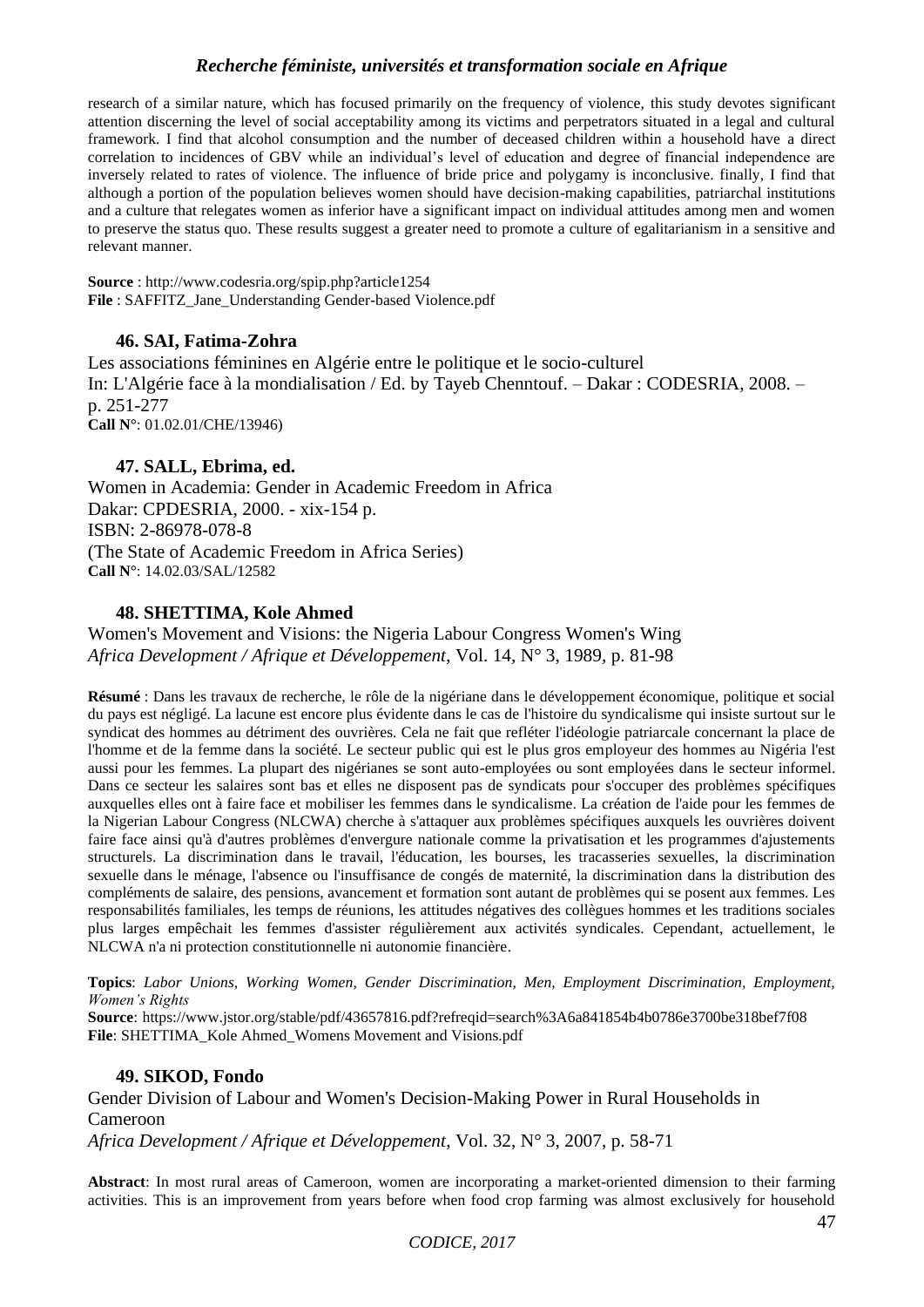research of a similar nature, which has focused primarily on the frequency of violence, this study devotes significant attention discerning the level of social acceptability among its victims and perpetrators situated in a legal and cultural framework. I find that alcohol consumption and the number of deceased children within a household have a direct correlation to incidences of GBV while an individual's level of education and degree of financial independence are inversely related to rates of violence. The influence of bride price and polygamy is inconclusive. finally, I find that although a portion of the population believes women should have decision-making capabilities, patriarchal institutions and a culture that relegates women as inferior have a significant impact on individual attitudes among men and women to preserve the status quo. These results suggest a greater need to promote a culture of egalitarianism in a sensitive and relevant manner.

**Source** : http://www.codesria.org/spip.php?article1254
**File** : SAFFITZ_Jane_Understanding Gender-based Violence.pdf

### 46. SAI, Fatima-Zohra

Les associations féminines en Algérie entre le politique et le socio-culturel
In: L'Algérie face à la mondialisation / Ed. by Tayeb Chenntouf. – Dakar : CODESRIA, 2008. – p. 251-277
**Call N°**: 01.02.01/CHE/13946)

### 47. SALL, Ebrima, ed.

Women in Academia: Gender in Academic Freedom in Africa
Dakar: CPDESRIA, 2000. - xix-154 p.
ISBN: 2-86978-078-8
(The State of Academic Freedom in Africa Series)
**Call N°**: 14.02.03/SAL/12582

### 48. SHETTIMA, Kole Ahmed

Women's Movement and Visions: the Nigeria Labour Congress Women's Wing
*Africa Development / Afrique et Développement*, Vol. 14, N° 3, 1989, p. 81-98

**Résumé** : Dans les travaux de recherche, le rôle de la nigériane dans le développement économique, politique et social du pays est négligé. La lacune est encore plus évidente dans le cas de l'histoire du syndicalisme qui insiste surtout sur le syndicat des hommes au détriment des ouvrières. Cela ne fait que refléter l'idéologie patriarcale concernant la place de l'homme et de la femme dans la société. Le secteur public qui est le plus gros employeur des hommes au Nigéria l'est aussi pour les femmes. La plupart des nigérianes se sont auto-employées ou sont employées dans le secteur informel. Dans ce secteur les salaires sont bas et elles ne disposent pas de syndicats pour s'occuper des problèmes spécifiques auxquelles elles ont à faire face et mobiliser les femmes dans le syndicalisme. La création de l'aide pour les femmes de la Nigerian Labour Congress (NLCWA) cherche à s'attaquer aux problèmes spécifiques auxquels les ouvrières doivent faire face ainsi qu'à d'autres problèmes d'envergure nationale comme la privatisation et les programmes d'ajustements structurels. La discrimination dans le travail, l'éducation, les bourses, les tracasseries sexuelles, la discrimination sexuelle dans le ménage, l'absence ou l'insuffisance de congés de maternité, la discrimination dans la distribution des compléments de salaire, des pensions, avancement et formation sont autant de problèmes qui se posent aux femmes. Les responsabilités familiales, les temps de réunions, les attitudes négatives des collègues hommes et les traditions sociales plus larges empêchait les femmes d'assister régulièrement aux activités syndicales. Cependant, actuellement, le NLCWA n'a ni protection constitutionnelle ni autonomie financière.

**Topics**: *Labor Unions, Working Women, Gender Discrimination, Men, Employment Discrimination, Employment, Women's Rights*
**Source**: https://www.jstor.org/stable/pdf/43657816.pdf?refreqid=search%3A6a841854b4b0786e3700be318bef7f08
**File**: SHETTIMA_Kole Ahmed_Womens Movement and Visions.pdf

### 49. SIKOD, Fondo

Gender Division of Labour and Women's Decision-Making Power in Rural Households in Cameroon
*Africa Development / Afrique et Développement*, Vol. 32, N° 3, 2007, p. 58-71

**Abstract**: In most rural areas of Cameroon, women are incorporating a market-oriented dimension to their farming activities. This is an improvement from years before when food crop farming was almost exclusively for household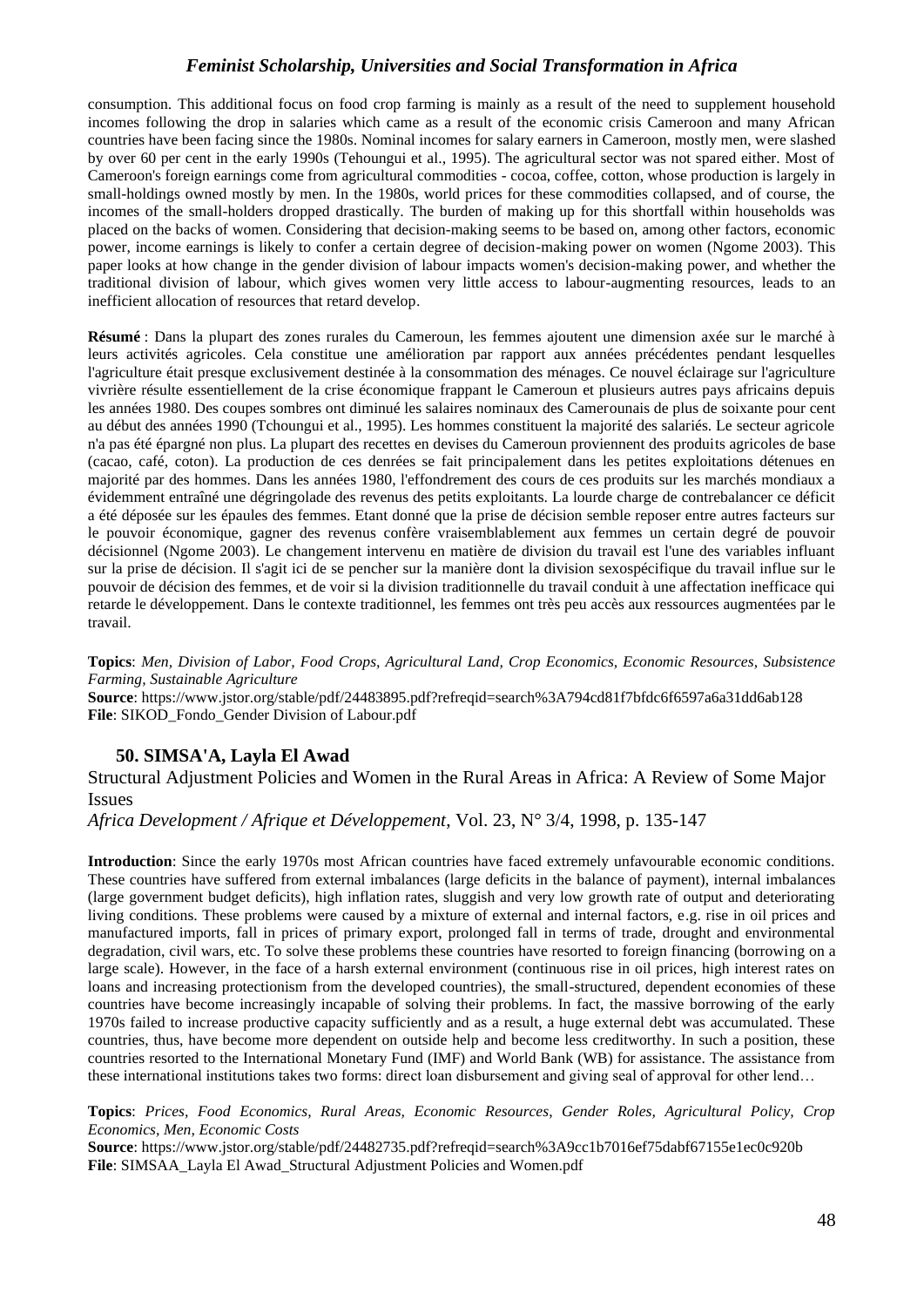consumption. This additional focus on food crop farming is mainly as a result of the need to supplement household incomes following the drop in salaries which came as a result of the economic crisis Cameroon and many African countries have been facing since the 1980s. Nominal incomes for salary earners in Cameroon, mostly men, were slashed by over 60 per cent in the early 1990s (Tehoungui et al., 1995). The agricultural sector was not spared either. Most of Cameroon's foreign earnings come from agricultural commodities - cocoa, coffee, cotton, whose production is largely in small-holdings owned mostly by men. In the 1980s, world prices for these commodities collapsed, and of course, the incomes of the small-holders dropped drastically. The burden of making up for this shortfall within households was placed on the backs of women. Considering that decision-making seems to be based on, among other factors, economic power, income earnings is likely to confer a certain degree of decision-making power on women (Ngome 2003). This paper looks at how change in the gender division of labour impacts women's decision-making power, and whether the traditional division of labour, which gives women very little access to labour-augmenting resources, leads to an inefficient allocation of resources that retard develop.

**Résumé** : Dans la plupart des zones rurales du Cameroun, les femmes ajoutent une dimension axée sur le marché à leurs activités agricoles. Cela constitue une amélioration par rapport aux années précédentes pendant lesquelles l'agriculture était presque exclusivement destinée à la consommation des ménages. Ce nouvel éclairage sur l'agriculture vivrière résulte essentiellement de la crise économique frappant le Cameroun et plusieurs autres pays africains depuis les années 1980. Des coupes sombres ont diminué les salaires nominaux des Camerounais de plus de soixante pour cent au début des années 1990 (Tchoungui et al., 1995). Les hommes constituent la majorité des salariés. Le secteur agricole n'a pas été épargné non plus. La plupart des recettes en devises du Cameroun proviennent des produits agricoles de base (cacao, café, coton). La production de ces denrées se fait principalement dans les petites exploitations détenues en majorité par des hommes. Dans les années 1980, l'effondrement des cours de ces produits sur les marchés mondiaux a évidemment entraîné une dégringolade des revenus des petits exploitants. La lourde charge de contrebalancer ce déficit a été déposée sur les épaules des femmes. Etant donné que la prise de décision semble reposer entre autres facteurs sur le pouvoir économique, gagner des revenus confère vraisemblablement aux femmes un certain degré de pouvoir décisionnel (Ngome 2003). Le changement intervenu en matière de division du travail est l'une des variables influant sur la prise de décision. Il s'agit ici de se pencher sur la manière dont la division sexospécifique du travail influe sur le pouvoir de décision des femmes, et de voir si la division traditionnelle du travail conduit à une affectation inefficace qui retarde le développement. Dans le contexte traditionnel, les femmes ont très peu accès aux ressources augmentées par le travail.

**Topics**: *Men, Division of Labor, Food Crops, Agricultural Land, Crop Economics, Economic Resources, Subsistence Farming, Sustainable Agriculture*
**Source**: https://www.jstor.org/stable/pdf/24483895.pdf?refreqid=search%3A794cd81f7bfdc6f6597a6a31dd6ab128
**File**: SIKOD_Fondo_Gender Division of Labour.pdf

### 50. SIMSA'A, Layla El Awad

Structural Adjustment Policies and Women in the Rural Areas in Africa: A Review of Some Major Issues
*Africa Development / Afrique et Développement*, Vol. 23, N° 3/4, 1998, p. 135-147

**Introduction**: Since the early 1970s most African countries have faced extremely unfavourable economic conditions. These countries have suffered from external imbalances (large deficits in the balance of payment), internal imbalances (large government budget deficits), high inflation rates, sluggish and very low growth rate of output and deteriorating living conditions. These problems were caused by a mixture of external and internal factors, e.g. rise in oil prices and manufactured imports, fall in prices of primary export, prolonged fall in terms of trade, drought and environmental degradation, civil wars, etc. To solve these problems these countries have resorted to foreign financing (borrowing on a large scale). However, in the face of a harsh external environment (continuous rise in oil prices, high interest rates on loans and increasing protectionism from the developed countries), the small-structured, dependent economies of these countries have become increasingly incapable of solving their problems. In fact, the massive borrowing of the early 1970s failed to increase productive capacity sufficiently and as a result, a huge external debt was accumulated. These countries, thus, have become more dependent on outside help and become less creditworthy. In such a position, these countries resorted to the International Monetary Fund (IMF) and World Bank (WB) for assistance. The assistance from these international institutions takes two forms: direct loan disbursement and giving seal of approval for other lend…

**Topics**: *Prices, Food Economics, Rural Areas, Economic Resources, Gender Roles, Agricultural Policy, Crop Economics, Men, Economic Costs*
**Source**: https://www.jstor.org/stable/pdf/24482735.pdf?refreqid=search%3A9cc1b7016ef75dabf67155e1ec0c920b
**File**: SIMSAA_Layla El Awad_Structural Adjustment Policies and Women.pdf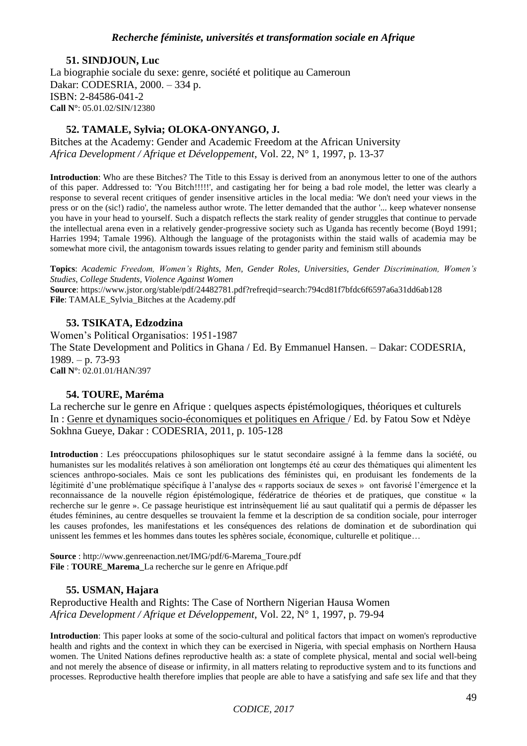### 51. SINDJOUN, Luc

La biographie sociale du sexe: genre, société et politique au Cameroun
Dakar: CODESRIA, 2000. – 334 p.
ISBN: 2-84586-041-2
**Call N°**: 05.01.02/SIN/12380

### 52. TAMALE, Sylvia; OLOKA-ONYANGO, J.

Bitches at the Academy: Gender and Academic Freedom at the African University
*Africa Development / Afrique et Développement*, Vol. 22, N° 1, 1997, p. 13-37

**Introduction**: Who are these Bitches? The Title to this Essay is derived from an anonymous letter to one of the authors of this paper. Addressed to: 'You Bitch!!!!!', and castigating her for being a bad role model, the letter was clearly a response to several recent critiques of gender insensitive articles in the local media: 'We don't need your views in the press or on the (sic!) radio', the nameless author wrote. The letter demanded that the author '... keep whatever nonsense you have in your head to yourself. Such a dispatch reflects the stark reality of gender struggles that continue to pervade the intellectual arena even in a relatively gender-progressive society such as Uganda has recently become (Boyd 1991; Harries 1994; Tamale 1996). Although the language of the protagonists within the staid walls of academia may be somewhat more civil, the antagonism towards issues relating to gender parity and feminism still abounds

**Topics**: *Academic Freedom, Women's Rights, Men, Gender Roles, Universities, Gender Discrimination, Women's Studies, College Students, Violence Against Women*
**Source**: https://www.jstor.org/stable/pdf/24482781.pdf?refreqid=search:794cd81f7bfdc6f6597a6a31dd6ab128
**File**: TAMALE_Sylvia_Bitches at the Academy.pdf

### 53. TSIKATA, Edzodzina

Women's Political Organisatios: 1951-1987
The State Development and Politics in Ghana / Ed. By Emmanuel Hansen. – Dakar: CODESRIA, 1989. – p. 73-93
**Call N°**: 02.01.01/HAN/397

### 54. TOURE, Maréma

La recherche sur le genre en Afrique : quelques aspects épistémologiques, théoriques et culturels
In : Genre et dynamiques socio-économiques et politiques en Afrique / Ed. by Fatou Sow et Ndèye Sokhna Gueye, Dakar : CODESRIA, 2011, p. 105-128

**Introduction** : Les préoccupations philosophiques sur le statut secondaire assigné à la femme dans la société, ou humanistes sur les modalités relatives à son amélioration ont longtemps été au cœur des thématiques qui alimentent les sciences anthropo-sociales. Mais ce sont les publications des féministes qui, en produisant les fondements de la légitimité d'une problématique spécifique à l'analyse des « rapports sociaux de sexes » ont favorisé l'émergence et la reconnaissance de la nouvelle région épistémologique, fédératrice de théories et de pratiques, que constitue « la recherche sur le genre ». Ce passage heuristique est intrinsèquement lié au saut qualitatif qui a permis de dépasser les études féminines, au centre desquelles se trouvaient la femme et la description de sa condition sociale, pour interroger les causes profondes, les manifestations et les conséquences des relations de domination et de subordination qui unissent les femmes et les hommes dans toutes les sphères sociale, économique, culturelle et politique…

**Source** : http://www.genreenaction.net/IMG/pdf/6-Marema_Toure.pdf
**File** : **TOURE_Marema_**La recherche sur le genre en Afrique.pdf

### 55. USMAN, Hajara

Reproductive Health and Rights: The Case of Northern Nigerian Hausa Women
*Africa Development / Afrique et Développement*, Vol. 22, N° 1, 1997, p. 79-94

**Introduction**: This paper looks at some of the socio-cultural and political factors that impact on women's reproductive health and rights and the context in which they can be exercised in Nigeria, with special emphasis on Northern Hausa women. The United Nations defines reproductive health as: a state of complete physical, mental and social well-being and not merely the absence of disease or infirmity, in all matters relating to reproductive system and to its functions and processes. Reproductive health therefore implies that people are able to have a satisfying and safe sex life and that they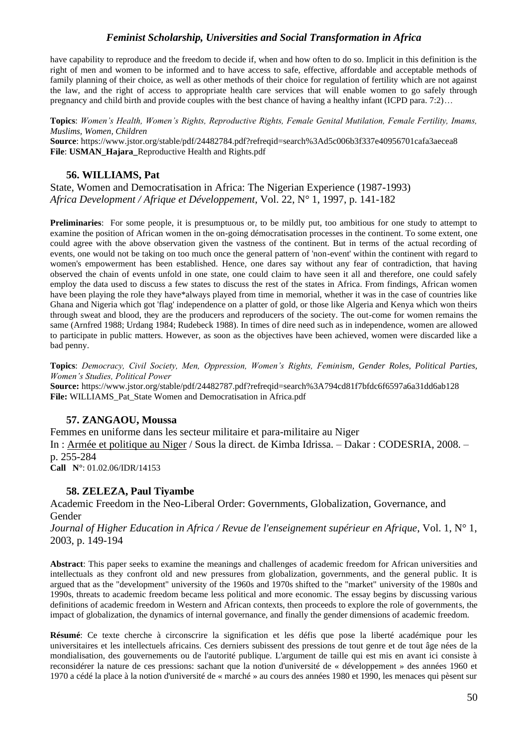have capability to reproduce and the freedom to decide if, when and how often to do so. Implicit in this definition is the right of men and women to be informed and to have access to safe, effective, affordable and acceptable methods of family planning of their choice, as well as other methods of their choice for regulation of fertility which are not against the law, and the right of access to appropriate health care services that will enable women to go safely through pregnancy and child birth and provide couples with the best chance of having a healthy infant (ICPD para. 7:2)…

**Topics**: *Women's Health, Women's Rights, Reproductive Rights, Female Genital Mutilation, Female Fertility, Imams, Muslims, Women, Children*
**Source**: https://www.jstor.org/stable/pdf/24482784.pdf?refreqid=search%3Ad5c006b3f337e40956701cafa3aecea8
**File**: **USMAN_Hajara_**Reproductive Health and Rights.pdf

### 56. WILLIAMS, Pat

State, Women and Democratisation in Africa: The Nigerian Experience (1987-1993)
*Africa Development / Afrique et Développement*, Vol. 22, N° 1, 1997, p. 141-182

**Preliminaries**: For some people, it is presumptuous or, to be mildly put, too ambitious for one study to attempt to examine the position of African women in the on-going démocratisation processes in the continent. To some extent, one could agree with the above observation given the vastness of the continent. But in terms of the actual recording of events, one would not be taking on too much once the general pattern of 'non-event' within the continent with regard to women's empowerment has been established. Hence, one dares say without any fear of contradiction, that having observed the chain of events unfold in one state, one could claim to have seen it all and therefore, one could safely employ the data used to discuss a few states to discuss the rest of the states in Africa. From findings, African women have been playing the role they have*always played from time in memorial, whether it was in the case of countries like Ghana and Nigeria which got 'flag' independence on a platter of gold, or those like Algeria and Kenya which won theirs through sweat and blood, they are the producers and reproducers of the society. The out-come for women remains the same (Arnfred 1988; Urdang 1984; Rudebeck 1988). In times of dire need such as in independence, women are allowed to participate in public matters. However, as soon as the objectives have been achieved, women were discarded like a bad penny.

**Topics**: *Democracy, Civil Society, Men, Oppression, Women's Rights, Feminism, Gender Roles, Political Parties, Women's Studies, Political Power*
**Source:** https://www.jstor.org/stable/pdf/24482787.pdf?refreqid=search%3A794cd81f7bfdc6f6597a6a31dd6ab128
**File:** WILLIAMS_Pat_State Women and Democratisation in Africa.pdf

### 57. ZANGAOU, Moussa

Femmes en uniforme dans les secteur militaire et para-militaire au Niger
In : Armée et politique au Niger / Sous la direct. de Kimba Idrissa. – Dakar : CODESRIA, 2008. – p. 255-284
**Call N°**: 01.02.06/IDR/14153

### 58. ZELEZA, Paul Tiyambe

Academic Freedom in the Neo-Liberal Order: Governments, Globalization, Governance, and Gender
*Journal of Higher Education in Africa / Revue de l'enseignement supérieur en Afrique*, Vol. 1, N° 1, 2003, p. 149-194

**Abstract**: This paper seeks to examine the meanings and challenges of academic freedom for African universities and intellectuals as they confront old and new pressures from globalization, governments, and the general public. It is argued that as the "development" university of the 1960s and 1970s shifted to the "market" university of the 1980s and 1990s, threats to academic freedom became less political and more economic. The essay begins by discussing various definitions of academic freedom in Western and African contexts, then proceeds to explore the role of governments, the impact of globalization, the dynamics of internal governance, and finally the gender dimensions of academic freedom.

**Résumé**: Ce texte cherche à circonscrire la signification et les défis que pose la liberté académique pour les universitaires et les intellectuels africains. Ces derniers subissent des pressions de tout genre et de tout âge nées de la mondialisation, des gouvernements ou de l'autorité publique. L'argument de taille qui est mis en avant ici consiste à reconsidérer la nature de ces pressions: sachant que la notion d'université de « développement » des années 1960 et 1970 a cédé la place à la notion d'université de « marché » au cours des années 1980 et 1990, les menaces qui pèsent sur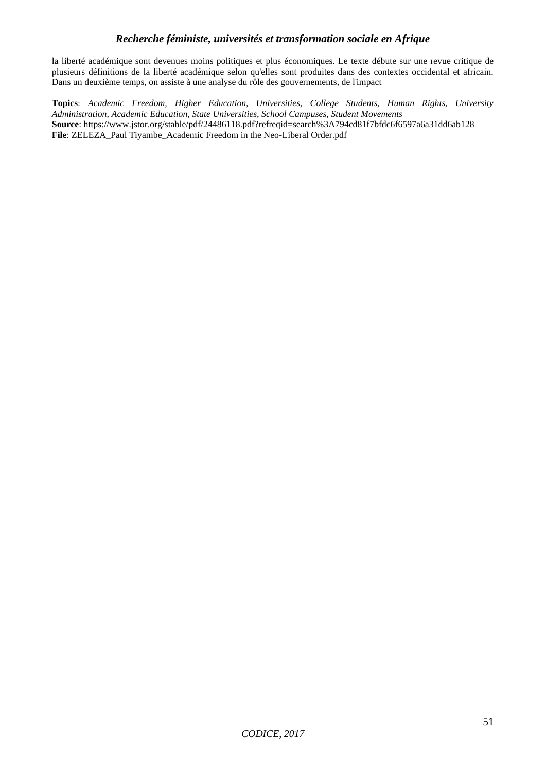la liberté académique sont devenues moins politiques et plus économiques. Le texte débute sur une revue critique de plusieurs définitions de la liberté académique selon qu'elles sont produites dans des contextes occidental et africain. Dans un deuxième temps, on assiste à une analyse du rôle des gouvernements, de l'impact

**Topics**: *Academic Freedom, Higher Education, Universities, College Students, Human Rights, University Administration, Academic Education, State Universities, School Campuses, Student Movements*
**Source**: https://www.jstor.org/stable/pdf/24486118.pdf?refreqid=search%3A794cd81f7bfdc6f6597a6a31dd6ab128
**File**: ZELEZA_Paul Tiyambe_Academic Freedom in the Neo-Liberal Order.pdf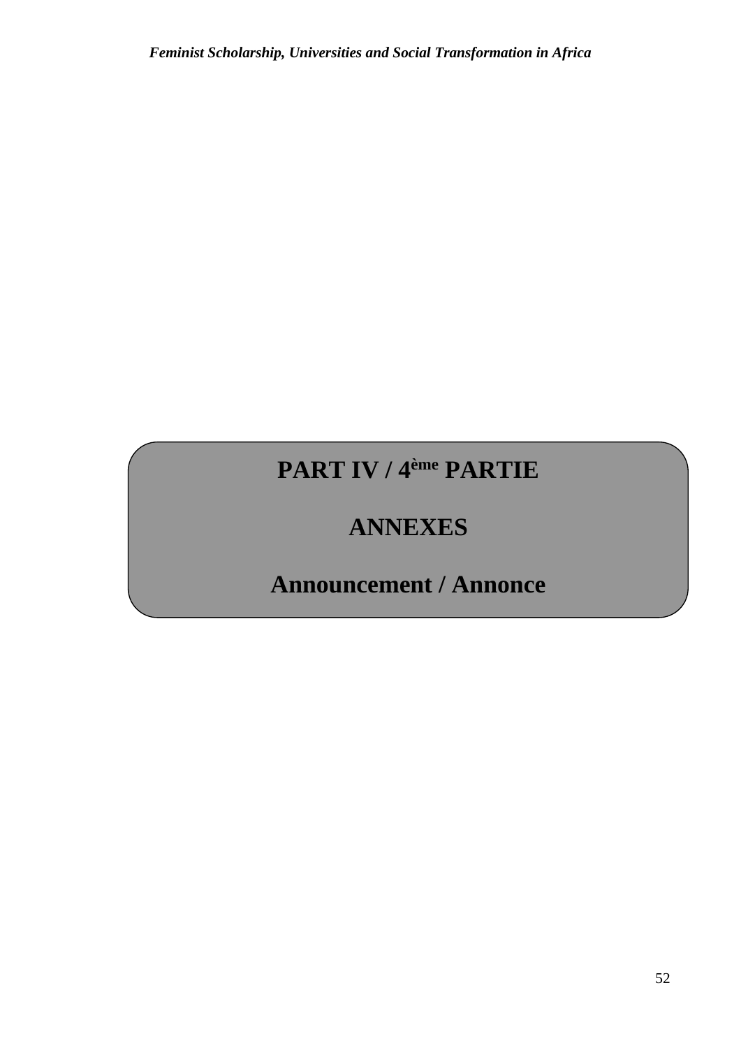# PART IV / 4ème PARTIE

# ANNEXES

# Announcement / Annonce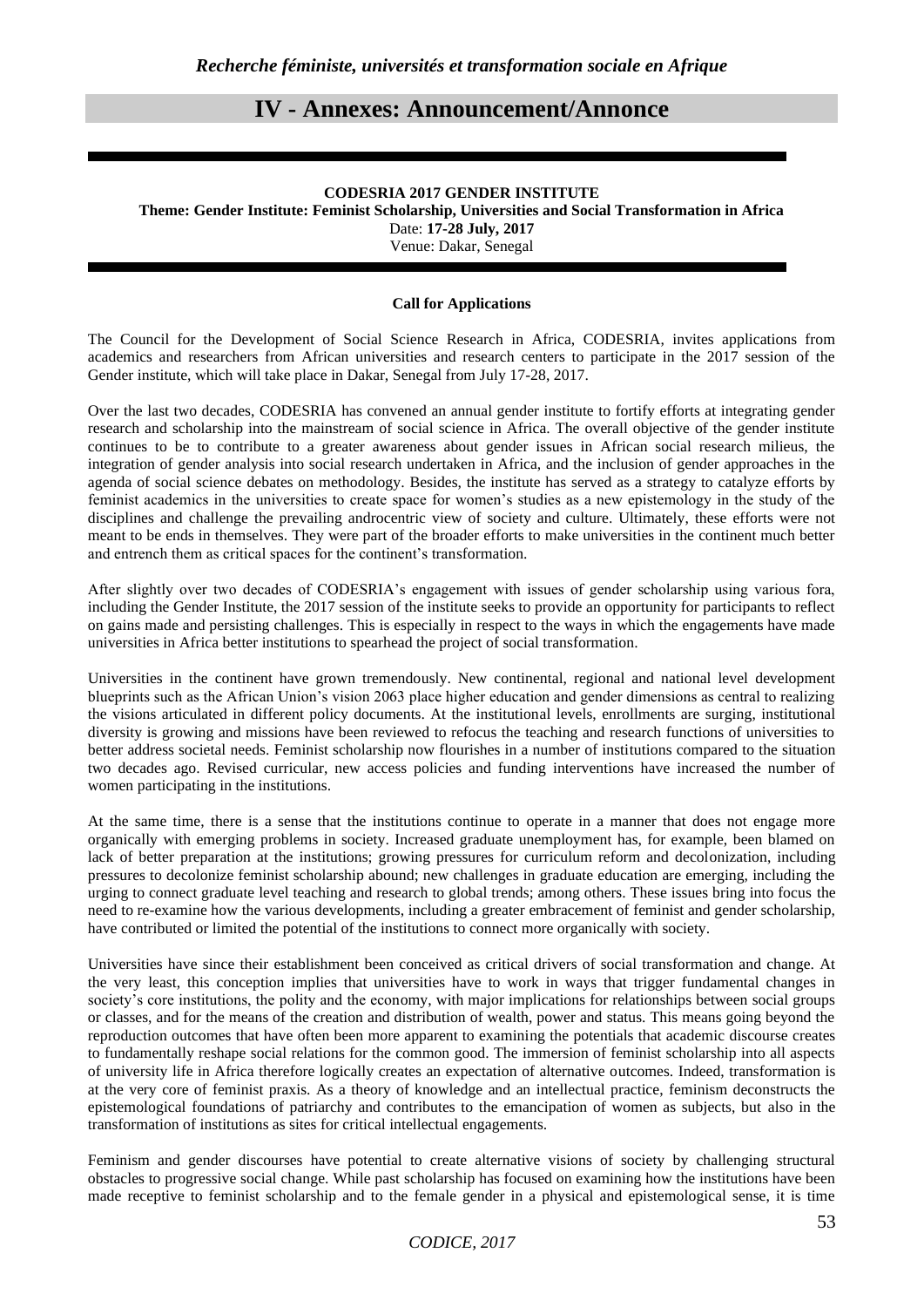# IV - Annexes: Announcement/Annonce

**CODESRIA 2017 GENDER INSTITUTE**

**Theme: Gender Institute: Feminist Scholarship, Universities and Social Transformation in Africa**

Date: **17-28 July, 2017**

Venue: Dakar, Senegal

**Call for Applications**

The Council for the Development of Social Science Research in Africa, CODESRIA, invites applications from academics and researchers from African universities and research centers to participate in the 2017 session of the Gender institute, which will take place in Dakar, Senegal from July 17-28, 2017.

Over the last two decades, CODESRIA has convened an annual gender institute to fortify efforts at integrating gender research and scholarship into the mainstream of social science in Africa. The overall objective of the gender institute continues to be to contribute to a greater awareness about gender issues in African social research milieus, the integration of gender analysis into social research undertaken in Africa, and the inclusion of gender approaches in the agenda of social science debates on methodology. Besides, the institute has served as a strategy to catalyze efforts by feminist academics in the universities to create space for women's studies as a new epistemology in the study of the disciplines and challenge the prevailing androcentric view of society and culture. Ultimately, these efforts were not meant to be ends in themselves. They were part of the broader efforts to make universities in the continent much better and entrench them as critical spaces for the continent's transformation.

After slightly over two decades of CODESRIA's engagement with issues of gender scholarship using various fora, including the Gender Institute, the 2017 session of the institute seeks to provide an opportunity for participants to reflect on gains made and persisting challenges. This is especially in respect to the ways in which the engagements have made universities in Africa better institutions to spearhead the project of social transformation.

Universities in the continent have grown tremendously. New continental, regional and national level development blueprints such as the African Union's vision 2063 place higher education and gender dimensions as central to realizing the visions articulated in different policy documents. At the institutional levels, enrollments are surging, institutional diversity is growing and missions have been reviewed to refocus the teaching and research functions of universities to better address societal needs. Feminist scholarship now flourishes in a number of institutions compared to the situation two decades ago. Revised curricular, new access policies and funding interventions have increased the number of women participating in the institutions.

At the same time, there is a sense that the institutions continue to operate in a manner that does not engage more organically with emerging problems in society. Increased graduate unemployment has, for example, been blamed on lack of better preparation at the institutions; growing pressures for curriculum reform and decolonization, including pressures to decolonize feminist scholarship abound; new challenges in graduate education are emerging, including the urging to connect graduate level teaching and research to global trends; among others. These issues bring into focus the need to re-examine how the various developments, including a greater embracement of feminist and gender scholarship, have contributed or limited the potential of the institutions to connect more organically with society.

Universities have since their establishment been conceived as critical drivers of social transformation and change. At the very least, this conception implies that universities have to work in ways that trigger fundamental changes in society's core institutions, the polity and the economy, with major implications for relationships between social groups or classes, and for the means of the creation and distribution of wealth, power and status. This means going beyond the reproduction outcomes that have often been more apparent to examining the potentials that academic discourse creates to fundamentally reshape social relations for the common good. The immersion of feminist scholarship into all aspects of university life in Africa therefore logically creates an expectation of alternative outcomes. Indeed, transformation is at the very core of feminist praxis. As a theory of knowledge and an intellectual practice, feminism deconstructs the epistemological foundations of patriarchy and contributes to the emancipation of women as subjects, but also in the transformation of institutions as sites for critical intellectual engagements.

Feminism and gender discourses have potential to create alternative visions of society by challenging structural obstacles to progressive social change. While past scholarship has focused on examining how the institutions have been made receptive to feminist scholarship and to the female gender in a physical and epistemological sense, it is time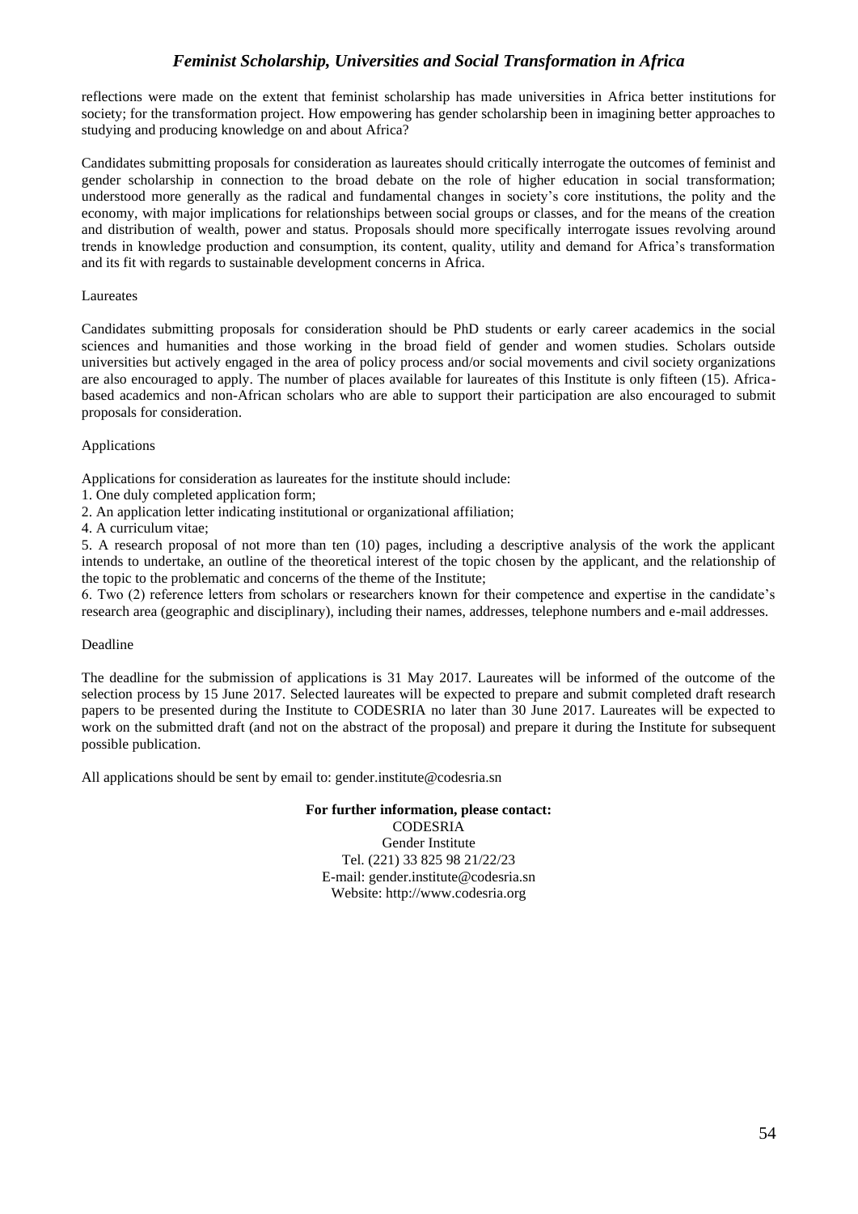reflections were made on the extent that feminist scholarship has made universities in Africa better institutions for society; for the transformation project. How empowering has gender scholarship been in imagining better approaches to studying and producing knowledge on and about Africa?

Candidates submitting proposals for consideration as laureates should critically interrogate the outcomes of feminist and gender scholarship in connection to the broad debate on the role of higher education in social transformation; understood more generally as the radical and fundamental changes in society's core institutions, the polity and the economy, with major implications for relationships between social groups or classes, and for the means of the creation and distribution of wealth, power and status. Proposals should more specifically interrogate issues revolving around trends in knowledge production and consumption, its content, quality, utility and demand for Africa's transformation and its fit with regards to sustainable development concerns in Africa.

Laureates

Candidates submitting proposals for consideration should be PhD students or early career academics in the social sciences and humanities and those working in the broad field of gender and women studies. Scholars outside universities but actively engaged in the area of policy process and/or social movements and civil society organizations are also encouraged to apply. The number of places available for laureates of this Institute is only fifteen (15). Africa-based academics and non-African scholars who are able to support their participation are also encouraged to submit proposals for consideration.

Applications

Applications for consideration as laureates for the institute should include:
1. One duly completed application form;
2. An application letter indicating institutional or organizational affiliation;
4. A curriculum vitae;
5. A research proposal of not more than ten (10) pages, including a descriptive analysis of the work the applicant intends to undertake, an outline of the theoretical interest of the topic chosen by the applicant, and the relationship of the topic to the problematic and concerns of the theme of the Institute;
6. Two (2) reference letters from scholars or researchers known for their competence and expertise in the candidate's research area (geographic and disciplinary), including their names, addresses, telephone numbers and e-mail addresses.

Deadline

The deadline for the submission of applications is 31 May 2017. Laureates will be informed of the outcome of the selection process by 15 June 2017. Selected laureates will be expected to prepare and submit completed draft research papers to be presented during the Institute to CODESRIA no later than 30 June 2017. Laureates will be expected to work on the submitted draft (and not on the abstract of the proposal) and prepare it during the Institute for subsequent possible publication.

All applications should be sent by email to: gender.institute@codesria.sn

**For further information, please contact:**
CODESRIA
Gender Institute
Tel. (221) 33 825 98 21/22/23
E-mail: gender.institute@codesria.sn
Website: http://www.codesria.org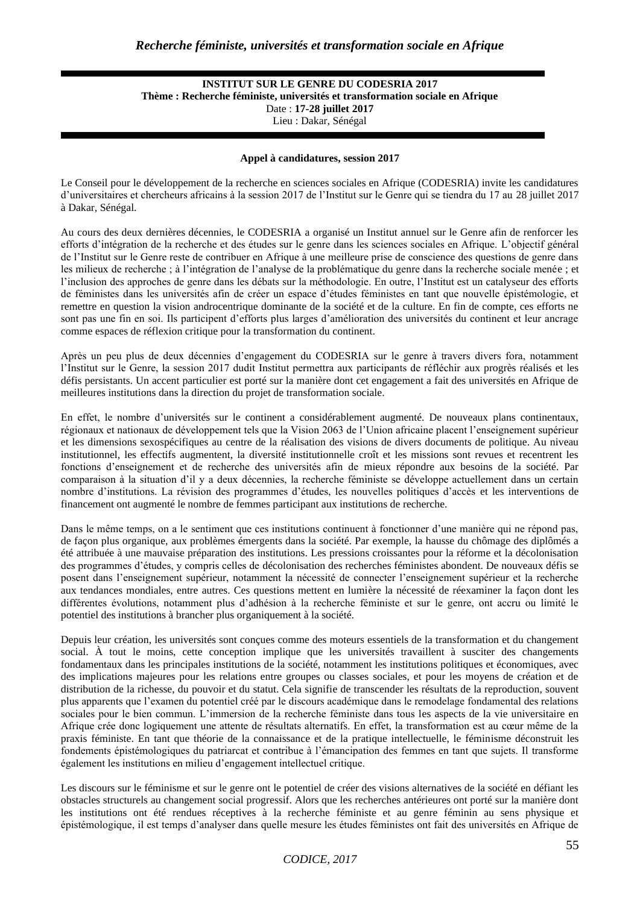**INSTITUT SUR LE GENRE DU CODESRIA 2017**
**Thème : Recherche féministe, universités et transformation sociale en Afrique**
Date : **17-28 juillet 2017**
Lieu : Dakar, Sénégal

**Appel à candidatures, session 2017**

Le Conseil pour le développement de la recherche en sciences sociales en Afrique (CODESRIA) invite les candidatures d'universitaires et chercheurs africains à la session 2017 de l'Institut sur le Genre qui se tiendra du 17 au 28 juillet 2017 à Dakar, Sénégal.

Au cours des deux dernières décennies, le CODESRIA a organisé un Institut annuel sur le Genre afin de renforcer les efforts d'intégration de la recherche et des études sur le genre dans les sciences sociales en Afrique. L'objectif général de l'Institut sur le Genre reste de contribuer en Afrique à une meilleure prise de conscience des questions de genre dans les milieux de recherche ; à l'intégration de l'analyse de la problématique du genre dans la recherche sociale menée ; et l'inclusion des approches de genre dans les débats sur la méthodologie. En outre, l'Institut est un catalyseur des efforts de féministes dans les universités afin de créer un espace d'études féministes en tant que nouvelle épistémologie, et remettre en question la vision androcentrique dominante de la société et de la culture. En fin de compte, ces efforts ne sont pas une fin en soi. Ils participent d'efforts plus larges d'amélioration des universités du continent et leur ancrage comme espaces de réflexion critique pour la transformation du continent.

Après un peu plus de deux décennies d'engagement du CODESRIA sur le genre à travers divers fora, notamment l'Institut sur le Genre, la session 2017 dudit Institut permettra aux participants de réfléchir aux progrès réalisés et les défis persistants. Un accent particulier est porté sur la manière dont cet engagement a fait des universités en Afrique de meilleures institutions dans la direction du projet de transformation sociale.

En effet, le nombre d'universités sur le continent a considérablement augmenté. De nouveaux plans continentaux, régionaux et nationaux de développement tels que la Vision 2063 de l'Union africaine placent l'enseignement supérieur et les dimensions sexospécifiques au centre de la réalisation des visions de divers documents de politique. Au niveau institutionnel, les effectifs augmentent, la diversité institutionnelle croît et les missions sont revues et recentrent les fonctions d'enseignement et de recherche des universités afin de mieux répondre aux besoins de la société. Par comparaison à la situation d'il y a deux décennies, la recherche féministe se développe actuellement dans un certain nombre d'institutions. La révision des programmes d'études, les nouvelles politiques d'accès et les interventions de financement ont augmenté le nombre de femmes participant aux institutions de recherche.

Dans le même temps, on a le sentiment que ces institutions continuent à fonctionner d'une manière qui ne répond pas, de façon plus organique, aux problèmes émergents dans la société. Par exemple, la hausse du chômage des diplômés a été attribuée à une mauvaise préparation des institutions. Les pressions croissantes pour la réforme et la décolonisation des programmes d'études, y compris celles de décolonisation des recherches féministes abondent. De nouveaux défis se posent dans l'enseignement supérieur, notamment la nécessité de connecter l'enseignement supérieur et la recherche aux tendances mondiales, entre autres. Ces questions mettent en lumière la nécessité de réexaminer la façon dont les différentes évolutions, notamment plus d'adhésion à la recherche féministe et sur le genre, ont accru ou limité le potentiel des institutions à brancher plus organiquement à la société.

Depuis leur création, les universités sont conçues comme des moteurs essentiels de la transformation et du changement social. À tout le moins, cette conception implique que les universités travaillent à susciter des changements fondamentaux dans les principales institutions de la société, notamment les institutions politiques et économiques, avec des implications majeures pour les relations entre groupes ou classes sociales, et pour les moyens de création et de distribution de la richesse, du pouvoir et du statut. Cela signifie de transcender les résultats de la reproduction, souvent plus apparents que l'examen du potentiel créé par le discours académique dans le remodelage fondamental des relations sociales pour le bien commun. L'immersion de la recherche féministe dans tous les aspects de la vie universitaire en Afrique crée donc logiquement une attente de résultats alternatifs. En effet, la transformation est au cœur même de la praxis féministe. En tant que théorie de la connaissance et de la pratique intellectuelle, le féminisme déconstruit les fondements épistémologiques du patriarcat et contribue à l'émancipation des femmes en tant que sujets. Il transforme également les institutions en milieu d'engagement intellectuel critique.

Les discours sur le féminisme et sur le genre ont le potentiel de créer des visions alternatives de la société en défiant les obstacles structurels au changement social progressif. Alors que les recherches antérieures ont porté sur la manière dont les institutions ont été rendues réceptives à la recherche féministe et au genre féminin au sens physique et épistémologique, il est temps d'analyser dans quelle mesure les études féministes ont fait des universités en Afrique de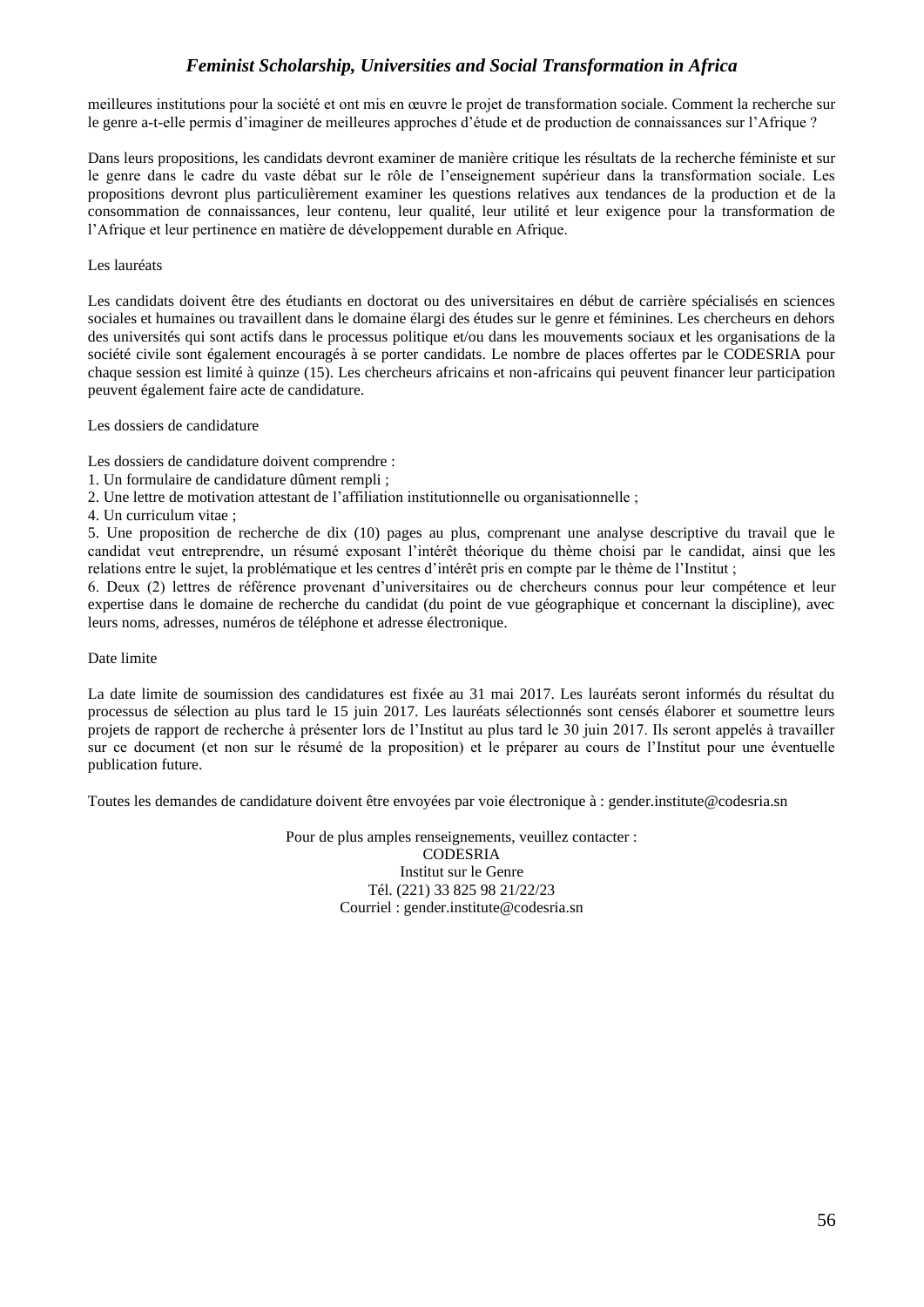meilleures institutions pour la société et ont mis en œuvre le projet de transformation sociale. Comment la recherche sur le genre a-t-elle permis d'imaginer de meilleures approches d'étude et de production de connaissances sur l'Afrique ?

Dans leurs propositions, les candidats devront examiner de manière critique les résultats de la recherche féministe et sur le genre dans le cadre du vaste débat sur le rôle de l'enseignement supérieur dans la transformation sociale. Les propositions devront plus particulièrement examiner les questions relatives aux tendances de la production et de la consommation de connaissances, leur contenu, leur qualité, leur utilité et leur exigence pour la transformation de l'Afrique et leur pertinence en matière de développement durable en Afrique.

Les lauréats

Les candidats doivent être des étudiants en doctorat ou des universitaires en début de carrière spécialisés en sciences sociales et humaines ou travaillent dans le domaine élargi des études sur le genre et féminines. Les chercheurs en dehors des universités qui sont actifs dans le processus politique et/ou dans les mouvements sociaux et les organisations de la société civile sont également encouragés à se porter candidats. Le nombre de places offertes par le CODESRIA pour chaque session est limité à quinze (15). Les chercheurs africains et non-africains qui peuvent financer leur participation peuvent également faire acte de candidature.

Les dossiers de candidature

Les dossiers de candidature doivent comprendre :

1. Un formulaire de candidature dûment rempli ;
2. Une lettre de motivation attestant de l'affiliation institutionnelle ou organisationnelle ;
4. Un curriculum vitae ;
5. Une proposition de recherche de dix (10) pages au plus, comprenant une analyse descriptive du travail que le candidat veut entreprendre, un résumé exposant l'intérêt théorique du thème choisi par le candidat, ainsi que les relations entre le sujet, la problématique et les centres d'intérêt pris en compte par le thème de l'Institut ;
6. Deux (2) lettres de référence provenant d'universitaires ou de chercheurs connus pour leur compétence et leur expertise dans le domaine de recherche du candidat (du point de vue géographique et concernant la discipline), avec leurs noms, adresses, numéros de téléphone et adresse électronique.

Date limite

La date limite de soumission des candidatures est fixée au 31 mai 2017. Les lauréats seront informés du résultat du processus de sélection au plus tard le 15 juin 2017. Les lauréats sélectionnés sont censés élaborer et soumettre leurs projets de rapport de recherche à présenter lors de l'Institut au plus tard le 30 juin 2017. Ils seront appelés à travailler sur ce document (et non sur le résumé de la proposition) et le préparer au cours de l'Institut pour une éventuelle publication future.

Toutes les demandes de candidature doivent être envoyées par voie électronique à : gender.institute@codesria.sn

Pour de plus amples renseignements, veuillez contacter :
CODESRIA
Institut sur le Genre
Tél. (221) 33 825 98 21/22/23
Courriel : gender.institute@codesria.sn